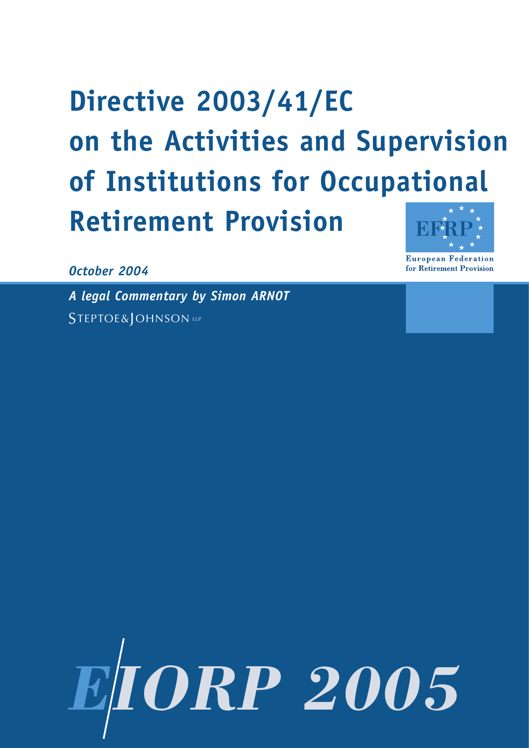# Directive 2003/41/EC on the Activities and Supervision of Institutions for Occupational Retirement Provision

EFRP

European Federation for Retirement Provision

*October 2004*

***A legal Commentary by Simon ARNOT***

STEPTOE&JOHNSON LLP

***EIORP 2005***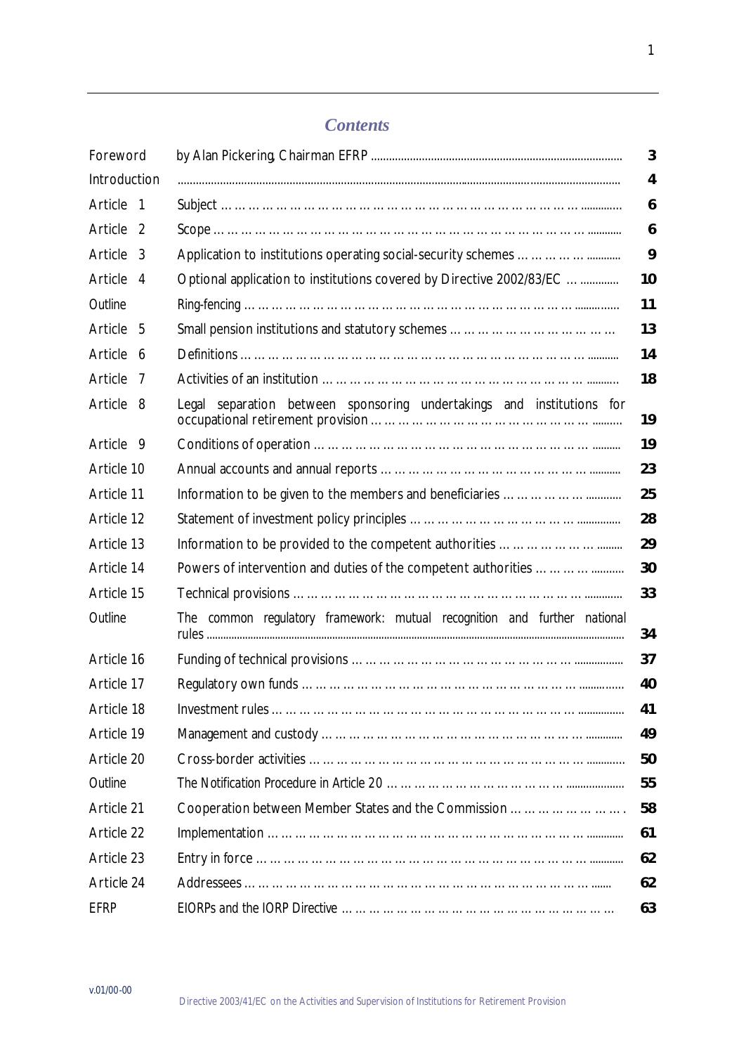## *Contents*

| | | |
|---|---|---|
| Foreword | by Alan Pickering, Chairman EFRP | 3 |
| Introduction | | 4 |
| Article 1 | Subject | 6 |
| Article 2 | Scope | 6 |
| Article 3 | Application to institutions operating social-security schemes | 9 |
| Article 4 | Optional application to institutions covered by Directive 2002/83/EC | 10 |
| Outline | Ring-fencing | 11 |
| Article 5 | Small pension institutions and statutory schemes | 13 |
| Article 6 | Definitions | 14 |
| Article 7 | Activities of an institution | 18 |
| Article 8 | Legal separation between sponsoring undertakings and institutions for occupational retirement provision | 19 |
| Article 9 | Conditions of operation | 19 |
| Article 10 | Annual accounts and annual reports | 23 |
| Article 11 | Information to be given to the members and beneficiaries | 25 |
| Article 12 | Statement of investment policy principles | 28 |
| Article 13 | Information to be provided to the competent authorities | 29 |
| Article 14 | Powers of intervention and duties of the competent authorities | 30 |
| Article 15 | Technical provisions | 33 |
| Outline | The common regulatory framework: mutual recognition and further national rules | 34 |
| Article 16 | Funding of technical provisions | 37 |
| Article 17 | Regulatory own funds | 40 |
| Article 18 | Investment rules | 41 |
| Article 19 | Management and custody | 49 |
| Article 20 | Cross-border activities | 50 |
| Outline | The Notification Procedure in Article 20 | 55 |
| Article 21 | Cooperation between Member States and the Commission | 58 |
| Article 22 | Implementation | 61 |
| Article 23 | Entry in force | 62 |
| Article 24 | Addressees | 62 |
| EFRP | EIORPs and the IORP Directive | 63 |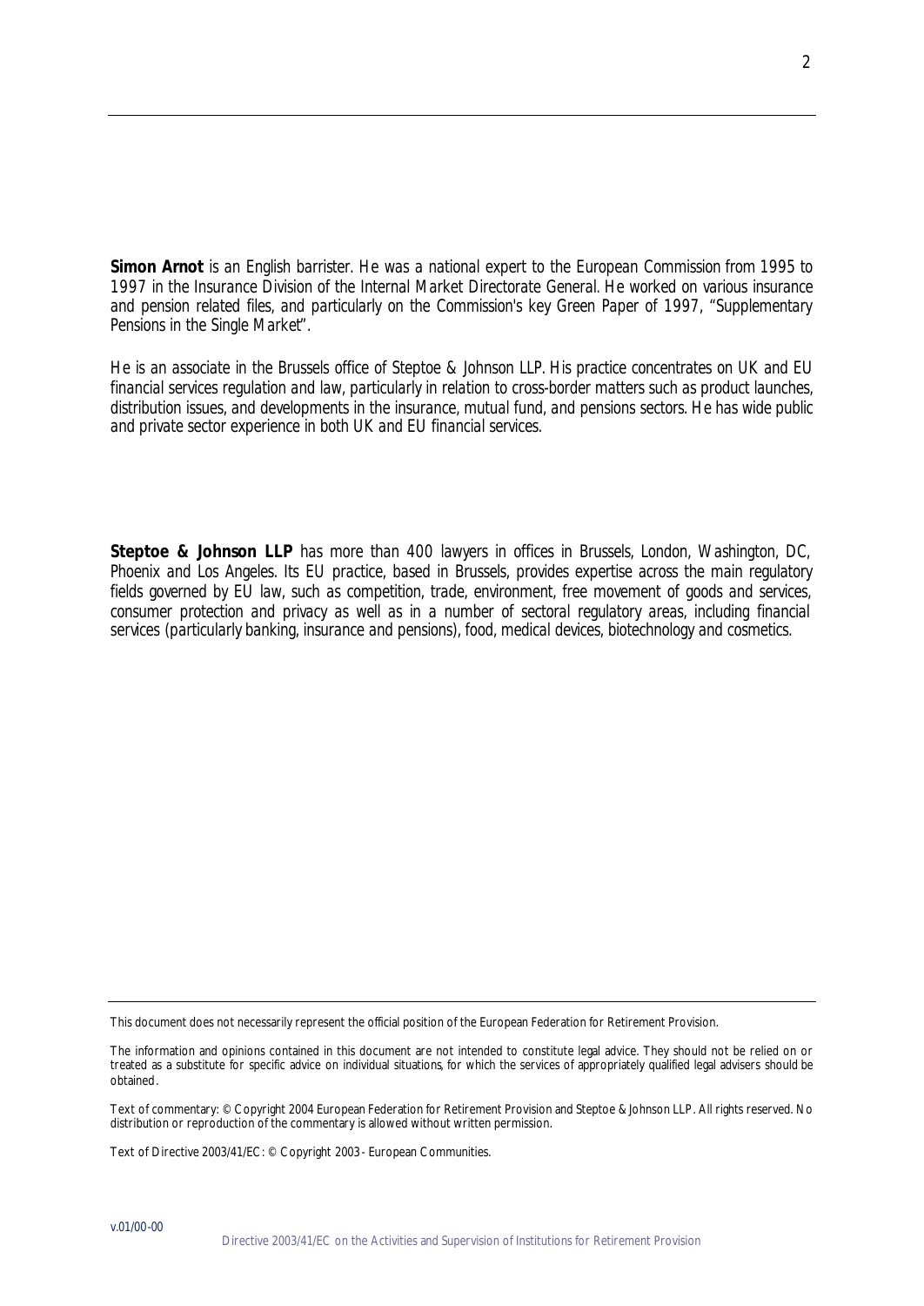**Simon Arnot** is an English barrister. He was a national expert to the European Commission from 1995 to 1997 in the Insurance Division of the Internal Market Directorate General. He worked on various insurance and pension related files, and particularly on the Commission's key Green Paper of 1997, "Supplementary Pensions in the Single Market".

He is an associate in the Brussels office of Steptoe & Johnson LLP. His practice concentrates on UK and EU financial services regulation and law, particularly in relation to cross-border matters such as product launches, distribution issues, and developments in the insurance, mutual fund, and pensions sectors. He has wide public and private sector experience in both UK and EU financial services.

**Steptoe & Johnson LLP** has more than 400 lawyers in offices in Brussels, London, Washington, DC, Phoenix and Los Angeles. Its EU practice, based in Brussels, provides expertise across the main regulatory fields governed by EU law, such as competition, trade, environment, free movement of goods and services, consumer protection and privacy as well as in a number of sectoral regulatory areas, including financial services (particularly banking, insurance and pensions), food, medical devices, biotechnology and cosmetics.

---

This document does not necessarily represent the official position of the European Federation for Retirement Provision.

The information and opinions contained in this document are not intended to constitute legal advice. They should not be relied on or treated as a substitute for specific advice on individual situations, for which the services of appropriately qualified legal advisers should be obtained.

Text of commentary: © Copyright 2004 European Federation for Retirement Provision and Steptoe & Johnson LLP. All rights reserved. No distribution or reproduction of the commentary is allowed without written permission.

Text of Directive 2003/41/EC: © Copyright 2003 - European Communities.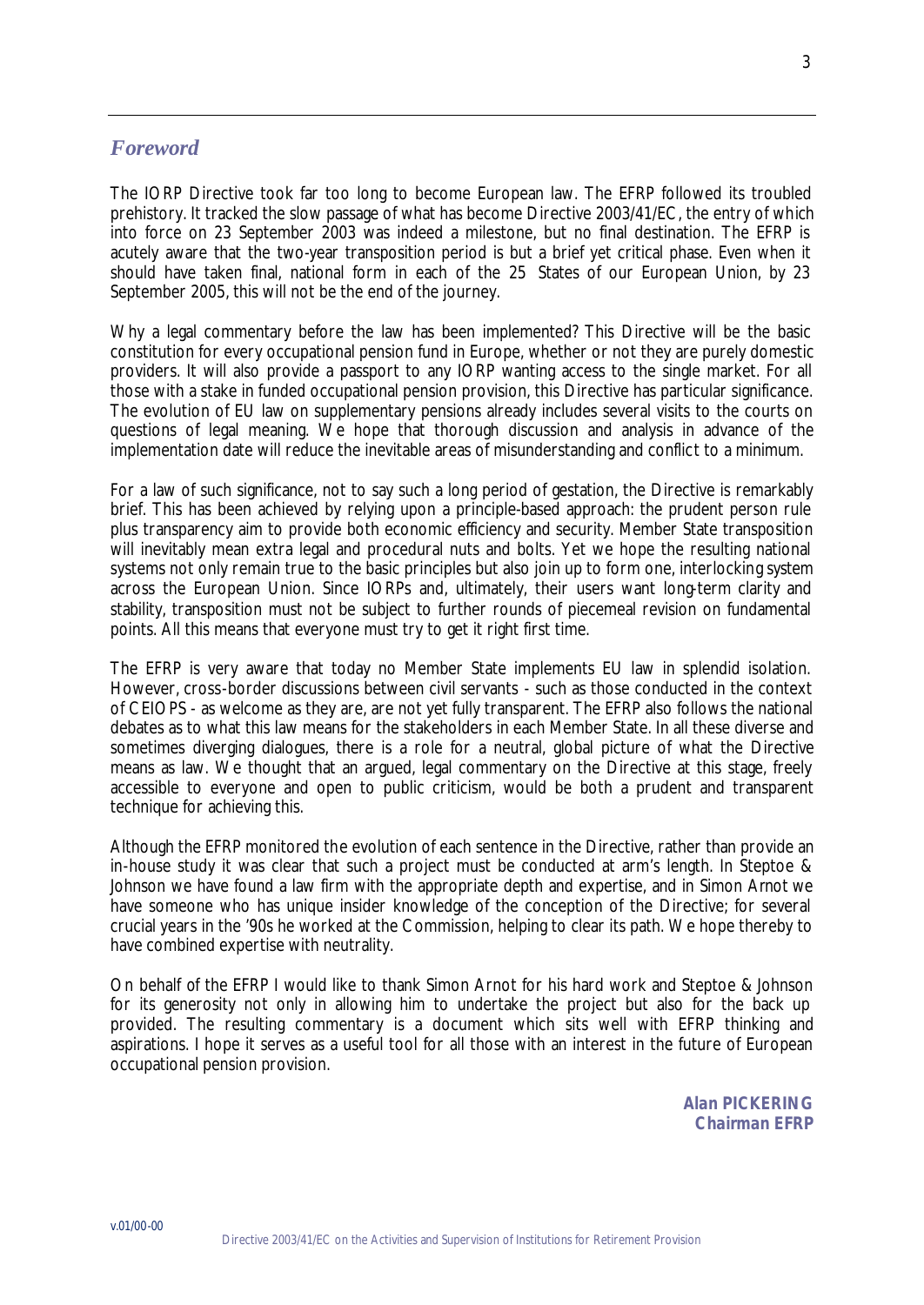## *Foreword*

The IORP Directive took far too long to become European law. The EFRP followed its troubled prehistory. It tracked the slow passage of what has become Directive 2003/41/EC, the entry of which into force on 23 September 2003 was indeed a milestone, but no final destination. The EFRP is acutely aware that the two-year transposition period is but a brief yet critical phase. Even when it should have taken final, national form in each of the 25 States of our European Union, by 23 September 2005, this will not be the end of the journey.

Why a legal commentary before the law has been implemented? This Directive will be the basic constitution for every occupational pension fund in Europe, whether or not they are purely domestic providers. It will also provide a passport to any IORP wanting access to the single market. For all those with a stake in funded occupational pension provision, this Directive has particular significance. The evolution of EU law on supplementary pensions already includes several visits to the courts on questions of legal meaning. We hope that thorough discussion and analysis in advance of the implementation date will reduce the inevitable areas of misunderstanding and conflict to a minimum.

For a law of such significance, not to say such a long period of gestation, the Directive is remarkably brief. This has been achieved by relying upon a principle-based approach: the prudent person rule plus transparency aim to provide both economic efficiency and security. Member State transposition will inevitably mean extra legal and procedural nuts and bolts. Yet we hope the resulting national systems not only remain true to the basic principles but also join up to form one, interlocking system across the European Union. Since IORPs and, ultimately, their users want long-term clarity and stability, transposition must not be subject to further rounds of piecemeal revision on fundamental points. All this means that everyone must try to get it right first time.

The EFRP is very aware that today no Member State implements EU law in splendid isolation. However, cross-border discussions between civil servants - such as those conducted in the context of CEIOPS - as welcome as they are, are not yet fully transparent. The EFRP also follows the national debates as to what this law means for the stakeholders in each Member State. In all these diverse and sometimes diverging dialogues, there is a role for a neutral, global picture of what the Directive means as law. We thought that an argued, legal commentary on the Directive at this stage, freely accessible to everyone and open to public criticism, would be both a prudent and transparent technique for achieving this.

Although the EFRP monitored the evolution of each sentence in the Directive, rather than provide an in-house study it was clear that such a project must be conducted at arm's length. In Steptoe & Johnson we have found a law firm with the appropriate depth and expertise, and in Simon Arnot we have someone who has unique insider knowledge of the conception of the Directive; for several crucial years in the '90s he worked at the Commission, helping to clear its path. We hope thereby to have combined expertise with neutrality.

On behalf of the EFRP I would like to thank Simon Arnot for his hard work and Steptoe & Johnson for its generosity not only in allowing him to undertake the project but also for the back up provided. The resulting commentary is a document which sits well with EFRP thinking and aspirations. I hope it serves as a useful tool for all those with an interest in the future of European occupational pension provision.

**Alan PICKERING**
**Chairman EFRP**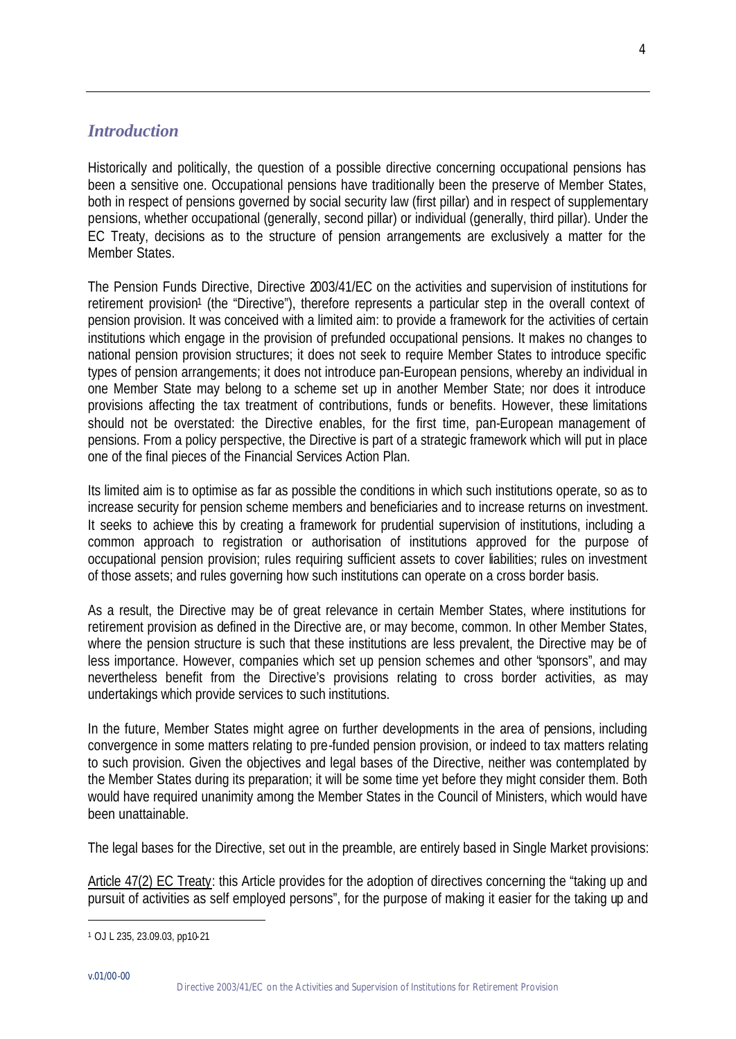## *Introduction*

Historically and politically, the question of a possible directive concerning occupational pensions has been a sensitive one. Occupational pensions have traditionally been the preserve of Member States, both in respect of pensions governed by social security law (first pillar) and in respect of supplementary pensions, whether occupational (generally, second pillar) or individual (generally, third pillar). Under the EC Treaty, decisions as to the structure of pension arrangements are exclusively a matter for the Member States.

The Pension Funds Directive, Directive 2003/41/EC on the activities and supervision of institutions for retirement provision[1] (the "Directive"), therefore represents a particular step in the overall context of pension provision. It was conceived with a limited aim: to provide a framework for the activities of certain institutions which engage in the provision of prefunded occupational pensions. It makes no changes to national pension provision structures; it does not seek to require Member States to introduce specific types of pension arrangements; it does not introduce pan-European pensions, whereby an individual in one Member State may belong to a scheme set up in another Member State; nor does it introduce provisions affecting the tax treatment of contributions, funds or benefits. However, these limitations should not be overstated: the Directive enables, for the first time, pan-European management of pensions. From a policy perspective, the Directive is part of a strategic framework which will put in place one of the final pieces of the Financial Services Action Plan.

Its limited aim is to optimise as far as possible the conditions in which such institutions operate, so as to increase security for pension scheme members and beneficiaries and to increase returns on investment. It seeks to achieve this by creating a framework for prudential supervision of institutions, including a common approach to registration or authorisation of institutions approved for the purpose of occupational pension provision; rules requiring sufficient assets to cover liabilities; rules on investment of those assets; and rules governing how such institutions can operate on a cross border basis.

As a result, the Directive may be of great relevance in certain Member States, where institutions for retirement provision as defined in the Directive are, or may become, common. In other Member States, where the pension structure is such that these institutions are less prevalent, the Directive may be of less importance. However, companies which set up pension schemes and other "sponsors", and may nevertheless benefit from the Directive's provisions relating to cross border activities, as may undertakings which provide services to such institutions.

In the future, Member States might agree on further developments in the area of pensions, including convergence in some matters relating to pre-funded pension provision, or indeed to tax matters relating to such provision. Given the objectives and legal bases of the Directive, neither was contemplated by the Member States during its preparation; it will be some time yet before they might consider them. Both would have required unanimity among the Member States in the Council of Ministers, which would have been unattainable.

The legal bases for the Directive, set out in the preamble, are entirely based in Single Market provisions:

Article 47(2) EC Treaty: this Article provides for the adoption of directives concerning the "taking up and pursuit of activities as self employed persons", for the purpose of making it easier for the taking up and

[1] OJ L 235, 23.09.03, pp10-21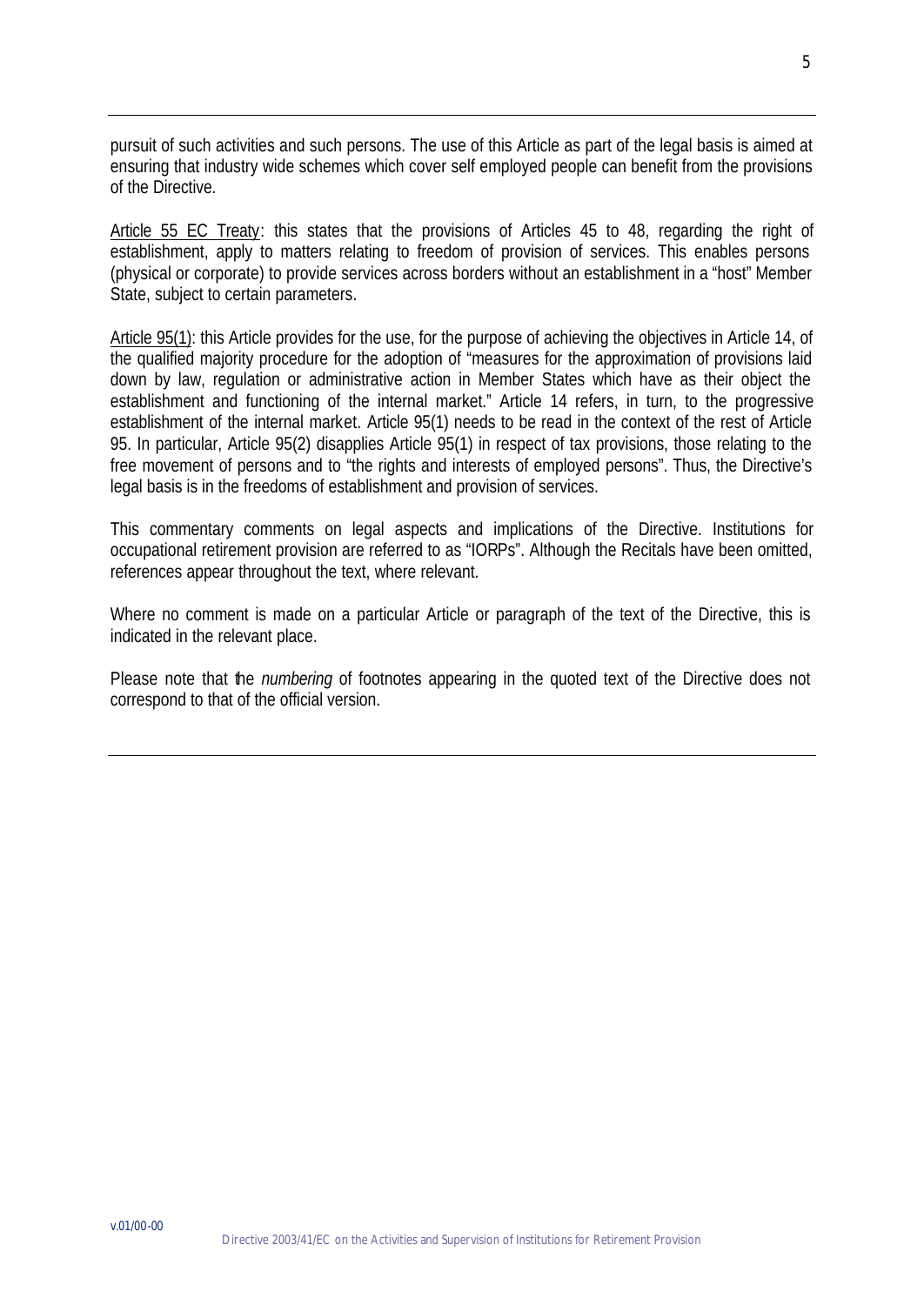pursuit of such activities and such persons. The use of this Article as part of the legal basis is aimed at ensuring that industry wide schemes which cover self employed people can benefit from the provisions of the Directive.

<u>Article 55 EC Treaty</u>: this states that the provisions of Articles 45 to 48, regarding the right of establishment, apply to matters relating to freedom of provision of services. This enables persons (physical or corporate) to provide services across borders without an establishment in a "host" Member State, subject to certain parameters.

<u>Article 95(1)</u>: this Article provides for the use, for the purpose of achieving the objectives in Article 14, of the qualified majority procedure for the adoption of "measures for the approximation of provisions laid down by law, regulation or administrative action in Member States which have as their object the establishment and functioning of the internal market." Article 14 refers, in turn, to the progressive establishment of the internal market. Article 95(1) needs to be read in the context of the rest of Article 95. In particular, Article 95(2) disapplies Article 95(1) in respect of tax provisions, those relating to the free movement of persons and to "the rights and interests of employed persons". Thus, the Directive's legal basis is in the freedoms of establishment and provision of services.

This commentary comments on legal aspects and implications of the Directive. Institutions for occupational retirement provision are referred to as "IORPs". Although the Recitals have been omitted, references appear throughout the text, where relevant.

Where no comment is made on a particular Article or paragraph of the text of the Directive, this is indicated in the relevant place.

Please note that the *numbering* of footnotes appearing in the quoted text of the Directive does not correspond to that of the official version.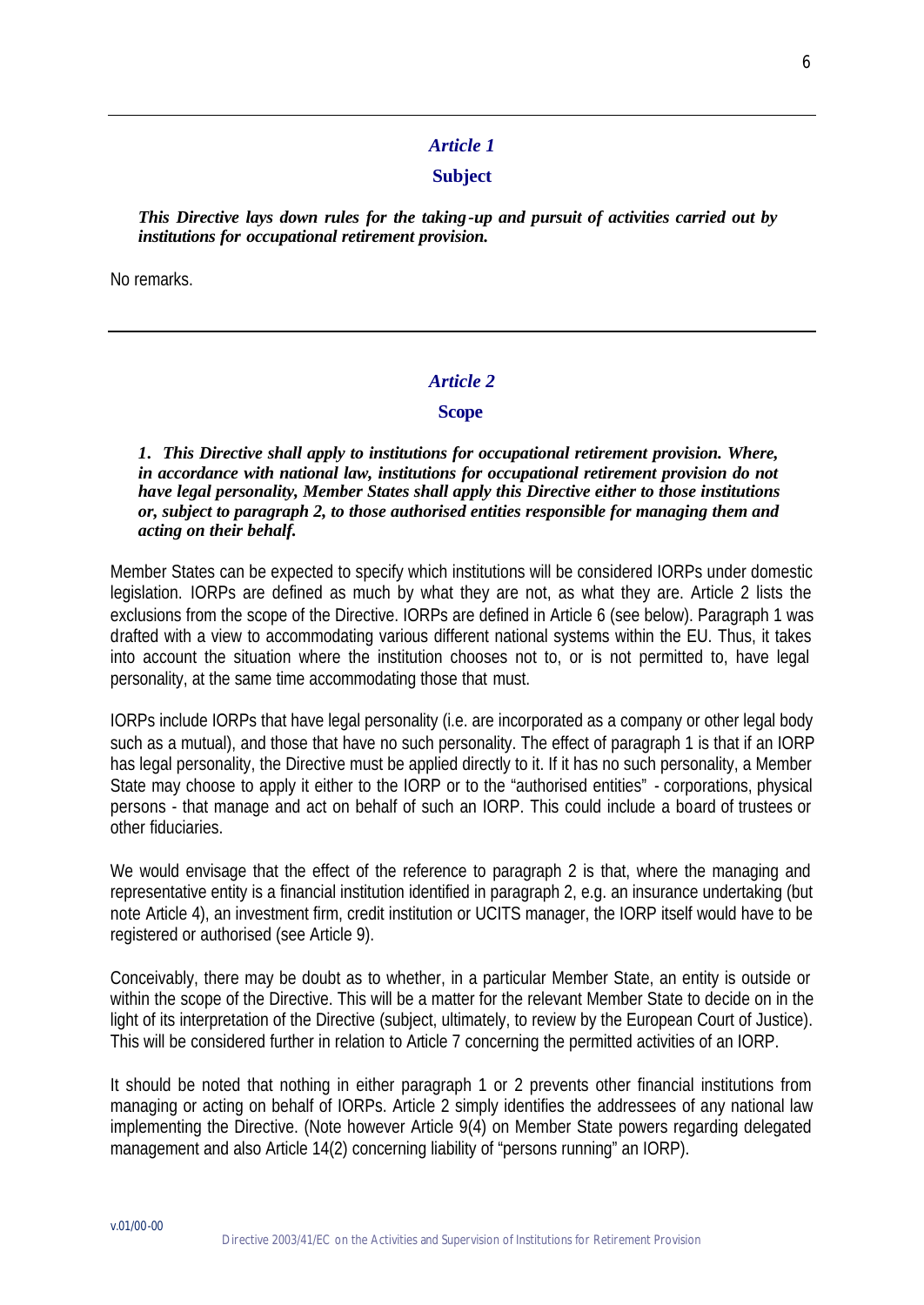---

## *Article 1*

### Subject

***This Directive lays down rules for the taking-up and pursuit of activities carried out by institutions for occupational retirement provision.***

No remarks.

---

## *Article 2*

### Scope

***1. This Directive shall apply to institutions for occupational retirement provision. Where, in accordance with national law, institutions for occupational retirement provision do not have legal personality, Member States shall apply this Directive either to those institutions or, subject to paragraph 2, to those authorised entities responsible for managing them and acting on their behalf.***

Member States can be expected to specify which institutions will be considered IORPs under domestic legislation. IORPs are defined as much by what they are not, as what they are. Article 2 lists the exclusions from the scope of the Directive. IORPs are defined in Article 6 (see below). Paragraph 1 was drafted with a view to accommodating various different national systems within the EU. Thus, it takes into account the situation where the institution chooses not to, or is not permitted to, have legal personality, at the same time accommodating those that must.

IORPs include IORPs that have legal personality (i.e. are incorporated as a company or other legal body such as a mutual), and those that have no such personality. The effect of paragraph 1 is that if an IORP has legal personality, the Directive must be applied directly to it. If it has no such personality, a Member State may choose to apply it either to the IORP or to the "authorised entities" - corporations, physical persons - that manage and act on behalf of such an IORP. This could include a board of trustees or other fiduciaries.

We would envisage that the effect of the reference to paragraph 2 is that, where the managing and representative entity is a financial institution identified in paragraph 2, e.g. an insurance undertaking (but note Article 4), an investment firm, credit institution or UCITS manager, the IORP itself would have to be registered or authorised (see Article 9).

Conceivably, there may be doubt as to whether, in a particular Member State, an entity is outside or within the scope of the Directive. This will be a matter for the relevant Member State to decide on in the light of its interpretation of the Directive (subject, ultimately, to review by the European Court of Justice). This will be considered further in relation to Article 7 concerning the permitted activities of an IORP.

It should be noted that nothing in either paragraph 1 or 2 prevents other financial institutions from managing or acting on behalf of IORPs. Article 2 simply identifies the addressees of any national law implementing the Directive. (Note however Article 9(4) on Member State powers regarding delegated management and also Article 14(2) concerning liability of "persons running" an IORP).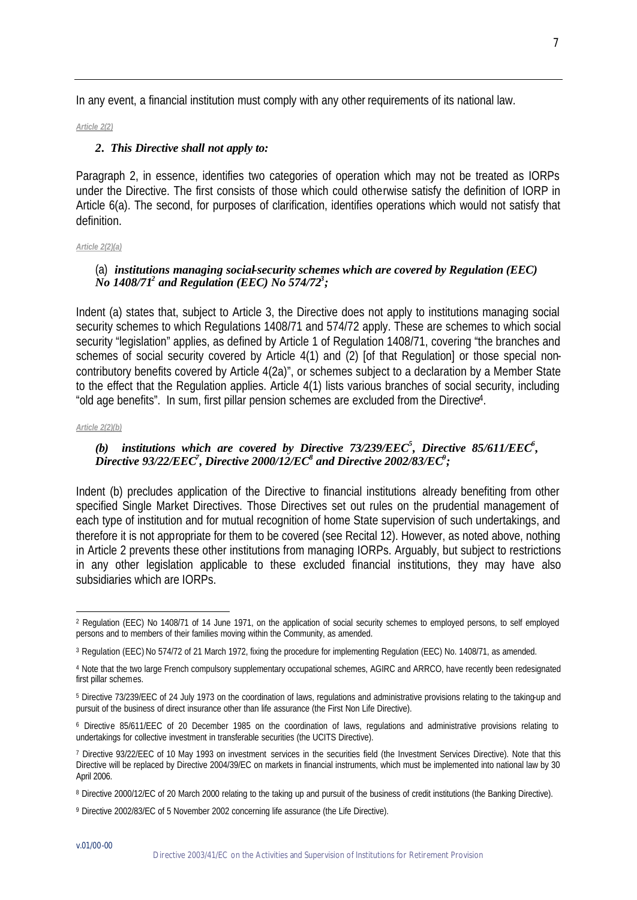In any event, a financial institution must comply with any other requirements of its national law.

*Article 2(2)*

***2. This Directive shall not apply to:***

Paragraph 2, in essence, identifies two categories of operation which may not be treated as IORPs under the Directive. The first consists of those which could otherwise satisfy the definition of IORP in Article 6(a). The second, for purposes of clarification, identifies operations which would not satisfy that definition.

*Article 2(2)(a)*

(a) ***institutions managing social-security schemes which are covered by Regulation (EEC) No 1408/71[2] and Regulation (EEC) No 574/72[3];***

Indent (a) states that, subject to Article 3, the Directive does not apply to institutions managing social security schemes to which Regulations 1408/71 and 574/72 apply. These are schemes to which social security "legislation" applies, as defined by Article 1 of Regulation 1408/71, covering "the branches and schemes of social security covered by Article 4(1) and (2) [of that Regulation] or those special non-contributory benefits covered by Article 4(2a)", or schemes subject to a declaration by a Member State to the effect that the Regulation applies. Article 4(1) lists various branches of social security, including "old age benefits". In sum, first pillar pension schemes are excluded from the Directive[4].

*Article 2(2)(b)*

***(b) institutions which are covered by Directive 73/239/EEC[5], Directive 85/611/EEC[6], Directive 93/22/EEC[7], Directive 2000/12/EC[8] and Directive 2002/83/EC[9];***

Indent (b) precludes application of the Directive to financial institutions already benefiting from other specified Single Market Directives. Those Directives set out rules on the prudential management of each type of institution and for mutual recognition of home State supervision of such undertakings, and therefore it is not appropriate for them to be covered (see Recital 12). However, as noted above, nothing in Article 2 prevents these other institutions from managing IORPs. Arguably, but subject to restrictions in any other legislation applicable to these excluded financial institutions, they may have also subsidiaries which are IORPs.

---

[2] Regulation (EEC) No 1408/71 of 14 June 1971, on the application of social security schemes to employed persons, to self employed persons and to members of their families moving within the Community, as amended.

[3] Regulation (EEC) No 574/72 of 21 March 1972, fixing the procedure for implementing Regulation (EEC) No. 1408/71, as amended.

[4] Note that the two large French compulsory supplementary occupational schemes, AGIRC and ARRCO, have recently been redesignated first pillar schemes.

[5] Directive 73/239/EEC of 24 July 1973 on the coordination of laws, regulations and administrative provisions relating to the taking-up and pursuit of the business of direct insurance other than life assurance (the First Non Life Directive).

[6] Directive 85/611/EEC of 20 December 1985 on the coordination of laws, regulations and administrative provisions relating to undertakings for collective investment in transferable securities (the UCITS Directive).

[7] Directive 93/22/EEC of 10 May 1993 on investment services in the securities field (the Investment Services Directive). Note that this Directive will be replaced by Directive 2004/39/EC on markets in financial instruments, which must be implemented into national law by 30 April 2006.

[8] Directive 2000/12/EC of 20 March 2000 relating to the taking up and pursuit of the business of credit institutions (the Banking Directive).

[9] Directive 2002/83/EC of 5 November 2002 concerning life assurance (the Life Directive).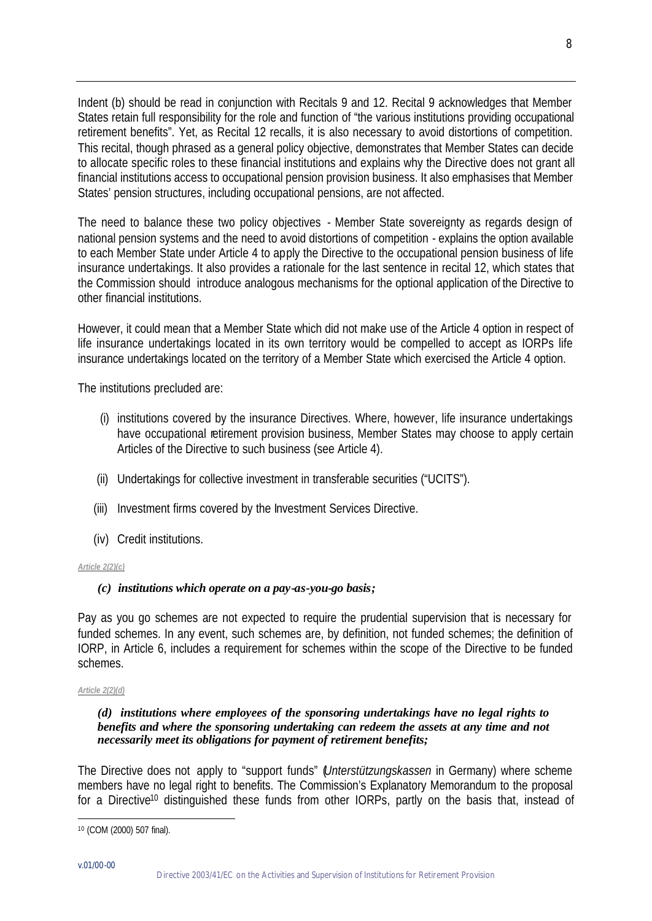Indent (b) should be read in conjunction with Recitals 9 and 12. Recital 9 acknowledges that Member States retain full responsibility for the role and function of "the various institutions providing occupational retirement benefits". Yet, as Recital 12 recalls, it is also necessary to avoid distortions of competition. This recital, though phrased as a general policy objective, demonstrates that Member States can decide to allocate specific roles to these financial institutions and explains why the Directive does not grant all financial institutions access to occupational pension provision business. It also emphasises that Member States' pension structures, including occupational pensions, are not affected.

The need to balance these two policy objectives - Member State sovereignty as regards design of national pension systems and the need to avoid distortions of competition - explains the option available to each Member State under Article 4 to apply the Directive to the occupational pension business of life insurance undertakings. It also provides a rationale for the last sentence in recital 12, which states that the Commission should introduce analogous mechanisms for the optional application of the Directive to other financial institutions.

However, it could mean that a Member State which did not make use of the Article 4 option in respect of life insurance undertakings located in its own territory would be compelled to accept as IORPs life insurance undertakings located on the territory of a Member State which exercised the Article 4 option.

The institutions precluded are:

(i) institutions covered by the insurance Directives. Where, however, life insurance undertakings have occupational retirement provision business, Member States may choose to apply certain Articles of the Directive to such business (see Article 4).

(ii) Undertakings for collective investment in transferable securities ("UCITS").

(iii) Investment firms covered by the Investment Services Directive.

(iv) Credit institutions.

*Article 2(2)(c)*

***(c) institutions which operate on a pay-as-you-go basis;***

Pay as you go schemes are not expected to require the prudential supervision that is necessary for funded schemes. In any event, such schemes are, by definition, not funded schemes; the definition of IORP, in Article 6, includes a requirement for schemes within the scope of the Directive to be funded schemes.

*Article 2(2)(d)*

***(d) institutions where employees of the sponsoring undertakings have no legal rights to benefits and where the sponsoring undertaking can redeem the assets at any time and not necessarily meet its obligations for payment of retirement benefits;***

The Directive does not apply to "support funds" (*Unterstützungskassen* in Germany) where scheme members have no legal right to benefits. The Commission's Explanatory Memorandum to the proposal for a Directive[10] distinguished these funds from other IORPs, partly on the basis that, instead of

[10] (COM (2000) 507 final).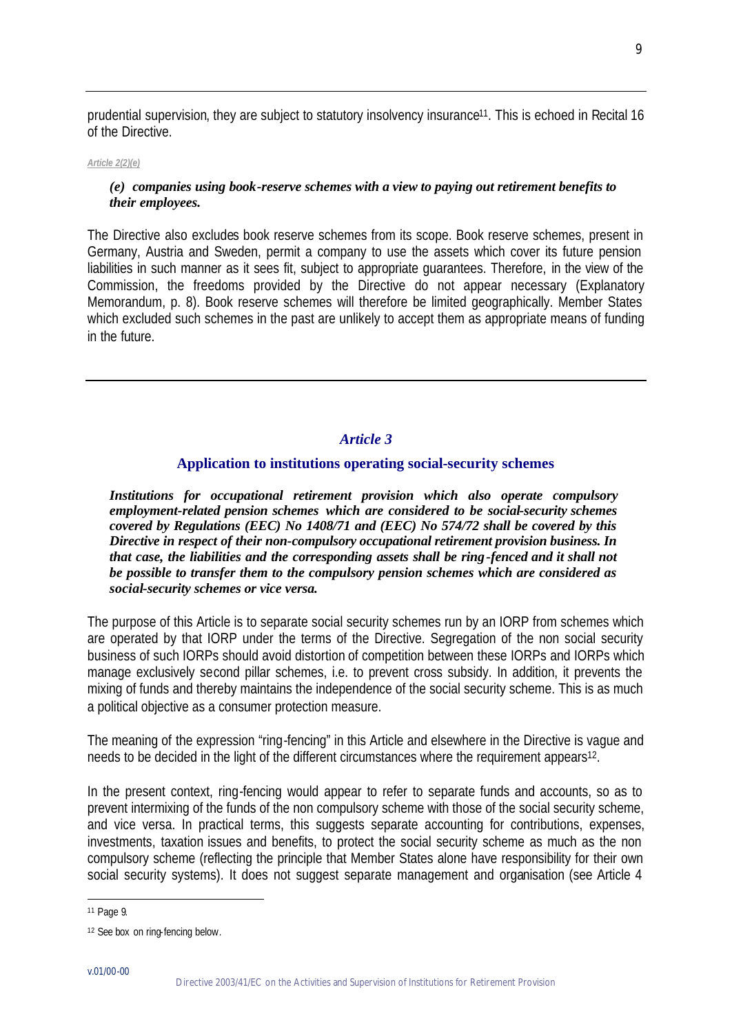prudential supervision, they are subject to statutory insolvency insurance[11]. This is echoed in Recital 16 of the Directive.

*Article 2(2)(e)*

***(e) companies using book-reserve schemes with a view to paying out retirement benefits to their employees.***

The Directive also excludes book reserve schemes from its scope. Book reserve schemes, present in Germany, Austria and Sweden, permit a company to use the assets which cover its future pension liabilities in such manner as it sees fit, subject to appropriate guarantees. Therefore, in the view of the Commission, the freedoms provided by the Directive do not appear necessary (Explanatory Memorandum, p. 8). Book reserve schemes will therefore be limited geographically. Member States which excluded such schemes in the past are unlikely to accept them as appropriate means of funding in the future.

## *Article 3*

### Application to institutions operating social-security schemes

***Institutions for occupational retirement provision which also operate compulsory employment-related pension schemes which are considered to be social-security schemes covered by Regulations (EEC) No 1408/71 and (EEC) No 574/72 shall be covered by this Directive in respect of their non-compulsory occupational retirement provision business. In that case, the liabilities and the corresponding assets shall be ring-fenced and it shall not be possible to transfer them to the compulsory pension schemes which are considered as social-security schemes or vice versa.***

The purpose of this Article is to separate social security schemes run by an IORP from schemes which are operated by that IORP under the terms of the Directive. Segregation of the non social security business of such IORPs should avoid distortion of competition between these IORPs and IORPs which manage exclusively second pillar schemes, i.e. to prevent cross subsidy. In addition, it prevents the mixing of funds and thereby maintains the independence of the social security scheme. This is as much a political objective as a consumer protection measure.

The meaning of the expression "ring-fencing" in this Article and elsewhere in the Directive is vague and needs to be decided in the light of the different circumstances where the requirement appears[12].

In the present context, ring-fencing would appear to refer to separate funds and accounts, so as to prevent intermixing of the funds of the non compulsory scheme with those of the social security scheme, and vice versa. In practical terms, this suggests separate accounting for contributions, expenses, investments, taxation issues and benefits, to protect the social security scheme as much as the non compulsory scheme (reflecting the principle that Member States alone have responsibility for their own social security systems). It does not suggest separate management and organisation (see Article 4

[11] Page 9.

[12] See box on ring-fencing below.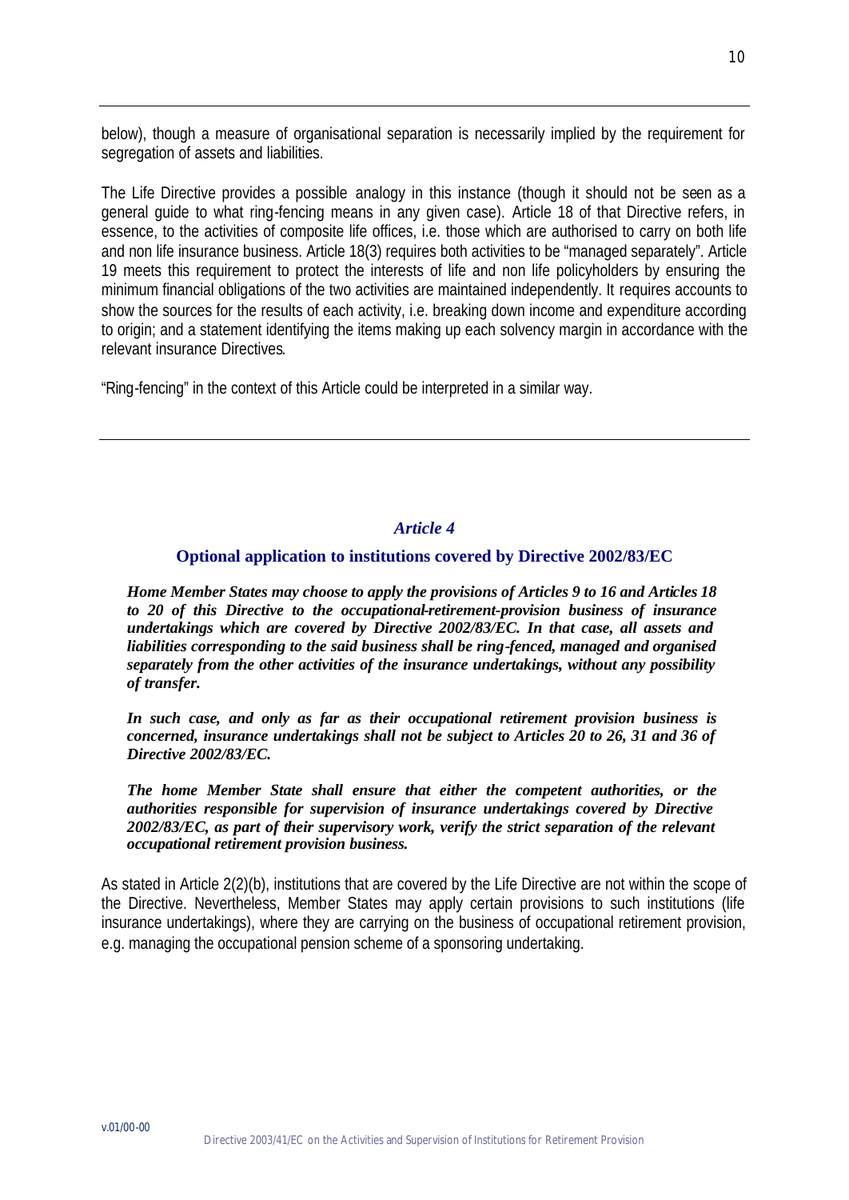below), though a measure of organisational separation is necessarily implied by the requirement for segregation of assets and liabilities.

The Life Directive provides a possible analogy in this instance (though it should not be seen as a general guide to what ring-fencing means in any given case). Article 18 of that Directive refers, in essence, to the activities of composite life offices, i.e. those which are authorised to carry on both life and non life insurance business. Article 18(3) requires both activities to be "managed separately". Article 19 meets this requirement to protect the interests of life and non life policyholders by ensuring the minimum financial obligations of the two activities are maintained independently. It requires accounts to show the sources for the results of each activity, i.e. breaking down income and expenditure according to origin; and a statement identifying the items making up each solvency margin in accordance with the relevant insurance Directives.

"Ring-fencing" in the context of this Article could be interpreted in a similar way.

---

## *Article 4*

### Optional application to institutions covered by Directive 2002/83/EC

***Home Member States may choose to apply the provisions of Articles 9 to 16 and Articles 18 to 20 of this Directive to the occupational-retirement-provision business of insurance undertakings which are covered by Directive 2002/83/EC. In that case, all assets and liabilities corresponding to the said business shall be ring-fenced, managed and organised separately from the other activities of the insurance undertakings, without any possibility of transfer.***

***In such case, and only as far as their occupational retirement provision business is concerned, insurance undertakings shall not be subject to Articles 20 to 26, 31 and 36 of Directive 2002/83/EC.***

***The home Member State shall ensure that either the competent authorities, or the authorities responsible for supervision of insurance undertakings covered by Directive 2002/83/EC, as part of their supervisory work, verify the strict separation of the relevant occupational retirement provision business.***

As stated in Article 2(2)(b), institutions that are covered by the Life Directive are not within the scope of the Directive. Nevertheless, Member States may apply certain provisions to such institutions (life insurance undertakings), where they are carrying on the business of occupational retirement provision, e.g. managing the occupational pension scheme of a sponsoring undertaking.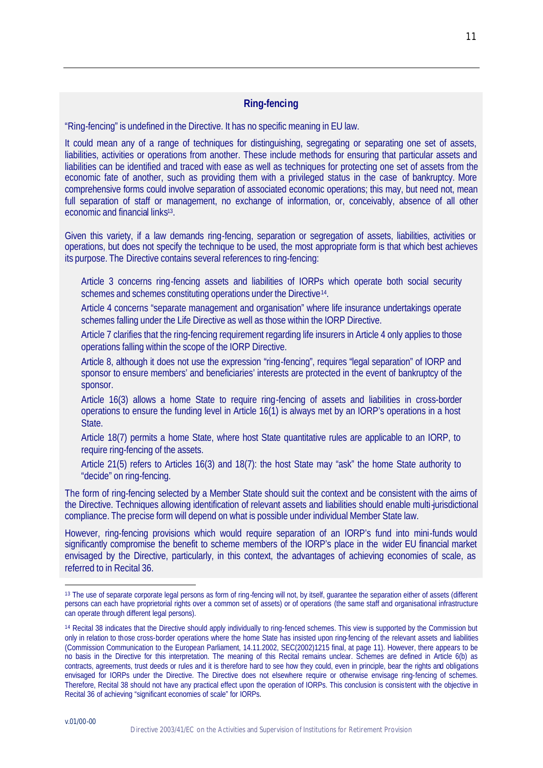## Ring-fencing

"Ring-fencing" is undefined in the Directive. It has no specific meaning in EU law.

It could mean any of a range of techniques for distinguishing, segregating or separating one set of assets, liabilities, activities or operations from another. These include methods for ensuring that particular assets and liabilities can be identified and traced with ease as well as techniques for protecting one set of assets from the economic fate of another, such as providing them with a privileged status in the case of bankruptcy. More comprehensive forms could involve separation of associated economic operations; this may, but need not, mean full separation of staff or management, no exchange of information, or, conceivably, absence of all other economic and financial links[13].

Given this variety, if a law demands ring-fencing, separation or segregation of assets, liabilities, activities or operations, but does not specify the technique to be used, the most appropriate form is that which best achieves its purpose. The Directive contains several references to ring-fencing:

Article 3 concerns ring-fencing assets and liabilities of IORPs which operate both social security schemes and schemes constituting operations under the Directive[14].

Article 4 concerns "separate management and organisation" where life insurance undertakings operate schemes falling under the Life Directive as well as those within the IORP Directive.

Article 7 clarifies that the ring-fencing requirement regarding life insurers in Article 4 only applies to those operations falling within the scope of the IORP Directive.

Article 8, although it does not use the expression "ring-fencing", requires "legal separation" of IORP and sponsor to ensure members' and beneficiaries' interests are protected in the event of bankruptcy of the sponsor.

Article 16(3) allows a home State to require ring-fencing of assets and liabilities in cross-border operations to ensure the funding level in Article 16(1) is always met by an IORP's operations in a host State.

Article 18(7) permits a home State, where host State quantitative rules are applicable to an IORP, to require ring-fencing of the assets.

Article 21(5) refers to Articles 16(3) and 18(7): the host State may "ask" the home State authority to "decide" on ring-fencing.

The form of ring-fencing selected by a Member State should suit the context and be consistent with the aims of the Directive. Techniques allowing identification of relevant assets and liabilities should enable multi-jurisdictional compliance. The precise form will depend on what is possible under individual Member State law.

However, ring-fencing provisions which would require separation of an IORP's fund into mini-funds would significantly compromise the benefit to scheme members of the IORP's place in the wider EU financial market envisaged by the Directive, particularly, in this context, the advantages of achieving economies of scale, as referred to in Recital 36.

---

[13] The use of separate corporate legal persons as form of ring-fencing will not, by itself, guarantee the separation either of assets (different persons can each have proprietorial rights over a common set of assets) or of operations (the same staff and organisational infrastructure can operate through different legal persons).

[14] Recital 38 indicates that the Directive should apply individually to ring-fenced schemes. This view is supported by the Commission but only in relation to those cross-border operations where the home State has insisted upon ring-fencing of the relevant assets and liabilities (Commission Communication to the European Parliament, 14.11.2002, SEC(2002)1215 final, at page 11). However, there appears to be no basis in the Directive for this interpretation. The meaning of this Recital remains unclear. Schemes are defined in Article 6(b) as contracts, agreements, trust deeds or rules and it is therefore hard to see how they could, even in principle, bear the rights and obligations envisaged for IORPs under the Directive. The Directive does not elsewhere require or otherwise envisage ring-fencing of schemes. Therefore, Recital 38 should not have any practical effect upon the operation of IORPs. This conclusion is consistent with the objective in Recital 36 of achieving "significant economies of scale" for IORPs.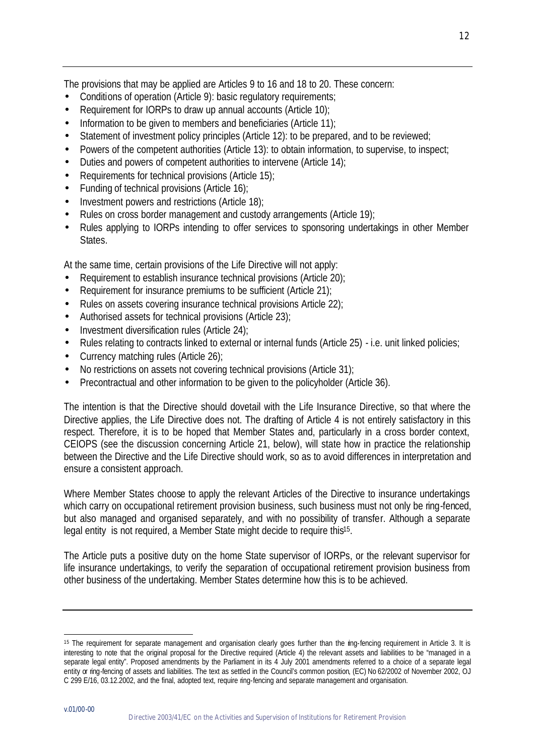The provisions that may be applied are Articles 9 to 16 and 18 to 20. These concern:

- Conditions of operation (Article 9): basic regulatory requirements;
- Requirement for IORPs to draw up annual accounts (Article 10);
- Information to be given to members and beneficiaries (Article 11);
- Statement of investment policy principles (Article 12): to be prepared, and to be reviewed;
- Powers of the competent authorities (Article 13): to obtain information, to supervise, to inspect;
- Duties and powers of competent authorities to intervene (Article 14);
- Requirements for technical provisions (Article 15);
- Funding of technical provisions (Article 16);
- Investment powers and restrictions (Article 18);
- Rules on cross border management and custody arrangements (Article 19);
- Rules applying to IORPs intending to offer services to sponsoring undertakings in other Member States.

At the same time, certain provisions of the Life Directive will not apply:

- Requirement to establish insurance technical provisions (Article 20);
- Requirement for insurance premiums to be sufficient (Article 21);
- Rules on assets covering insurance technical provisions Article 22);
- Authorised assets for technical provisions (Article 23);
- Investment diversification rules (Article 24);
- Rules relating to contracts linked to external or internal funds (Article 25) - i.e. unit linked policies;
- Currency matching rules (Article 26);
- No restrictions on assets not covering technical provisions (Article 31);
- Precontractual and other information to be given to the policyholder (Article 36).

The intention is that the Directive should dovetail with the Life Insurance Directive, so that where the Directive applies, the Life Directive does not. The drafting of Article 4 is not entirely satisfactory in this respect. Therefore, it is to be hoped that Member States and, particularly in a cross border context, CEIOPS (see the discussion concerning Article 21, below), will state how in practice the relationship between the Directive and the Life Directive should work, so as to avoid differences in interpretation and ensure a consistent approach.

Where Member States choose to apply the relevant Articles of the Directive to insurance undertakings which carry on occupational retirement provision business, such business must not only be ring-fenced, but also managed and organised separately, and with no possibility of transfer. Although a separate legal entity is not required, a Member State might decide to require this[15].

The Article puts a positive duty on the home State supervisor of IORPs, or the relevant supervisor for life insurance undertakings, to verify the separation of occupational retirement provision business from other business of the undertaking. Member States determine how this is to be achieved.

[15] The requirement for separate management and organisation clearly goes further than the ring-fencing requirement in Article 3. It is interesting to note that the original proposal for the Directive required (Article 4) the relevant assets and liabilities to be "managed in a separate legal entity". Proposed amendments by the Parliament in its 4 July 2001 amendments referred to a choice of a separate legal entity or ring-fencing of assets and liabilities. The text as settled in the Council's common position, (EC) No 62/2002 of November 2002, OJ C 299 E/16, 03.12.2002, and the final, adopted text, require ring-fencing and separate management and organisation.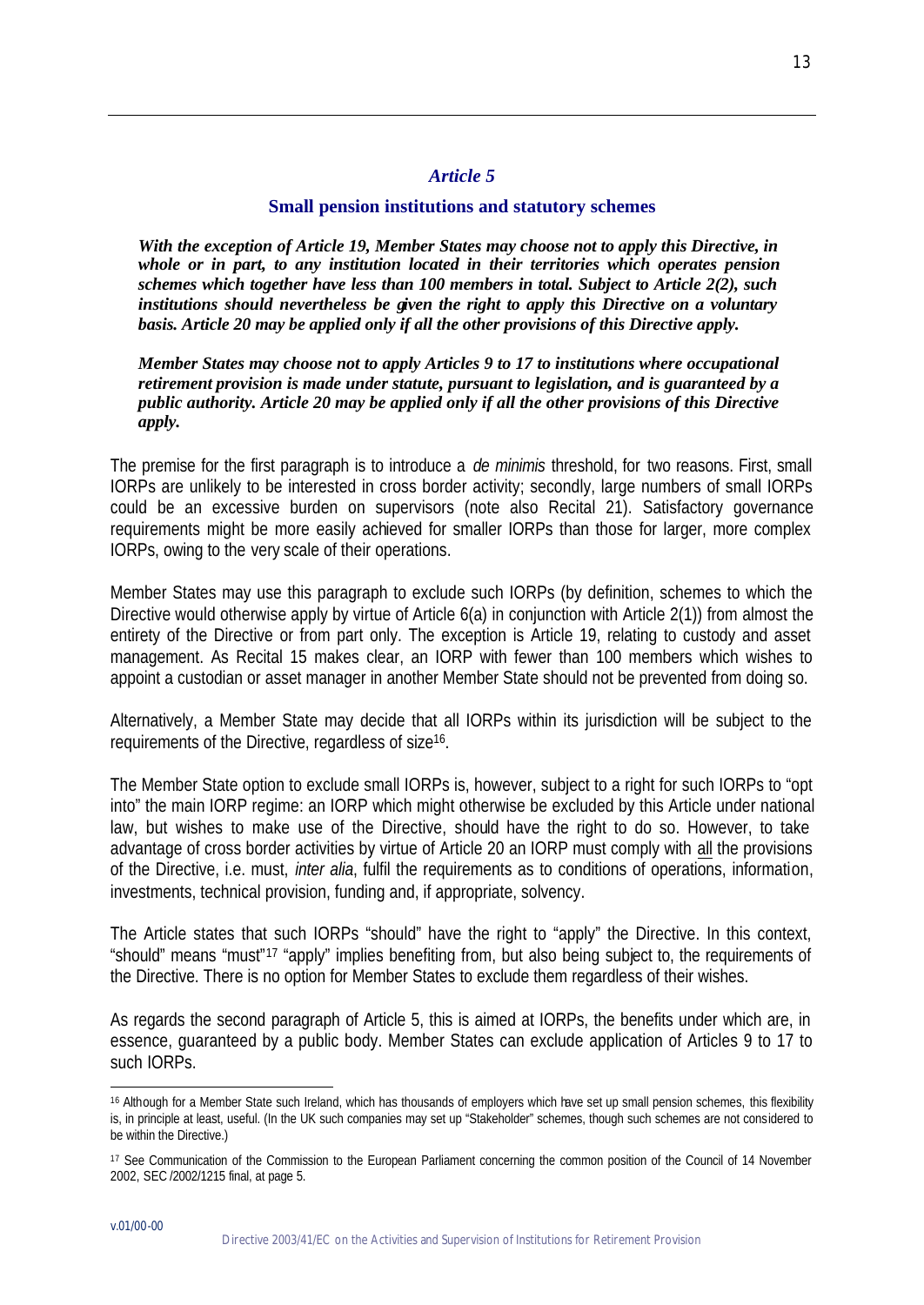### *Article 5*

### Small pension institutions and statutory schemes

***With the exception of Article 19, Member States may choose not to apply this Directive, in whole or in part, to any institution located in their territories which operates pension schemes which together have less than 100 members in total. Subject to Article 2(2), such institutions should nevertheless be given the right to apply this Directive on a voluntary basis. Article 20 may be applied only if all the other provisions of this Directive apply.***

***Member States may choose not to apply Articles 9 to 17 to institutions where occupational retirement provision is made under statute, pursuant to legislation, and is guaranteed by a public authority. Article 20 may be applied only if all the other provisions of this Directive apply.***

The premise for the first paragraph is to introduce a *de minimis* threshold, for two reasons. First, small IORPs are unlikely to be interested in cross border activity; secondly, large numbers of small IORPs could be an excessive burden on supervisors (note also Recital 21). Satisfactory governance requirements might be more easily achieved for smaller IORPs than those for larger, more complex IORPs, owing to the very scale of their operations.

Member States may use this paragraph to exclude such IORPs (by definition, schemes to which the Directive would otherwise apply by virtue of Article 6(a) in conjunction with Article 2(1)) from almost the entirety of the Directive or from part only. The exception is Article 19, relating to custody and asset management. As Recital 15 makes clear, an IORP with fewer than 100 members which wishes to appoint a custodian or asset manager in another Member State should not be prevented from doing so.

Alternatively, a Member State may decide that all IORPs within its jurisdiction will be subject to the requirements of the Directive, regardless of size[16].

The Member State option to exclude small IORPs is, however, subject to a right for such IORPs to "opt into" the main IORP regime: an IORP which might otherwise be excluded by this Article under national law, but wishes to make use of the Directive, should have the right to do so. However, to take advantage of cross border activities by virtue of Article 20 an IORP must comply with <u>all</u> the provisions of the Directive, i.e. must, *inter alia*, fulfil the requirements as to conditions of operations, information, investments, technical provision, funding and, if appropriate, solvency.

The Article states that such IORPs "should" have the right to "apply" the Directive. In this context, "should" means "must"[17] "apply" implies benefiting from, but also being subject to, the requirements of the Directive. There is no option for Member States to exclude them regardless of their wishes.

As regards the second paragraph of Article 5, this is aimed at IORPs, the benefits under which are, in essence, guaranteed by a public body. Member States can exclude application of Articles 9 to 17 to such IORPs.

---

[16] Although for a Member State such Ireland, which has thousands of employers which have set up small pension schemes, this flexibility is, in principle at least, useful. (In the UK such companies may set up "Stakeholder" schemes, though such schemes are not considered to be within the Directive.)

[17] See Communication of the Commission to the European Parliament concerning the common position of the Council of 14 November 2002, SEC /2002/1215 final, at page 5.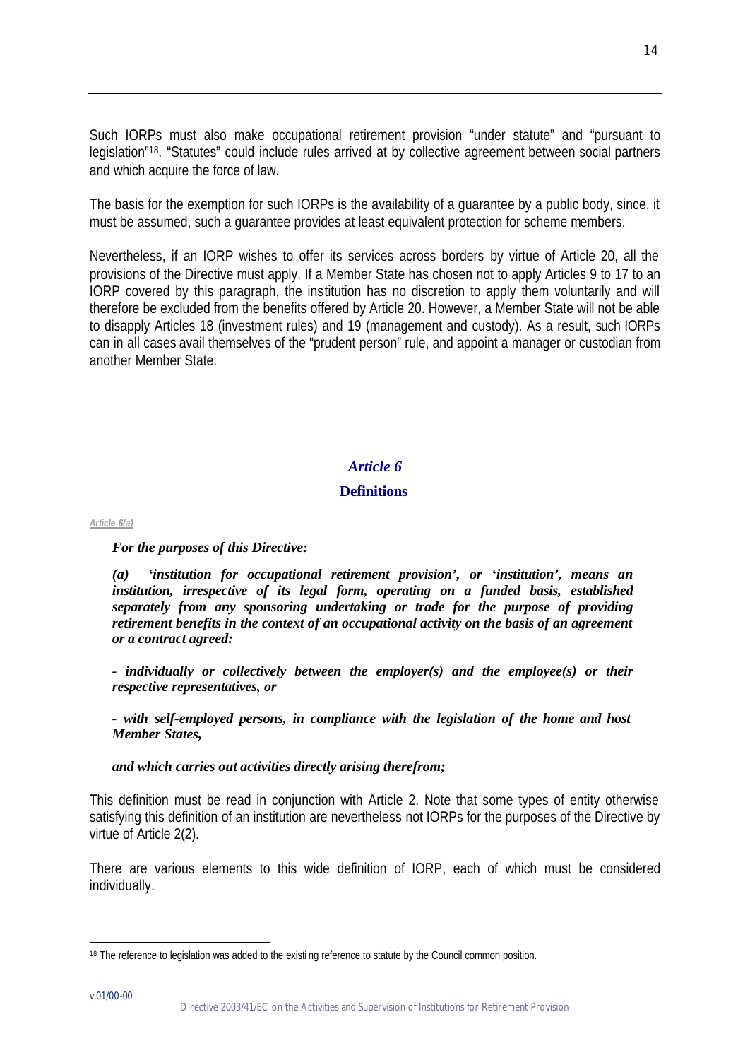Such IORPs must also make occupational retirement provision "under statute" and "pursuant to legislation"[18]. "Statutes" could include rules arrived at by collective agreement between social partners and which acquire the force of law.

The basis for the exemption for such IORPs is the availability of a guarantee by a public body, since, it must be assumed, such a guarantee provides at least equivalent protection for scheme members.

Nevertheless, if an IORP wishes to offer its services across borders by virtue of Article 20, all the provisions of the Directive must apply. If a Member State has chosen not to apply Articles 9 to 17 to an IORP covered by this paragraph, the institution has no discretion to apply them voluntarily and will therefore be excluded from the benefits offered by Article 20. However, a Member State will not be able to disapply Articles 18 (investment rules) and 19 (management and custody). As a result, such IORPs can in all cases avail themselves of the "prudent person" rule, and appoint a manager or custodian from another Member State.

---

## *Article 6*

## **Definitions**

*Article 6(a)*

***For the purposes of this Directive:***

***(a) 'institution for occupational retirement provision', or 'institution', means an institution, irrespective of its legal form, operating on a funded basis, established separately from any sponsoring undertaking or trade for the purpose of providing retirement benefits in the context of an occupational activity on the basis of an agreement or a contract agreed:***

***- individually or collectively between the employer(s) and the employee(s) or their respective representatives, or***

***- with self-employed persons, in compliance with the legislation of the home and host Member States,***

***and which carries out activities directly arising therefrom;***

This definition must be read in conjunction with Article 2. Note that some types of entity otherwise satisfying this definition of an institution are nevertheless not IORPs for the purposes of the Directive by virtue of Article 2(2).

There are various elements to this wide definition of IORP, each of which must be considered individually.

[18] The reference to legislation was added to the existing reference to statute by the Council common position.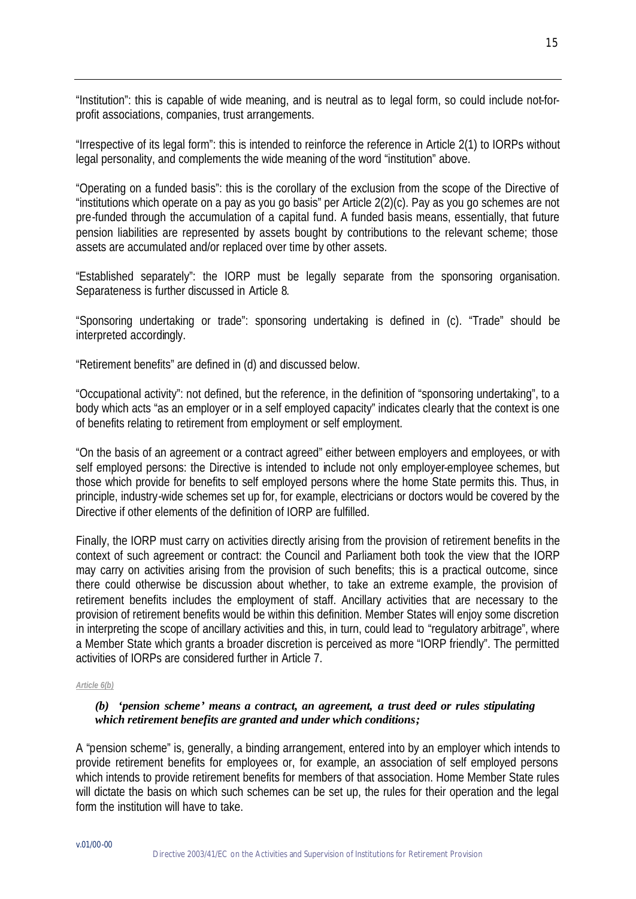"Institution": this is capable of wide meaning, and is neutral as to legal form, so could include not-for-profit associations, companies, trust arrangements.

"Irrespective of its legal form": this is intended to reinforce the reference in Article 2(1) to IORPs without legal personality, and complements the wide meaning of the word "institution" above.

"Operating on a funded basis": this is the corollary of the exclusion from the scope of the Directive of "institutions which operate on a pay as you go basis" per Article 2(2)(c). Pay as you go schemes are not pre-funded through the accumulation of a capital fund. A funded basis means, essentially, that future pension liabilities are represented by assets bought by contributions to the relevant scheme; those assets are accumulated and/or replaced over time by other assets.

"Established separately": the IORP must be legally separate from the sponsoring organisation. Separateness is further discussed in Article 8.

"Sponsoring undertaking or trade": sponsoring undertaking is defined in (c). "Trade" should be interpreted accordingly.

"Retirement benefits" are defined in (d) and discussed below.

"Occupational activity": not defined, but the reference, in the definition of "sponsoring undertaking", to a body which acts "as an employer or in a self employed capacity" indicates clearly that the context is one of benefits relating to retirement from employment or self employment.

"On the basis of an agreement or a contract agreed" either between employers and employees, or with self employed persons: the Directive is intended to include not only employer-employee schemes, but those which provide for benefits to self employed persons where the home State permits this. Thus, in principle, industry-wide schemes set up for, for example, electricians or doctors would be covered by the Directive if other elements of the definition of IORP are fulfilled.

Finally, the IORP must carry on activities directly arising from the provision of retirement benefits in the context of such agreement or contract: the Council and Parliament both took the view that the IORP may carry on activities arising from the provision of such benefits; this is a practical outcome, since there could otherwise be discussion about whether, to take an extreme example, the provision of retirement benefits includes the employment of staff. Ancillary activities that are necessary to the provision of retirement benefits would be within this definition. Member States will enjoy some discretion in interpreting the scope of ancillary activities and this, in turn, could lead to "regulatory arbitrage", where a Member State which grants a broader discretion is perceived as more "IORP friendly". The permitted activities of IORPs are considered further in Article 7.

*Article 6(b)*

***(b) 'pension scheme' means a contract, an agreement, a trust deed or rules stipulating which retirement benefits are granted and under which conditions;***

A "pension scheme" is, generally, a binding arrangement, entered into by an employer which intends to provide retirement benefits for employees or, for example, an association of self employed persons which intends to provide retirement benefits for members of that association. Home Member State rules will dictate the basis on which such schemes can be set up, the rules for their operation and the legal form the institution will have to take.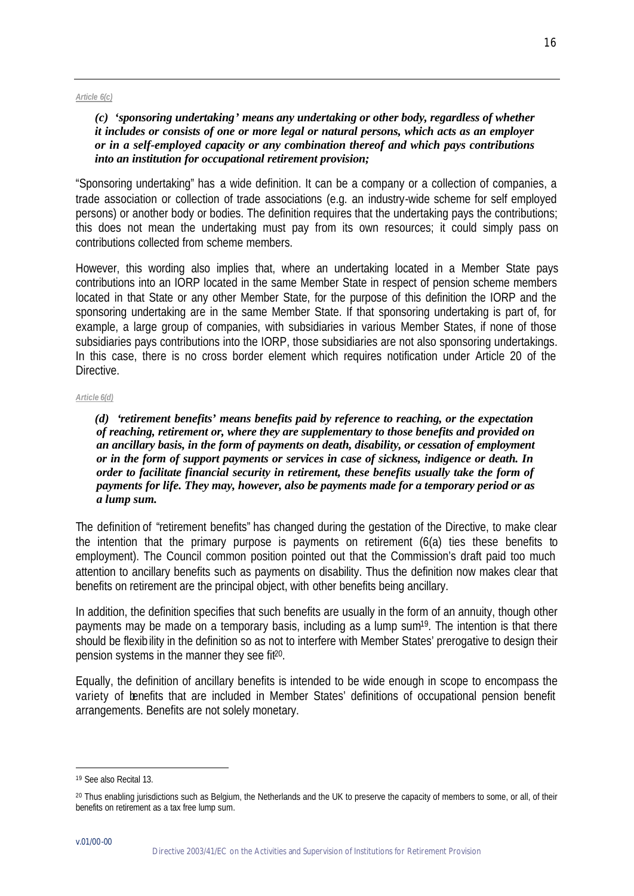*Article 6(c)*

***(c) 'sponsoring undertaking' means any undertaking or other body, regardless of whether it includes or consists of one or more legal or natural persons, which acts as an employer or in a self-employed capacity or any combination thereof and which pays contributions into an institution for occupational retirement provision;***

"Sponsoring undertaking" has a wide definition. It can be a company or a collection of companies, a trade association or collection of trade associations (e.g. an industry-wide scheme for self employed persons) or another body or bodies. The definition requires that the undertaking pays the contributions; this does not mean the undertaking must pay from its own resources; it could simply pass on contributions collected from scheme members.

However, this wording also implies that, where an undertaking located in a Member State pays contributions into an IORP located in the same Member State in respect of pension scheme members located in that State or any other Member State, for the purpose of this definition the IORP and the sponsoring undertaking are in the same Member State. If that sponsoring undertaking is part of, for example, a large group of companies, with subsidiaries in various Member States, if none of those subsidiaries pays contributions into the IORP, those subsidiaries are not also sponsoring undertakings. In this case, there is no cross border element which requires notification under Article 20 of the Directive.

*Article 6(d)*

***(d) 'retirement benefits' means benefits paid by reference to reaching, or the expectation of reaching, retirement or, where they are supplementary to those benefits and provided on an ancillary basis, in the form of payments on death, disability, or cessation of employment or in the form of support payments or services in case of sickness, indigence or death. In order to facilitate financial security in retirement, these benefits usually take the form of payments for life. They may, however, also be payments made for a temporary period or as a lump sum.***

The definition of "retirement benefits" has changed during the gestation of the Directive, to make clear the intention that the primary purpose is payments on retirement (6(a) ties these benefits to employment). The Council common position pointed out that the Commission's draft paid too much attention to ancillary benefits such as payments on disability. Thus the definition now makes clear that benefits on retirement are the principal object, with other benefits being ancillary.

In addition, the definition specifies that such benefits are usually in the form of an annuity, though other payments may be made on a temporary basis, including as a lump sum[19]. The intention is that there should be flexibility in the definition so as not to interfere with Member States' prerogative to design their pension systems in the manner they see fit[20].

Equally, the definition of ancillary benefits is intended to be wide enough in scope to encompass the variety of benefits that are included in Member States' definitions of occupational pension benefit arrangements. Benefits are not solely monetary.

---

[19] See also Recital 13.

[20] Thus enabling jurisdictions such as Belgium, the Netherlands and the UK to preserve the capacity of members to some, or all, of their benefits on retirement as a tax free lump sum.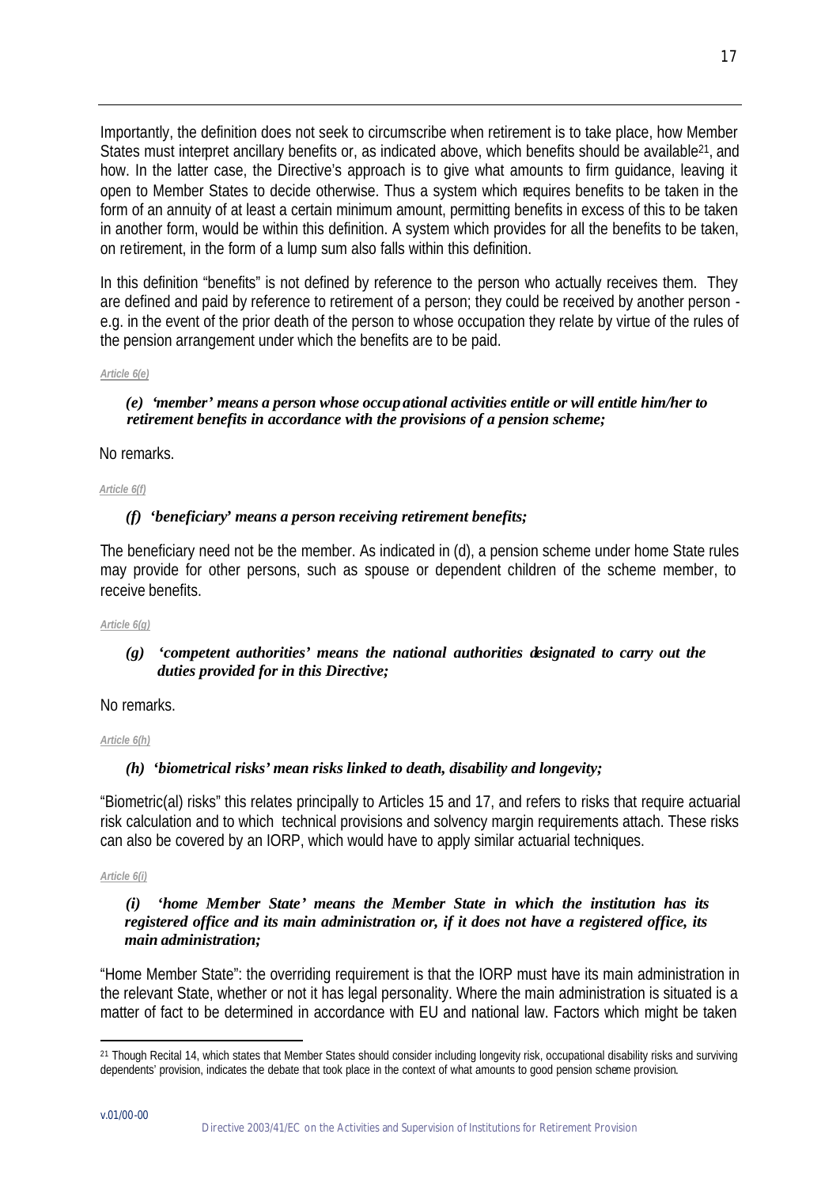Importantly, the definition does not seek to circumscribe when retirement is to take place, how Member States must interpret ancillary benefits or, as indicated above, which benefits should be available[21], and how. In the latter case, the Directive's approach is to give what amounts to firm guidance, leaving it open to Member States to decide otherwise. Thus a system which requires benefits to be taken in the form of an annuity of at least a certain minimum amount, permitting benefits in excess of this to be taken in another form, would be within this definition. A system which provides for all the benefits to be taken, on retirement, in the form of a lump sum also falls within this definition.

In this definition "benefits" is not defined by reference to the person who actually receives them. They are defined and paid by reference to retirement of a person; they could be received by another person - e.g. in the event of the prior death of the person to whose occupation they relate by virtue of the rules of the pension arrangement under which the benefits are to be paid.

*Article 6(e)*

***(e) 'member' means a person whose occupational activities entitle or will entitle him/her to retirement benefits in accordance with the provisions of a pension scheme;***

No remarks.

*Article 6(f)*

***(f) 'beneficiary' means a person receiving retirement benefits;***

The beneficiary need not be the member. As indicated in (d), a pension scheme under home State rules may provide for other persons, such as spouse or dependent children of the scheme member, to receive benefits.

*Article 6(g)*

***(g) 'competent authorities' means the national authorities designated to carry out the duties provided for in this Directive;***

No remarks.

*Article 6(h)*

***(h) 'biometrical risks' mean risks linked to death, disability and longevity;***

"Biometric(al) risks" this relates principally to Articles 15 and 17, and refers to risks that require actuarial risk calculation and to which technical provisions and solvency margin requirements attach. These risks can also be covered by an IORP, which would have to apply similar actuarial techniques.

*Article 6(i)*

***(i) 'home Member State' means the Member State in which the institution has its registered office and its main administration or, if it does not have a registered office, its main administration;***

"Home Member State": the overriding requirement is that the IORP must have its main administration in the relevant State, whether or not it has legal personality. Where the main administration is situated is a matter of fact to be determined in accordance with EU and national law. Factors which might be taken

[21] Though Recital 14, which states that Member States should consider including longevity risk, occupational disability risks and surviving dependents' provision, indicates the debate that took place in the context of what amounts to good pension scheme provision.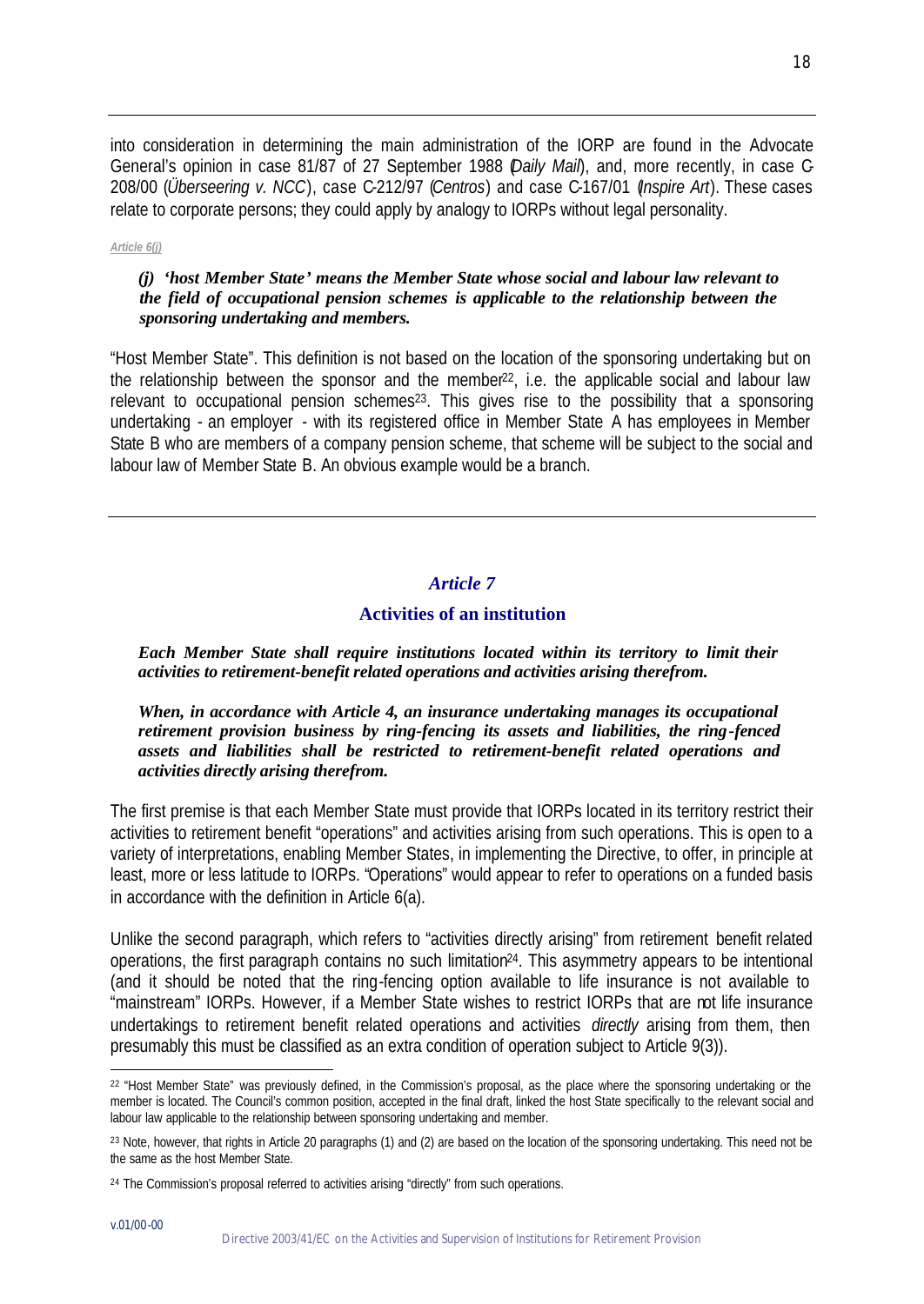into consideration in determining the main administration of the IORP are found in the Advocate General's opinion in case 81/87 of 27 September 1988 (*Daily Mail*), and, more recently, in case C-208/00 (*Überseering v. NCC*), case C-212/97 (*Centros*) and case C-167/01 (*Inspire Art*). These cases relate to corporate persons; they could apply by analogy to IORPs without legal personality.

*Article 6(j)*

***(j) 'host Member State' means the Member State whose social and labour law relevant to the field of occupational pension schemes is applicable to the relationship between the sponsoring undertaking and members.***

"Host Member State". This definition is not based on the location of the sponsoring undertaking but on the relationship between the sponsor and the member[22], i.e. the applicable social and labour law relevant to occupational pension schemes[23]. This gives rise to the possibility that a sponsoring undertaking - an employer - with its registered office in Member State A has employees in Member State B who are members of a company pension scheme, that scheme will be subject to the social and labour law of Member State B. An obvious example would be a branch.

## *Article 7*

### Activities of an institution

***Each Member State shall require institutions located within its territory to limit their activities to retirement-benefit related operations and activities arising therefrom.***

***When, in accordance with Article 4, an insurance undertaking manages its occupational retirement provision business by ring-fencing its assets and liabilities, the ring-fenced assets and liabilities shall be restricted to retirement-benefit related operations and activities directly arising therefrom.***

The first premise is that each Member State must provide that IORPs located in its territory restrict their activities to retirement benefit "operations" and activities arising from such operations. This is open to a variety of interpretations, enabling Member States, in implementing the Directive, to offer, in principle at least, more or less latitude to IORPs. "Operations" would appear to refer to operations on a funded basis in accordance with the definition in Article 6(a).

Unlike the second paragraph, which refers to "activities directly arising" from retirement benefit related operations, the first paragraph contains no such limitation[24]. This asymmetry appears to be intentional (and it should be noted that the ring-fencing option available to life insurance is not available to "mainstream" IORPs. However, if a Member State wishes to restrict IORPs that are not life insurance undertakings to retirement benefit related operations and activities *directly* arising from them, then presumably this must be classified as an extra condition of operation subject to Article 9(3)).

[22] "Host Member State" was previously defined, in the Commission's proposal, as the place where the sponsoring undertaking or the member is located. The Council's common position, accepted in the final draft, linked the host State specifically to the relevant social and labour law applicable to the relationship between sponsoring undertaking and member.

[23] Note, however, that rights in Article 20 paragraphs (1) and (2) are based on the location of the sponsoring undertaking. This need not be the same as the host Member State.

[24] The Commission's proposal referred to activities arising "directly" from such operations.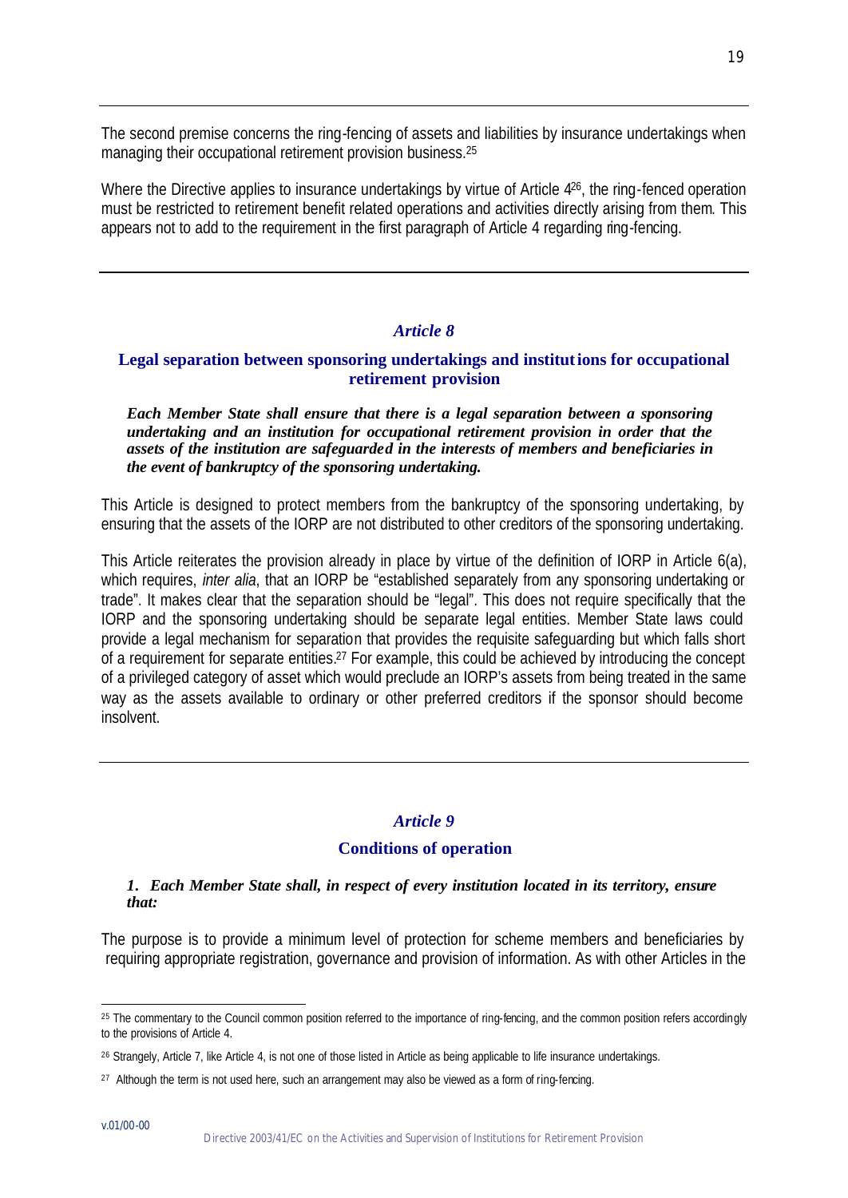The second premise concerns the ring-fencing of assets and liabilities by insurance undertakings when managing their occupational retirement provision business.[25]

Where the Directive applies to insurance undertakings by virtue of Article 4[26], the ring-fenced operation must be restricted to retirement benefit related operations and activities directly arising from them. This appears not to add to the requirement in the first paragraph of Article 4 regarding ring-fencing.

---

## *Article 8*

### Legal separation between sponsoring undertakings and institutions for occupational retirement provision

***Each Member State shall ensure that there is a legal separation between a sponsoring undertaking and an institution for occupational retirement provision in order that the assets of the institution are safeguarded in the interests of members and beneficiaries in the event of bankruptcy of the sponsoring undertaking.***

This Article is designed to protect members from the bankruptcy of the sponsoring undertaking, by ensuring that the assets of the IORP are not distributed to other creditors of the sponsoring undertaking.

This Article reiterates the provision already in place by virtue of the definition of IORP in Article 6(a), which requires, *inter alia*, that an IORP be "established separately from any sponsoring undertaking or trade". It makes clear that the separation should be "legal". This does not require specifically that the IORP and the sponsoring undertaking should be separate legal entities. Member State laws could provide a legal mechanism for separation that provides the requisite safeguarding but which falls short of a requirement for separate entities.[27] For example, this could be achieved by introducing the concept of a privileged category of asset which would preclude an IORP's assets from being treated in the same way as the assets available to ordinary or other preferred creditors if the sponsor should become insolvent.

---

## *Article 9*

### Conditions of operation

***1. Each Member State shall, in respect of every institution located in its territory, ensure that:***

The purpose is to provide a minimum level of protection for scheme members and beneficiaries by requiring appropriate registration, governance and provision of information. As with other Articles in the

---

[25] The commentary to the Council common position referred to the importance of ring-fencing, and the common position refers accordingly to the provisions of Article 4.

[26] Strangely, Article 7, like Article 4, is not one of those listed in Article as being applicable to life insurance undertakings.

[27] Although the term is not used here, such an arrangement may also be viewed as a form of ring-fencing.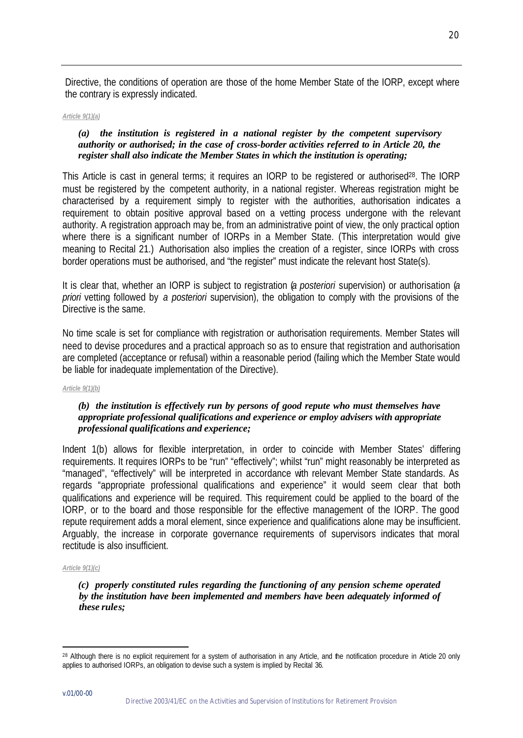Directive, the conditions of operation are those of the home Member State of the IORP, except where the contrary is expressly indicated.

*Article 9(1)(a)*

***(a) the institution is registered in a national register by the competent supervisory authority or authorised; in the case of cross-border activities referred to in Article 20, the register shall also indicate the Member States in which the institution is operating;***

This Article is cast in general terms; it requires an IORP to be registered or authorised[28]. The IORP must be registered by the competent authority, in a national register. Whereas registration might be characterised by a requirement simply to register with the authorities, authorisation indicates a requirement to obtain positive approval based on a vetting process undergone with the relevant authority. A registration approach may be, from an administrative point of view, the only practical option where there is a significant number of IORPs in a Member State. (This interpretation would give meaning to Recital 21.) Authorisation also implies the creation of a register, since IORPs with cross border operations must be authorised, and "the register" must indicate the relevant host State(s).

It is clear that, whether an IORP is subject to registration (*a posteriori* supervision) or authorisation (*a priori* vetting followed by *a posteriori* supervision), the obligation to comply with the provisions of the Directive is the same.

No time scale is set for compliance with registration or authorisation requirements. Member States will need to devise procedures and a practical approach so as to ensure that registration and authorisation are completed (acceptance or refusal) within a reasonable period (failing which the Member State would be liable for inadequate implementation of the Directive).

*Article 9(1)(b)*

***(b) the institution is effectively run by persons of good repute who must themselves have appropriate professional qualifications and experience or employ advisers with appropriate professional qualifications and experience;***

Indent 1(b) allows for flexible interpretation, in order to coincide with Member States' differing requirements. It requires IORPs to be "run" "effectively"; whilst "run" might reasonably be interpreted as "managed", "effectively" will be interpreted in accordance with relevant Member State standards. As regards "appropriate professional qualifications and experience" it would seem clear that both qualifications and experience will be required. This requirement could be applied to the board of the IORP, or to the board and those responsible for the effective management of the IORP. The good repute requirement adds a moral element, since experience and qualifications alone may be insufficient. Arguably, the increase in corporate governance requirements of supervisors indicates that moral rectitude is also insufficient.

*Article 9(1)(c)*

***(c) properly constituted rules regarding the functioning of any pension scheme operated by the institution have been implemented and members have been adequately informed of these rules;***

[28] Although there is no explicit requirement for a system of authorisation in any Article, and the notification procedure in Article 20 only applies to authorised IORPs, an obligation to devise such a system is implied by Recital 36.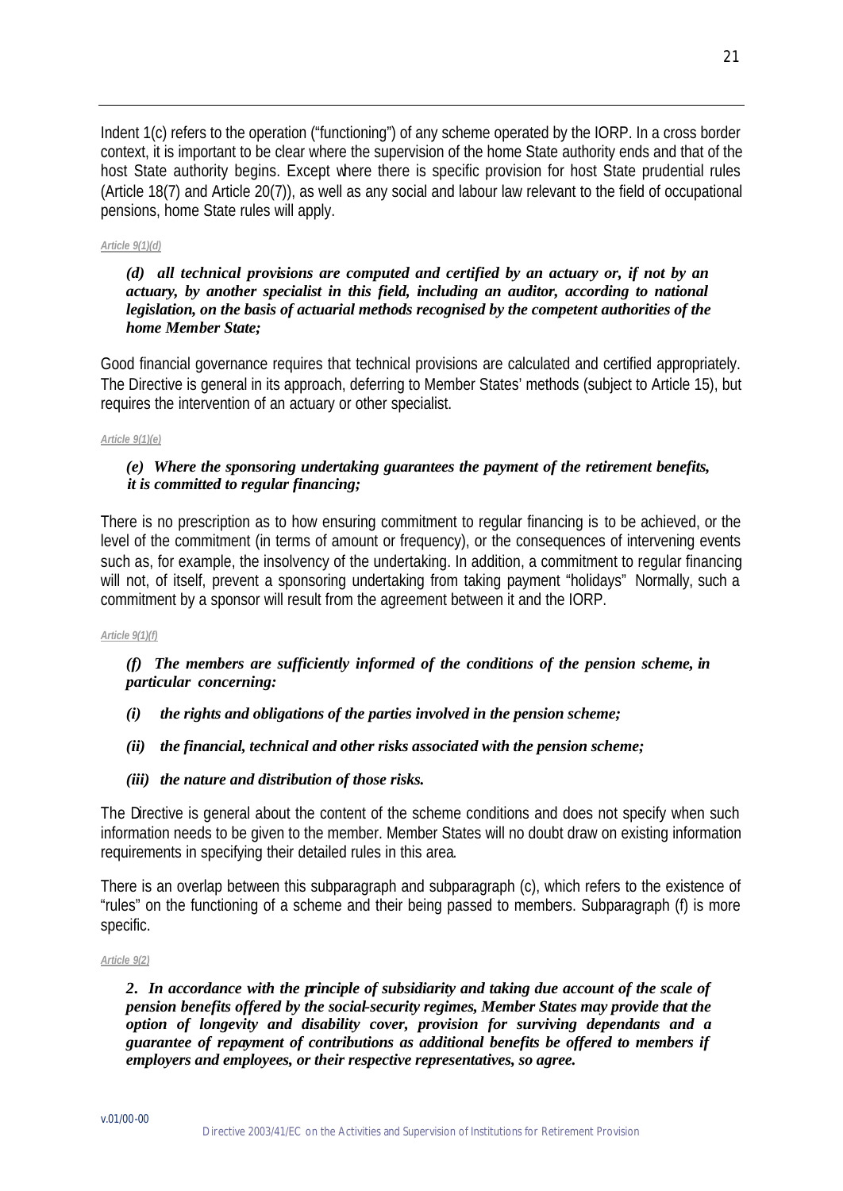Indent 1(c) refers to the operation ("functioning") of any scheme operated by the IORP. In a cross border context, it is important to be clear where the supervision of the home State authority ends and that of the host State authority begins. Except where there is specific provision for host State prudential rules (Article 18(7) and Article 20(7)), as well as any social and labour law relevant to the field of occupational pensions, home State rules will apply.

*Article 9(1)(d)*

***(d) all technical provisions are computed and certified by an actuary or, if not by an actuary, by another specialist in this field, including an auditor, according to national legislation, on the basis of actuarial methods recognised by the competent authorities of the home Member State;***

Good financial governance requires that technical provisions are calculated and certified appropriately. The Directive is general in its approach, deferring to Member States' methods (subject to Article 15), but requires the intervention of an actuary or other specialist.

*Article 9(1)(e)*

***(e) Where the sponsoring undertaking guarantees the payment of the retirement benefits, it is committed to regular financing;***

There is no prescription as to how ensuring commitment to regular financing is to be achieved, or the level of the commitment (in terms of amount or frequency), or the consequences of intervening events such as, for example, the insolvency of the undertaking. In addition, a commitment to regular financing will not, of itself, prevent a sponsoring undertaking from taking payment "holidays" Normally, such a commitment by a sponsor will result from the agreement between it and the IORP.

*Article 9(1)(f)*

***(f) The members are sufficiently informed of the conditions of the pension scheme, in particular concerning:***

***(i) the rights and obligations of the parties involved in the pension scheme;***

***(ii) the financial, technical and other risks associated with the pension scheme;***

***(iii) the nature and distribution of those risks.***

The Directive is general about the content of the scheme conditions and does not specify when such information needs to be given to the member. Member States will no doubt draw on existing information requirements in specifying their detailed rules in this area.

There is an overlap between this subparagraph and subparagraph (c), which refers to the existence of "rules" on the functioning of a scheme and their being passed to members. Subparagraph (f) is more specific.

*Article 9(2)*

***2. In accordance with the principle of subsidiarity and taking due account of the scale of pension benefits offered by the social-security regimes, Member States may provide that the option of longevity and disability cover, provision for surviving dependants and a guarantee of repayment of contributions as additional benefits be offered to members if employers and employees, or their respective representatives, so agree.***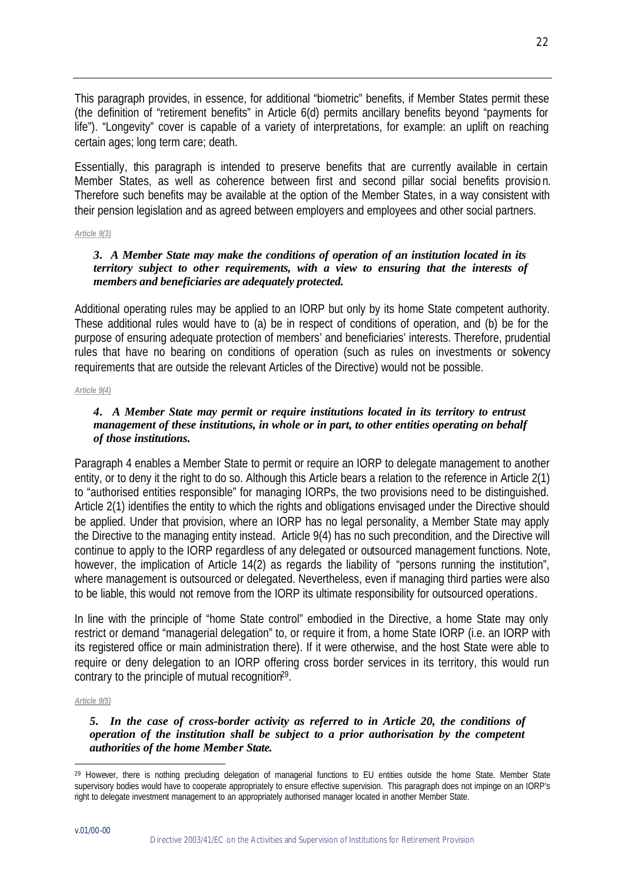This paragraph provides, in essence, for additional "biometric" benefits, if Member States permit these (the definition of "retirement benefits" in Article 6(d) permits ancillary benefits beyond "payments for life"). "Longevity" cover is capable of a variety of interpretations, for example: an uplift on reaching certain ages; long term care; death.

Essentially, this paragraph is intended to preserve benefits that are currently available in certain Member States, as well as coherence between first and second pillar social benefits provision. Therefore such benefits may be available at the option of the Member States, in a way consistent with their pension legislation and as agreed between employers and employees and other social partners.

*Article 9(3)*

***3. A Member State may make the conditions of operation of an institution located in its territory subject to other requirements, with a view to ensuring that the interests of members and beneficiaries are adequately protected.***

Additional operating rules may be applied to an IORP but only by its home State competent authority. These additional rules would have to (a) be in respect of conditions of operation, and (b) be for the purpose of ensuring adequate protection of members' and beneficiaries' interests. Therefore, prudential rules that have no bearing on conditions of operation (such as rules on investments or solvency requirements that are outside the relevant Articles of the Directive) would not be possible.

*Article 9(4)*

***4. A Member State may permit or require institutions located in its territory to entrust management of these institutions, in whole or in part, to other entities operating on behalf of those institutions.***

Paragraph 4 enables a Member State to permit or require an IORP to delegate management to another entity, or to deny it the right to do so. Although this Article bears a relation to the reference in Article 2(1) to "authorised entities responsible" for managing IORPs, the two provisions need to be distinguished. Article 2(1) identifies the entity to which the rights and obligations envisaged under the Directive should be applied. Under that provision, where an IORP has no legal personality, a Member State may apply the Directive to the managing entity instead. Article 9(4) has no such precondition, and the Directive will continue to apply to the IORP regardless of any delegated or outsourced management functions. Note, however, the implication of Article 14(2) as regards the liability of "persons running the institution", where management is outsourced or delegated. Nevertheless, even if managing third parties were also to be liable, this would not remove from the IORP its ultimate responsibility for outsourced operations.

In line with the principle of "home State control" embodied in the Directive, a home State may only restrict or demand "managerial delegation" to, or require it from, a home State IORP (i.e. an IORP with its registered office or main administration there). If it were otherwise, and the host State were able to require or deny delegation to an IORP offering cross border services in its territory, this would run contrary to the principle of mutual recognition[29].

*Article 9(5)*

***5. In the case of cross-border activity as referred to in Article 20, the conditions of operation of the institution shall be subject to a prior authorisation by the competent authorities of the home Member State.***

[29] However, there is nothing precluding delegation of managerial functions to EU entities outside the home State. Member State supervisory bodies would have to cooperate appropriately to ensure effective supervision. This paragraph does not impinge on an IORP's right to delegate investment management to an appropriately authorised manager located in another Member State.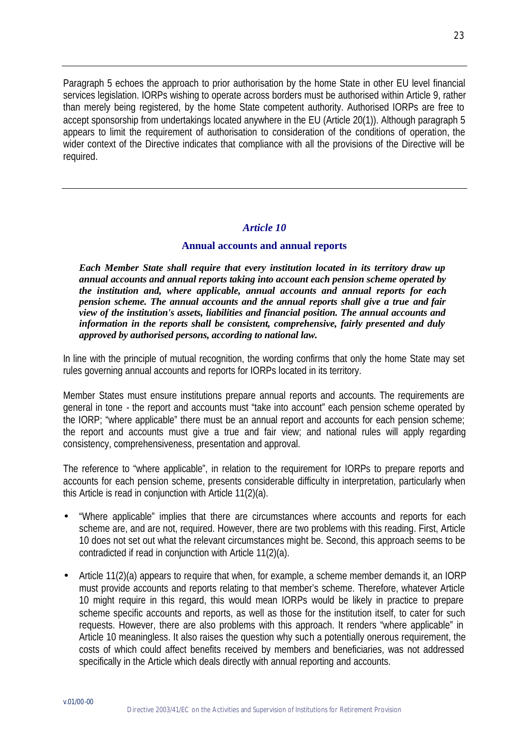Paragraph 5 echoes the approach to prior authorisation by the home State in other EU level financial services legislation. IORPs wishing to operate across borders must be authorised within Article 9, rather than merely being registered, by the home State competent authority. Authorised IORPs are free to accept sponsorship from undertakings located anywhere in the EU (Article 20(1)). Although paragraph 5 appears to limit the requirement of authorisation to consideration of the conditions of operation, the wider context of the Directive indicates that compliance with all the provisions of the Directive will be required.

---

### *Article 10*

#### Annual accounts and annual reports

***Each Member State shall require that every institution located in its territory draw up annual accounts and annual reports taking into account each pension scheme operated by the institution and, where applicable, annual accounts and annual reports for each pension scheme. The annual accounts and the annual reports shall give a true and fair view of the institution's assets, liabilities and financial position. The annual accounts and information in the reports shall be consistent, comprehensive, fairly presented and duly approved by authorised persons, according to national law.***

In line with the principle of mutual recognition, the wording confirms that only the home State may set rules governing annual accounts and reports for IORPs located in its territory.

Member States must ensure institutions prepare annual reports and accounts. The requirements are general in tone - the report and accounts must "take into account" each pension scheme operated by the IORP; "where applicable" there must be an annual report and accounts for each pension scheme; the report and accounts must give a true and fair view; and national rules will apply regarding consistency, comprehensiveness, presentation and approval.

The reference to "where applicable", in relation to the requirement for IORPs to prepare reports and accounts for each pension scheme, presents considerable difficulty in interpretation, particularly when this Article is read in conjunction with Article 11(2)(a).

- "Where applicable" implies that there are circumstances where accounts and reports for each scheme are, and are not, required. However, there are two problems with this reading. First, Article 10 does not set out what the relevant circumstances might be. Second, this approach seems to be contradicted if read in conjunction with Article 11(2)(a).

- Article 11(2)(a) appears to require that when, for example, a scheme member demands it, an IORP must provide accounts and reports relating to that member's scheme. Therefore, whatever Article 10 might require in this regard, this would mean IORPs would be likely in practice to prepare scheme specific accounts and reports, as well as those for the institution itself, to cater for such requests. However, there are also problems with this approach. It renders "where applicable" in Article 10 meaningless. It also raises the question why such a potentially onerous requirement, the costs of which could affect benefits received by members and beneficiaries, was not addressed specifically in the Article which deals directly with annual reporting and accounts.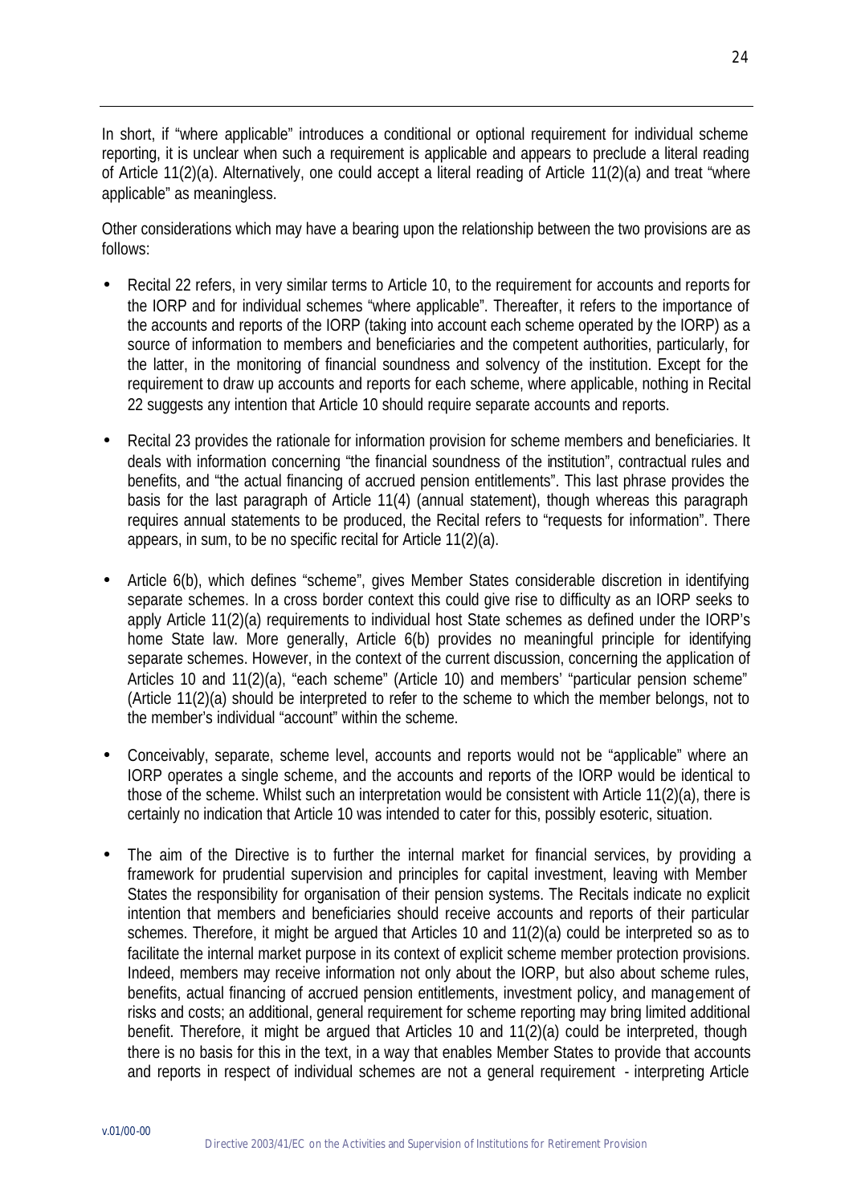In short, if "where applicable" introduces a conditional or optional requirement for individual scheme reporting, it is unclear when such a requirement is applicable and appears to preclude a literal reading of Article 11(2)(a). Alternatively, one could accept a literal reading of Article 11(2)(a) and treat "where applicable" as meaningless.

Other considerations which may have a bearing upon the relationship between the two provisions are as follows:

- Recital 22 refers, in very similar terms to Article 10, to the requirement for accounts and reports for the IORP and for individual schemes "where applicable". Thereafter, it refers to the importance of the accounts and reports of the IORP (taking into account each scheme operated by the IORP) as a source of information to members and beneficiaries and the competent authorities, particularly, for the latter, in the monitoring of financial soundness and solvency of the institution. Except for the requirement to draw up accounts and reports for each scheme, where applicable, nothing in Recital 22 suggests any intention that Article 10 should require separate accounts and reports.

- Recital 23 provides the rationale for information provision for scheme members and beneficiaries. It deals with information concerning "the financial soundness of the institution", contractual rules and benefits, and "the actual financing of accrued pension entitlements". This last phrase provides the basis for the last paragraph of Article 11(4) (annual statement), though whereas this paragraph requires annual statements to be produced, the Recital refers to "requests for information". There appears, in sum, to be no specific recital for Article 11(2)(a).

- Article 6(b), which defines "scheme", gives Member States considerable discretion in identifying separate schemes. In a cross border context this could give rise to difficulty as an IORP seeks to apply Article 11(2)(a) requirements to individual host State schemes as defined under the IORP's home State law. More generally, Article 6(b) provides no meaningful principle for identifying separate schemes. However, in the context of the current discussion, concerning the application of Articles 10 and 11(2)(a), "each scheme" (Article 10) and members' "particular pension scheme" (Article 11(2)(a) should be interpreted to refer to the scheme to which the member belongs, not to the member's individual "account" within the scheme.

- Conceivably, separate, scheme level, accounts and reports would not be "applicable" where an IORP operates a single scheme, and the accounts and reports of the IORP would be identical to those of the scheme. Whilst such an interpretation would be consistent with Article 11(2)(a), there is certainly no indication that Article 10 was intended to cater for this, possibly esoteric, situation.

- The aim of the Directive is to further the internal market for financial services, by providing a framework for prudential supervision and principles for capital investment, leaving with Member States the responsibility for organisation of their pension systems. The Recitals indicate no explicit intention that members and beneficiaries should receive accounts and reports of their particular schemes. Therefore, it might be argued that Articles 10 and 11(2)(a) could be interpreted so as to facilitate the internal market purpose in its context of explicit scheme member protection provisions. Indeed, members may receive information not only about the IORP, but also about scheme rules, benefits, actual financing of accrued pension entitlements, investment policy, and management of risks and costs; an additional, general requirement for scheme reporting may bring limited additional benefit. Therefore, it might be argued that Articles 10 and 11(2)(a) could be interpreted, though there is no basis for this in the text, in a way that enables Member States to provide that accounts and reports in respect of individual schemes are not a general requirement - interpreting Article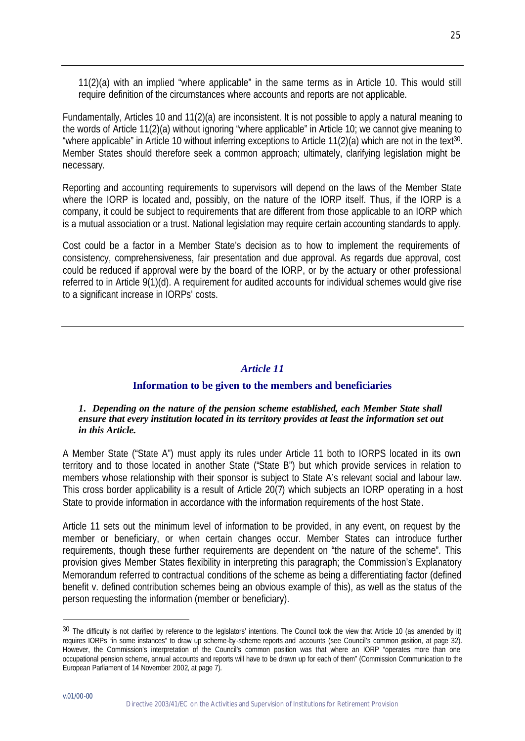11(2)(a) with an implied "where applicable" in the same terms as in Article 10. This would still require definition of the circumstances where accounts and reports are not applicable.

Fundamentally, Articles 10 and 11(2)(a) are inconsistent. It is not possible to apply a natural meaning to the words of Article 11(2)(a) without ignoring "where applicable" in Article 10; we cannot give meaning to "where applicable" in Article 10 without inferring exceptions to Article 11(2)(a) which are not in the text[30]. Member States should therefore seek a common approach; ultimately, clarifying legislation might be necessary.

Reporting and accounting requirements to supervisors will depend on the laws of the Member State where the IORP is located and, possibly, on the nature of the IORP itself. Thus, if the IORP is a company, it could be subject to requirements that are different from those applicable to an IORP which is a mutual association or a trust. National legislation may require certain accounting standards to apply.

Cost could be a factor in a Member State's decision as to how to implement the requirements of consistency, comprehensiveness, fair presentation and due approval. As regards due approval, cost could be reduced if approval were by the board of the IORP, or by the actuary or other professional referred to in Article 9(1)(d). A requirement for audited accounts for individual schemes would give rise to a significant increase in IORPs' costs.

---

## *Article 11*

### Information to be given to the members and beneficiaries

***1. Depending on the nature of the pension scheme established, each Member State shall ensure that every institution located in its territory provides at least the information set out in this Article.***

A Member State ("State A") must apply its rules under Article 11 both to IORPS located in its own territory and to those located in another State ("State B") but which provide services in relation to members whose relationship with their sponsor is subject to State A's relevant social and labour law. This cross border applicability is a result of Article 20(7) which subjects an IORP operating in a host State to provide information in accordance with the information requirements of the host State.

Article 11 sets out the minimum level of information to be provided, in any event, on request by the member or beneficiary, or when certain changes occur. Member States can introduce further requirements, though these further requirements are dependent on "the nature of the scheme". This provision gives Member States flexibility in interpreting this paragraph; the Commission's Explanatory Memorandum referred to contractual conditions of the scheme as being a differentiating factor (defined benefit v. defined contribution schemes being an obvious example of this), as well as the status of the person requesting the information (member or beneficiary).

[30] The difficulty is not clarified by reference to the legislators' intentions. The Council took the view that Article 10 (as amended by it) requires IORPs "in some instances" to draw up scheme-by-scheme reports and accounts (see Council's common position, at page 32). However, the Commission's interpretation of the Council's common position was that where an IORP "operates more than one occupational pension scheme, annual accounts and reports will have to be drawn up for each of them" (Commission Communication to the European Parliament of 14 November 2002, at page 7).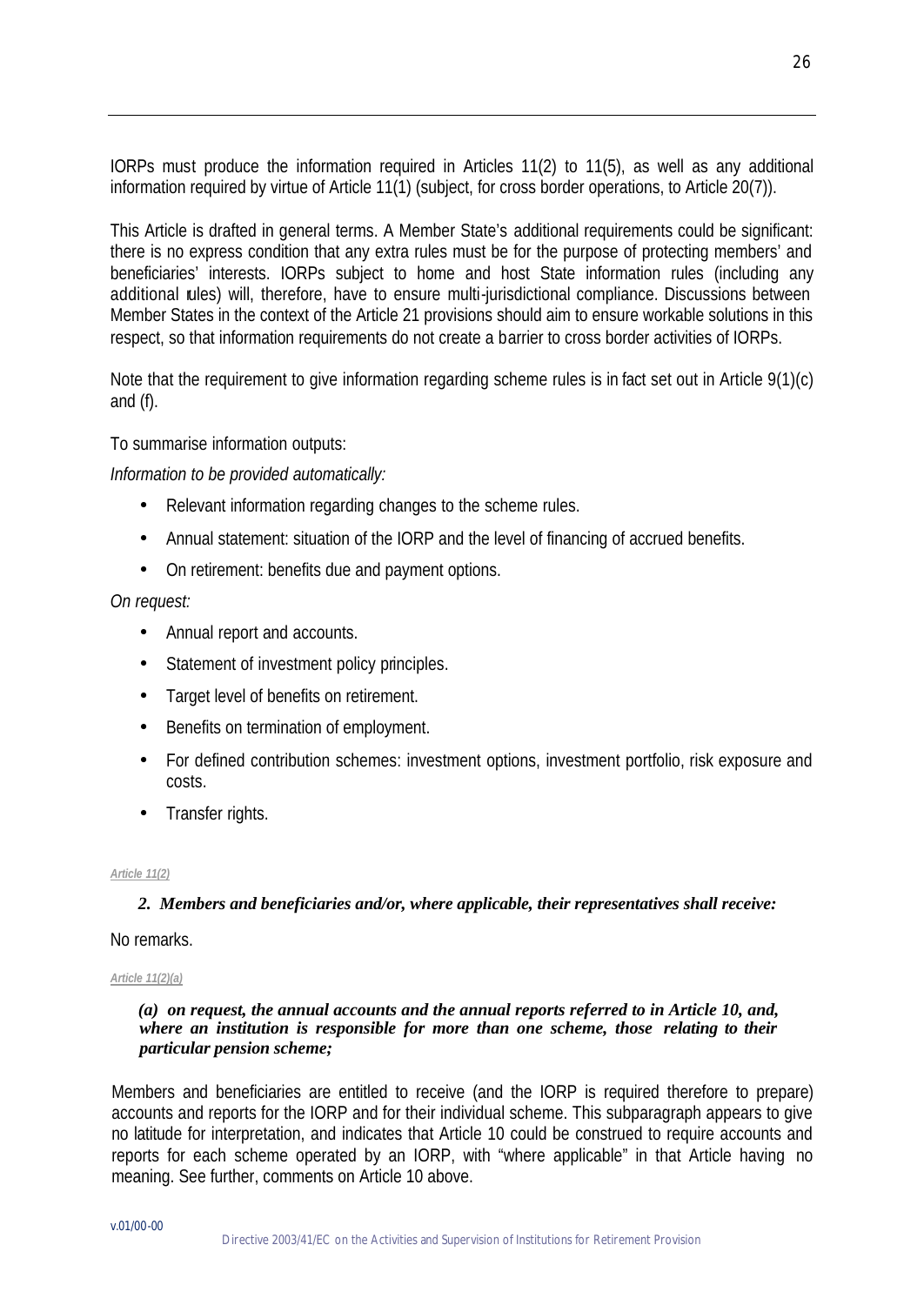IORPs must produce the information required in Articles 11(2) to 11(5), as well as any additional information required by virtue of Article 11(1) (subject, for cross border operations, to Article 20(7)).

This Article is drafted in general terms. A Member State's additional requirements could be significant: there is no express condition that any extra rules must be for the purpose of protecting members' and beneficiaries' interests. IORPs subject to home and host State information rules (including any additional rules) will, therefore, have to ensure multi-jurisdictional compliance. Discussions between Member States in the context of the Article 21 provisions should aim to ensure workable solutions in this respect, so that information requirements do not create a barrier to cross border activities of IORPs.

Note that the requirement to give information regarding scheme rules is in fact set out in Article 9(1)(c) and (f).

To summarise information outputs:

*Information to be provided automatically:*

- Relevant information regarding changes to the scheme rules.
- Annual statement: situation of the IORP and the level of financing of accrued benefits.
- On retirement: benefits due and payment options.

*On request:*

- Annual report and accounts.
- Statement of investment policy principles.
- Target level of benefits on retirement.
- Benefits on termination of employment.
- For defined contribution schemes: investment options, investment portfolio, risk exposure and costs.
- Transfer rights.

*Article 11(2)*

***2. Members and beneficiaries and/or, where applicable, their representatives shall receive:***

No remarks.

*Article 11(2)(a)*

***(a) on request, the annual accounts and the annual reports referred to in Article 10, and, where an institution is responsible for more than one scheme, those relating to their particular pension scheme;***

Members and beneficiaries are entitled to receive (and the IORP is required therefore to prepare) accounts and reports for the IORP and for their individual scheme. This subparagraph appears to give no latitude for interpretation, and indicates that Article 10 could be construed to require accounts and reports for each scheme operated by an IORP, with "where applicable" in that Article having no meaning. See further, comments on Article 10 above.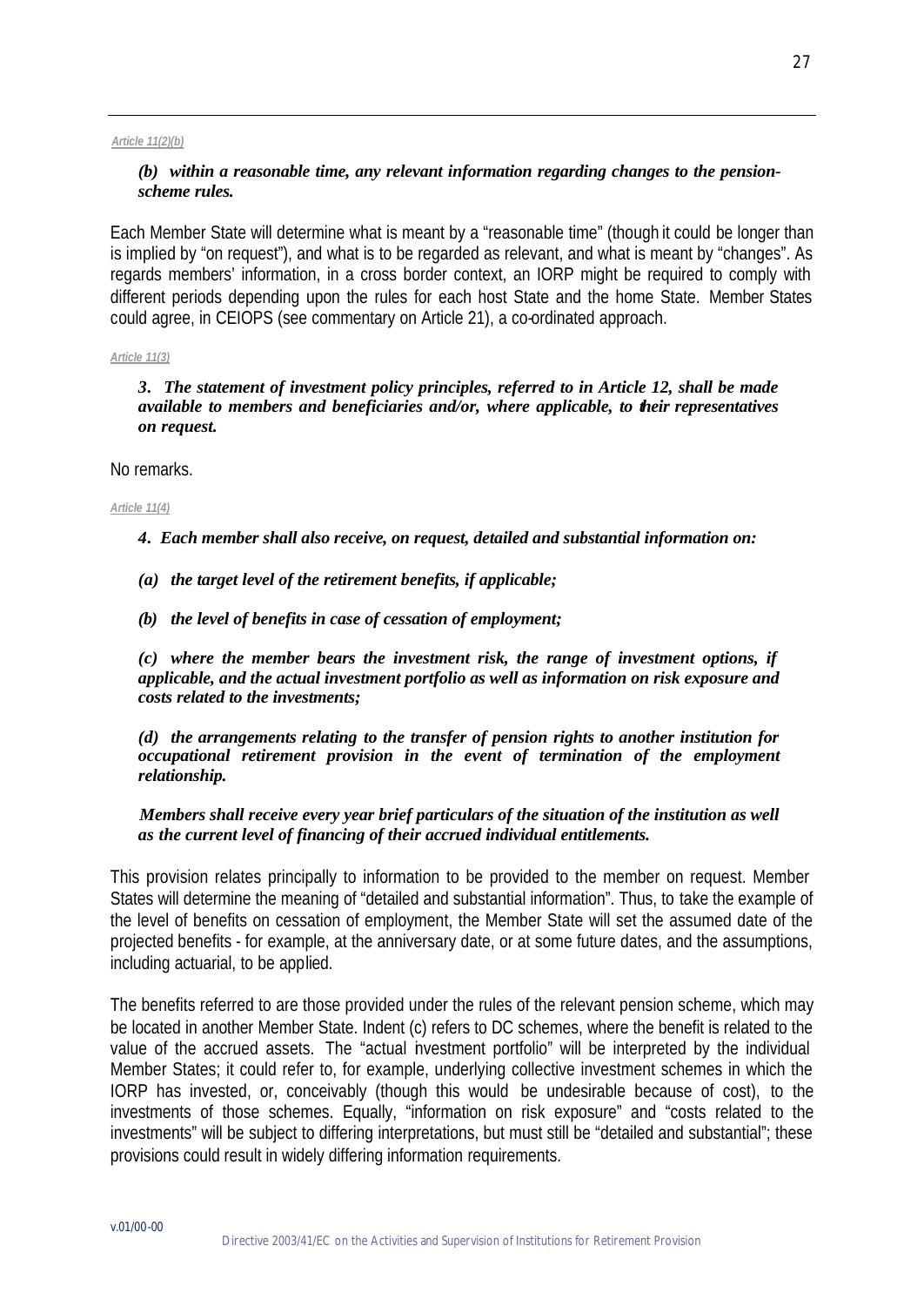*Article 11(2)(b)*

***(b) within a reasonable time, any relevant information regarding changes to the pension-scheme rules.***

Each Member State will determine what is meant by a "reasonable time" (though it could be longer than is implied by "on request"), and what is to be regarded as relevant, and what is meant by "changes". As regards members' information, in a cross border context, an IORP might be required to comply with different periods depending upon the rules for each host State and the home State. Member States could agree, in CEIOPS (see commentary on Article 21), a co-ordinated approach.

*Article 11(3)*

***3. The statement of investment policy principles, referred to in Article 12, shall be made available to members and beneficiaries and/or, where applicable, to their representatives on request.***

No remarks.

*Article 11(4)*

***4. Each member shall also receive, on request, detailed and substantial information on:***

***(a) the target level of the retirement benefits, if applicable;***

***(b) the level of benefits in case of cessation of employment;***

***(c) where the member bears the investment risk, the range of investment options, if applicable, and the actual investment portfolio as well as information on risk exposure and costs related to the investments;***

***(d) the arrangements relating to the transfer of pension rights to another institution for occupational retirement provision in the event of termination of the employment relationship.***

***Members shall receive every year brief particulars of the situation of the institution as well as the current level of financing of their accrued individual entitlements.***

This provision relates principally to information to be provided to the member on request. Member States will determine the meaning of "detailed and substantial information". Thus, to take the example of the level of benefits on cessation of employment, the Member State will set the assumed date of the projected benefits - for example, at the anniversary date, or at some future dates, and the assumptions, including actuarial, to be applied.

The benefits referred to are those provided under the rules of the relevant pension scheme, which may be located in another Member State. Indent (c) refers to DC schemes, where the benefit is related to the value of the accrued assets. The "actual investment portfolio" will be interpreted by the individual Member States; it could refer to, for example, underlying collective investment schemes in which the IORP has invested, or, conceivably (though this would be undesirable because of cost), to the investments of those schemes. Equally, "information on risk exposure" and "costs related to the investments" will be subject to differing interpretations, but must still be "detailed and substantial"; these provisions could result in widely differing information requirements.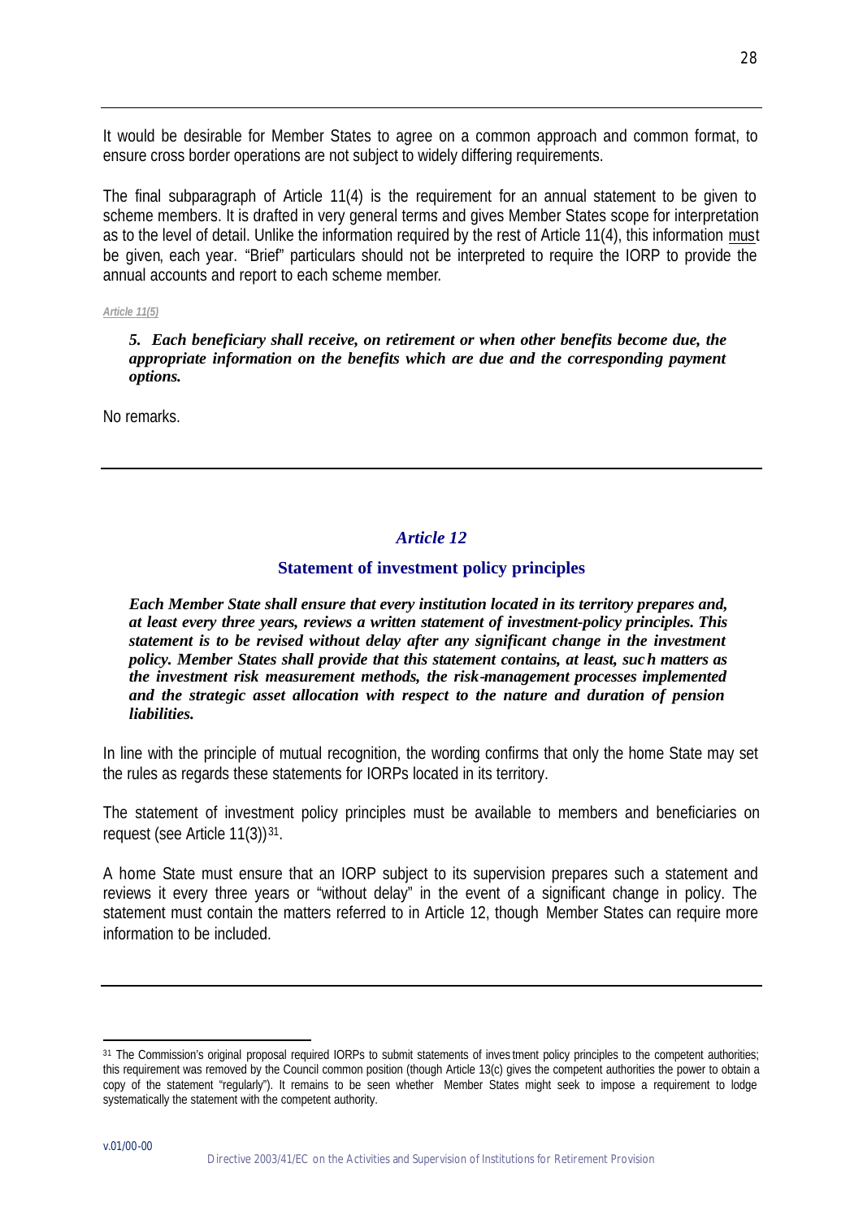It would be desirable for Member States to agree on a common approach and common format, to ensure cross border operations are not subject to widely differing requirements.

The final subparagraph of Article 11(4) is the requirement for an annual statement to be given to scheme members. It is drafted in very general terms and gives Member States scope for interpretation as to the level of detail. Unlike the information required by the rest of Article 11(4), this information must be given, each year. "Brief" particulars should not be interpreted to require the IORP to provide the annual accounts and report to each scheme member.

*Article 11(5)*

***5. Each beneficiary shall receive, on retirement or when other benefits become due, the appropriate information on the benefits which are due and the corresponding payment options.***

No remarks.

---

## *Article 12*

### Statement of investment policy principles

***Each Member State shall ensure that every institution located in its territory prepares and, at least every three years, reviews a written statement of investment-policy principles. This statement is to be revised without delay after any significant change in the investment policy. Member States shall provide that this statement contains, at least, such matters as the investment risk measurement methods, the risk-management processes implemented and the strategic asset allocation with respect to the nature and duration of pension liabilities.***

In line with the principle of mutual recognition, the wording confirms that only the home State may set the rules as regards these statements for IORPs located in its territory.

The statement of investment policy principles must be available to members and beneficiaries on request (see Article 11(3))[31].

A home State must ensure that an IORP subject to its supervision prepares such a statement and reviews it every three years or "without delay" in the event of a significant change in policy. The statement must contain the matters referred to in Article 12, though Member States can require more information to be included.

---

[31] The Commission's original proposal required IORPs to submit statements of investment policy principles to the competent authorities; this requirement was removed by the Council common position (though Article 13(c) gives the competent authorities the power to obtain a copy of the statement "regularly"). It remains to be seen whether Member States might seek to impose a requirement to lodge systematically the statement with the competent authority.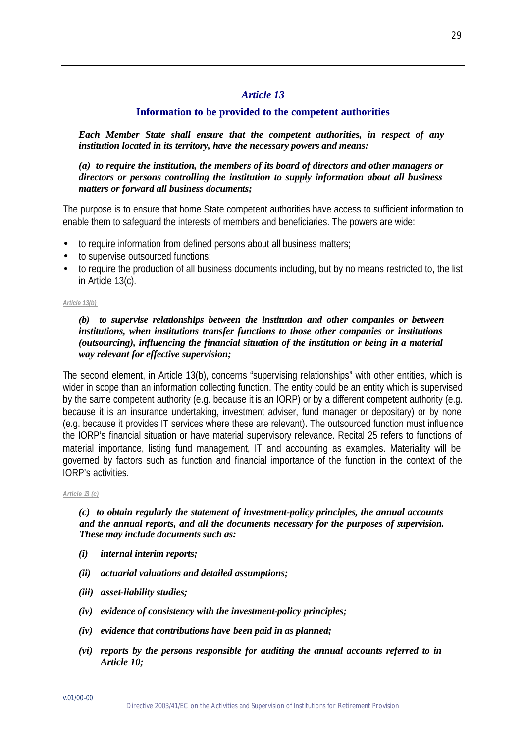## *Article 13*

### Information to be provided to the competent authorities

***Each Member State shall ensure that the competent authorities, in respect of any institution located in its territory, have the necessary powers and means:***

***(a) to require the institution, the members of its board of directors and other managers or directors or persons controlling the institution to supply information about all business matters or forward all business documents;***

The purpose is to ensure that home State competent authorities have access to sufficient information to enable them to safeguard the interests of members and beneficiaries. The powers are wide:

- to require information from defined persons about all business matters;
- to supervise outsourced functions;
- to require the production of all business documents including, but by no means restricted to, the list in Article 13(c).

*Article 13(b)*

***(b) to supervise relationships between the institution and other companies or between institutions, when institutions transfer functions to those other companies or institutions (outsourcing), influencing the financial situation of the institution or being in a material way relevant for effective supervision;***

The second element, in Article 13(b), concerns "supervising relationships" with other entities, which is wider in scope than an information collecting function. The entity could be an entity which is supervised by the same competent authority (e.g. because it is an IORP) or by a different competent authority (e.g. because it is an insurance undertaking, investment adviser, fund manager or depositary) or by none (e.g. because it provides IT services where these are relevant). The outsourced function must influence the IORP's financial situation or have material supervisory relevance. Recital 25 refers to functions of material importance, listing fund management, IT and accounting as examples. Materiality will be governed by factors such as function and financial importance of the function in the context of the IORP's activities.

*Article 13 (c)*

***(c) to obtain regularly the statement of investment-policy principles, the annual accounts and the annual reports, and all the documents necessary for the purposes of supervision. These may include documents such as:***

***(i) internal interim reports;***

***(ii) actuarial valuations and detailed assumptions;***

***(iii) asset-liability studies;***

***(iv) evidence of consistency with the investment-policy principles;***

***(iv) evidence that contributions have been paid in as planned;***

***(vi) reports by the persons responsible for auditing the annual accounts referred to in Article 10;***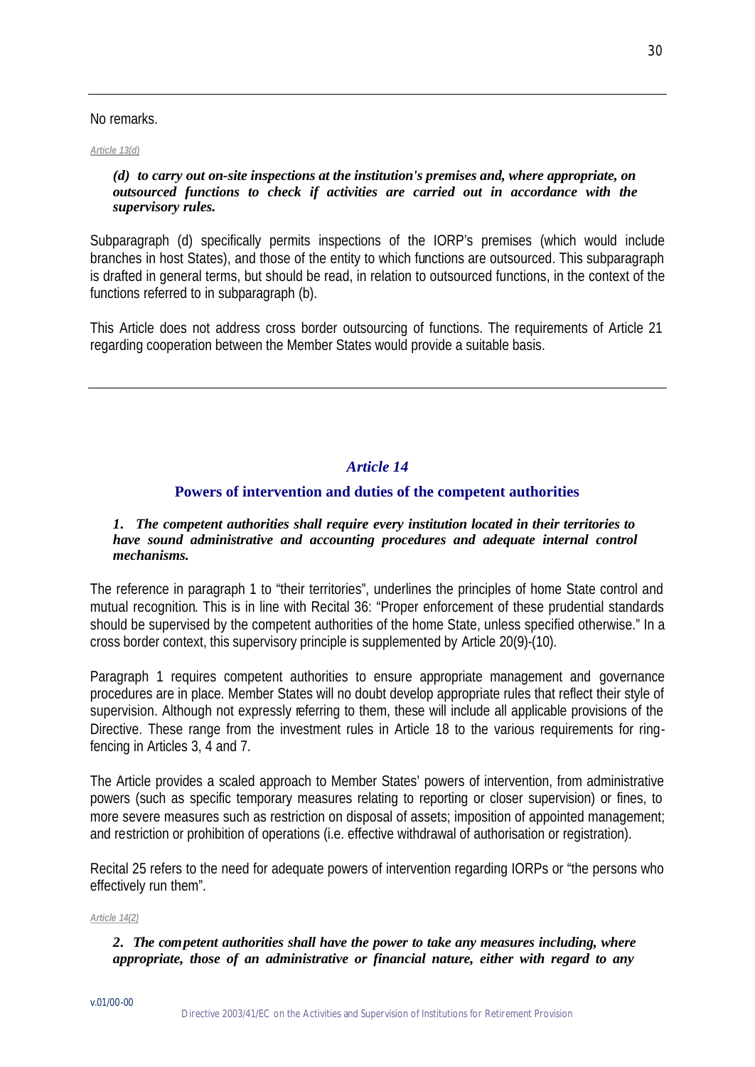---

No remarks.

*Article 13(d)*

***(d) to carry out on-site inspections at the institution's premises and, where appropriate, on outsourced functions to check if activities are carried out in accordance with the supervisory rules.***

Subparagraph (d) specifically permits inspections of the IORP's premises (which would include branches in host States), and those of the entity to which functions are outsourced. This subparagraph is drafted in general terms, but should be read, in relation to outsourced functions, in the context of the functions referred to in subparagraph (b).

This Article does not address cross border outsourcing of functions. The requirements of Article 21 regarding cooperation between the Member States would provide a suitable basis.

---

## *Article 14*

### Powers of intervention and duties of the competent authorities

***1. The competent authorities shall require every institution located in their territories to have sound administrative and accounting procedures and adequate internal control mechanisms.***

The reference in paragraph 1 to "their territories", underlines the principles of home State control and mutual recognition. This is in line with Recital 36: "Proper enforcement of these prudential standards should be supervised by the competent authorities of the home State, unless specified otherwise." In a cross border context, this supervisory principle is supplemented by Article 20(9)-(10).

Paragraph 1 requires competent authorities to ensure appropriate management and governance procedures are in place. Member States will no doubt develop appropriate rules that reflect their style of supervision. Although not expressly referring to them, these will include all applicable provisions of the Directive. These range from the investment rules in Article 18 to the various requirements for ring-fencing in Articles 3, 4 and 7.

The Article provides a scaled approach to Member States' powers of intervention, from administrative powers (such as specific temporary measures relating to reporting or closer supervision) or fines, to more severe measures such as restriction on disposal of assets; imposition of appointed management; and restriction or prohibition of operations (i.e. effective withdrawal of authorisation or registration).

Recital 25 refers to the need for adequate powers of intervention regarding IORPs or "the persons who effectively run them".

*Article 14(2)*

***2. The competent authorities shall have the power to take any measures including, where appropriate, those of an administrative or financial nature, either with regard to any***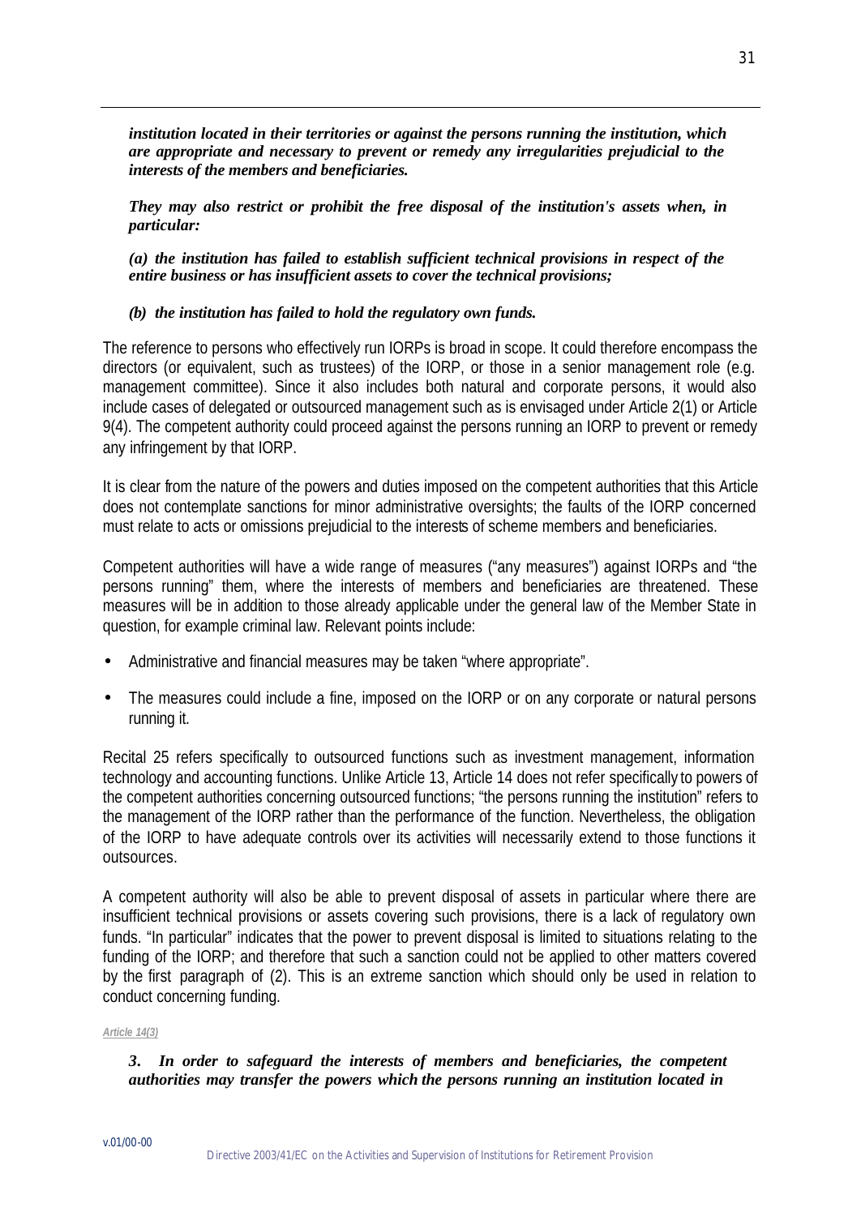***institution located in their territories or against the persons running the institution, which are appropriate and necessary to prevent or remedy any irregularities prejudicial to the interests of the members and beneficiaries.***

***They may also restrict or prohibit the free disposal of the institution's assets when, in particular:***

***(a) the institution has failed to establish sufficient technical provisions in respect of the entire business or has insufficient assets to cover the technical provisions;***

***(b) the institution has failed to hold the regulatory own funds.***

The reference to persons who effectively run IORPs is broad in scope. It could therefore encompass the directors (or equivalent, such as trustees) of the IORP, or those in a senior management role (e.g. management committee). Since it also includes both natural and corporate persons, it would also include cases of delegated or outsourced management such as is envisaged under Article 2(1) or Article 9(4). The competent authority could proceed against the persons running an IORP to prevent or remedy any infringement by that IORP.

It is clear from the nature of the powers and duties imposed on the competent authorities that this Article does not contemplate sanctions for minor administrative oversights; the faults of the IORP concerned must relate to acts or omissions prejudicial to the interests of scheme members and beneficiaries.

Competent authorities will have a wide range of measures ("any measures") against IORPs and "the persons running" them, where the interests of members and beneficiaries are threatened. These measures will be in addition to those already applicable under the general law of the Member State in question, for example criminal law. Relevant points include:

- Administrative and financial measures may be taken "where appropriate".
- The measures could include a fine, imposed on the IORP or on any corporate or natural persons running it.

Recital 25 refers specifically to outsourced functions such as investment management, information technology and accounting functions. Unlike Article 13, Article 14 does not refer specifically to powers of the competent authorities concerning outsourced functions; "the persons running the institution" refers to the management of the IORP rather than the performance of the function. Nevertheless, the obligation of the IORP to have adequate controls over its activities will necessarily extend to those functions it outsources.

A competent authority will also be able to prevent disposal of assets in particular where there are insufficient technical provisions or assets covering such provisions, there is a lack of regulatory own funds. "In particular" indicates that the power to prevent disposal is limited to situations relating to the funding of the IORP; and therefore that such a sanction could not be applied to other matters covered by the first paragraph of (2). This is an extreme sanction which should only be used in relation to conduct concerning funding.

*Article 14(3)*

***3. In order to safeguard the interests of members and beneficiaries, the competent authorities may transfer the powers which the persons running an institution located in***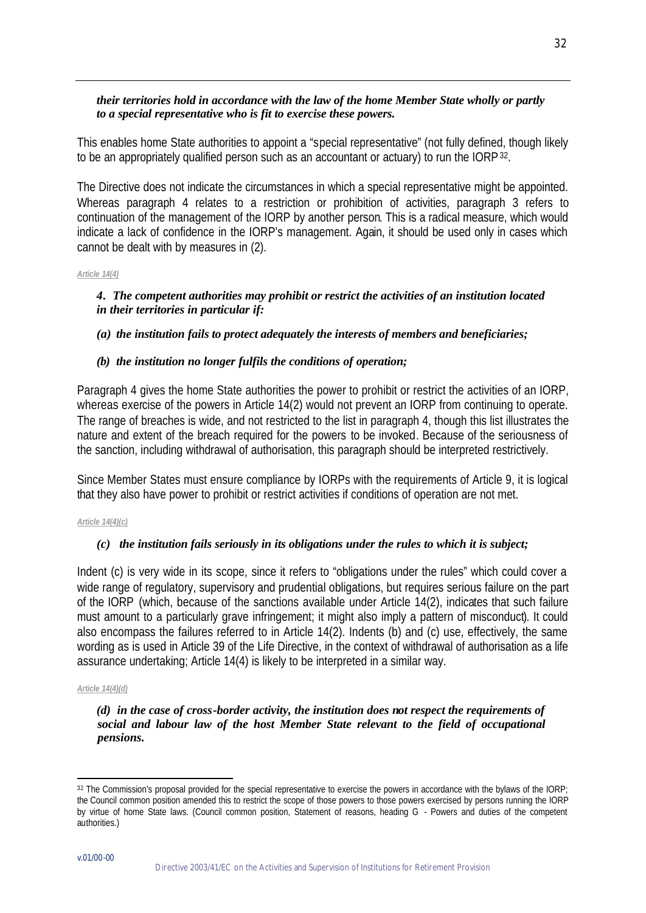***their territories hold in accordance with the law of the home Member State wholly or partly to a special representative who is fit to exercise these powers.***

This enables home State authorities to appoint a "special representative" (not fully defined, though likely to be an appropriately qualified person such as an accountant or actuary) to run the IORP[32].

The Directive does not indicate the circumstances in which a special representative might be appointed. Whereas paragraph 4 relates to a restriction or prohibition of activities, paragraph 3 refers to continuation of the management of the IORP by another person. This is a radical measure, which would indicate a lack of confidence in the IORP's management. Again, it should be used only in cases which cannot be dealt with by measures in (2).

*Article 14(4)*

***4. The competent authorities may prohibit or restrict the activities of an institution located in their territories in particular if:***

***(a) the institution fails to protect adequately the interests of members and beneficiaries;***

***(b) the institution no longer fulfils the conditions of operation;***

Paragraph 4 gives the home State authorities the power to prohibit or restrict the activities of an IORP, whereas exercise of the powers in Article 14(2) would not prevent an IORP from continuing to operate. The range of breaches is wide, and not restricted to the list in paragraph 4, though this list illustrates the nature and extent of the breach required for the powers to be invoked. Because of the seriousness of the sanction, including withdrawal of authorisation, this paragraph should be interpreted restrictively.

Since Member States must ensure compliance by IORPs with the requirements of Article 9, it is logical that they also have power to prohibit or restrict activities if conditions of operation are not met.

*Article 14(4)(c)*

***(c) the institution fails seriously in its obligations under the rules to which it is subject;***

Indent (c) is very wide in its scope, since it refers to "obligations under the rules" which could cover a wide range of regulatory, supervisory and prudential obligations, but requires serious failure on the part of the IORP (which, because of the sanctions available under Article 14(2), indicates that such failure must amount to a particularly grave infringement; it might also imply a pattern of misconduct). It could also encompass the failures referred to in Article 14(2). Indents (b) and (c) use, effectively, the same wording as is used in Article 39 of the Life Directive, in the context of withdrawal of authorisation as a life assurance undertaking; Article 14(4) is likely to be interpreted in a similar way.

*Article 14(4)(d)*

***(d) in the case of cross-border activity, the institution does not respect the requirements of social and labour law of the host Member State relevant to the field of occupational pensions.***

---

[32] The Commission's proposal provided for the special representative to exercise the powers in accordance with the bylaws of the IORP; the Council common position amended this to restrict the scope of those powers to those powers exercised by persons running the IORP by virtue of home State laws. (Council common position, Statement of reasons, heading G - Powers and duties of the competent authorities.)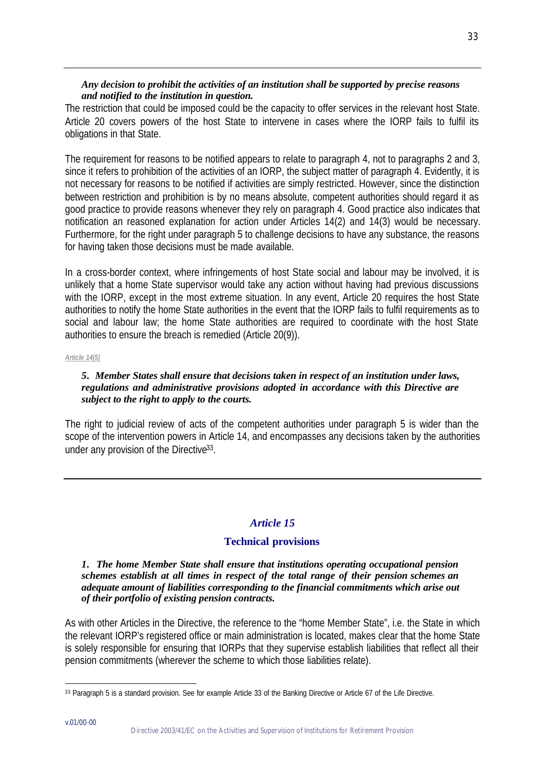***Any decision to prohibit the activities of an institution shall be supported by precise reasons and notified to the institution in question.***

The restriction that could be imposed could be the capacity to offer services in the relevant host State. Article 20 covers powers of the host State to intervene in cases where the IORP fails to fulfil its obligations in that State.

The requirement for reasons to be notified appears to relate to paragraph 4, not to paragraphs 2 and 3, since it refers to prohibition of the activities of an IORP, the subject matter of paragraph 4. Evidently, it is not necessary for reasons to be notified if activities are simply restricted. However, since the distinction between restriction and prohibition is by no means absolute, competent authorities should regard it as good practice to provide reasons whenever they rely on paragraph 4. Good practice also indicates that notification an reasoned explanation for action under Articles 14(2) and 14(3) would be necessary. Furthermore, for the right under paragraph 5 to challenge decisions to have any substance, the reasons for having taken those decisions must be made available.

In a cross-border context, where infringements of host State social and labour may be involved, it is unlikely that a home State supervisor would take any action without having had previous discussions with the IORP, except in the most extreme situation. In any event, Article 20 requires the host State authorities to notify the home State authorities in the event that the IORP fails to fulfil requirements as to social and labour law; the home State authorities are required to coordinate with the host State authorities to ensure the breach is remedied (Article 20(9)).

*Article 14(5)*

***5. Member States shall ensure that decisions taken in respect of an institution under laws, regulations and administrative provisions adopted in accordance with this Directive are subject to the right to apply to the courts.***

The right to judicial review of acts of the competent authorities under paragraph 5 is wider than the scope of the intervention powers in Article 14, and encompasses any decisions taken by the authorities under any provision of the Directive[33].

## *Article 15*

### Technical provisions

***1. The home Member State shall ensure that institutions operating occupational pension schemes establish at all times in respect of the total range of their pension schemes an adequate amount of liabilities corresponding to the financial commitments which arise out of their portfolio of existing pension contracts.***

As with other Articles in the Directive, the reference to the "home Member State", i.e. the State in which the relevant IORP's registered office or main administration is located, makes clear that the home State is solely responsible for ensuring that IORPs that they supervise establish liabilities that reflect all their pension commitments (wherever the scheme to which those liabilities relate).

[33] Paragraph 5 is a standard provision. See for example Article 33 of the Banking Directive or Article 67 of the Life Directive.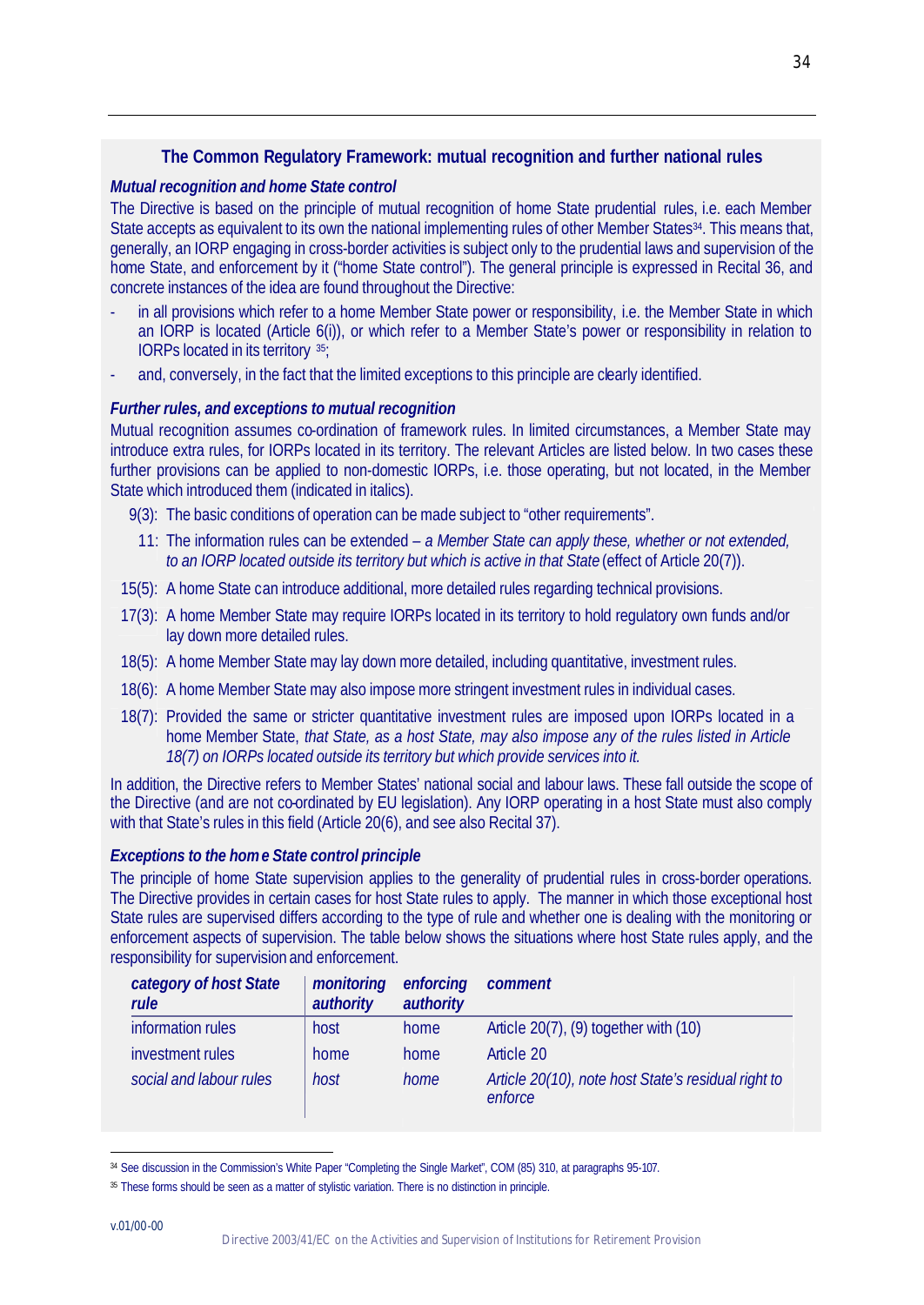### The Common Regulatory Framework: mutual recognition and further national rules

***Mutual recognition and home State control***

The Directive is based on the principle of mutual recognition of home State prudential rules, i.e. each Member State accepts as equivalent to its own the national implementing rules of other Member States[34]. This means that, generally, an IORP engaging in cross-border activities is subject only to the prudential laws and supervision of the home State, and enforcement by it ("home State control"). The general principle is expressed in Recital 36, and concrete instances of the idea are found throughout the Directive:

- in all provisions which refer to a home Member State power or responsibility, i.e. the Member State in which an IORP is located (Article 6(i)), or which refer to a Member State's power or responsibility in relation to IORPs located in its territory [35];
- and, conversely, in the fact that the limited exceptions to this principle are clearly identified.

***Further rules, and exceptions to mutual recognition***

Mutual recognition assumes co-ordination of framework rules. In limited circumstances, a Member State may introduce extra rules, for IORPs located in its territory. The relevant Articles are listed below. In two cases these further provisions can be applied to non-domestic IORPs, i.e. those operating, but not located, in the Member State which introduced them (indicated in italics).

9(3): The basic conditions of operation can be made subject to "other requirements".

11: The information rules can be extended – *a Member State can apply these, whether or not extended, to an IORP located outside its territory but which is active in that State* (effect of Article 20(7)).

15(5): A home State can introduce additional, more detailed rules regarding technical provisions.

17(3): A home Member State may require IORPs located in its territory to hold regulatory own funds and/or lay down more detailed rules.

18(5): A home Member State may lay down more detailed, including quantitative, investment rules.

18(6): A home Member State may also impose more stringent investment rules in individual cases.

18(7): Provided the same or stricter quantitative investment rules are imposed upon IORPs located in a home Member State, *that State, as a host State, may also impose any of the rules listed in Article 18(7) on IORPs located outside its territory but which provide services into it.*

In addition, the Directive refers to Member States' national social and labour laws. These fall outside the scope of the Directive (and are not co-ordinated by EU legislation). Any IORP operating in a host State must also comply with that State's rules in this field (Article 20(6), and see also Recital 37).

***Exceptions to the home State control principle***

The principle of home State supervision applies to the generality of prudential rules in cross-border operations. The Directive provides in certain cases for host State rules to apply. The manner in which those exceptional host State rules are supervised differs according to the type of rule and whether one is dealing with the monitoring or enforcement aspects of supervision. The table below shows the situations where host State rules apply, and the responsibility for supervision and enforcement.

| *category of host State rule* | *monitoring authority* | *enforcing authority* | *comment* |
|---|---|---|---|
| information rules | host | home | Article 20(7), (9) together with (10) |
| investment rules | home | home | Article 20 |
| *social and labour rules* | *host* | *home* | *Article 20(10), note host State's residual right to enforce* |

[34] See discussion in the Commission's White Paper "Completing the Single Market", COM (85) 310, at paragraphs 95-107.

[35] These forms should be seen as a matter of stylistic variation. There is no distinction in principle.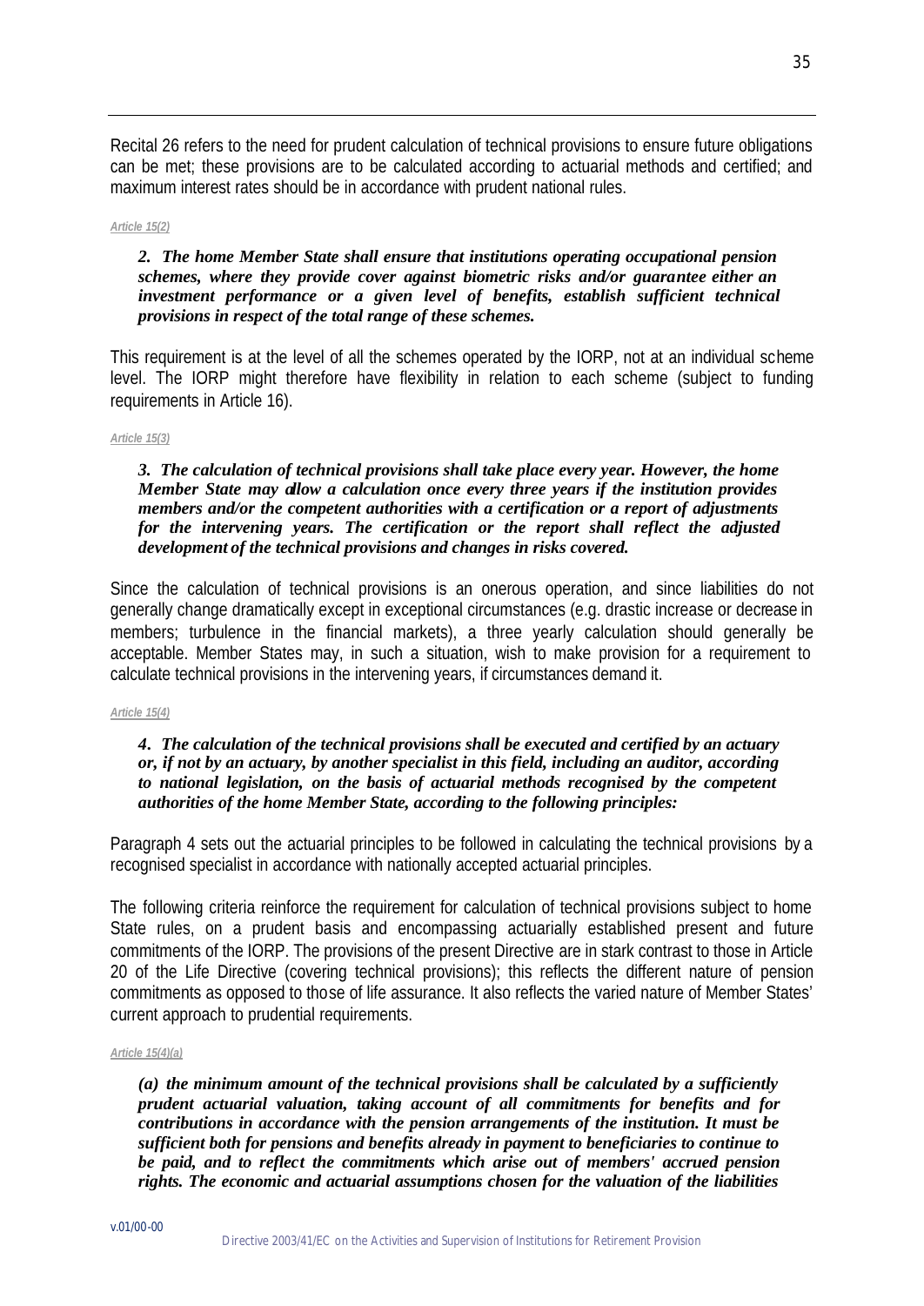Recital 26 refers to the need for prudent calculation of technical provisions to ensure future obligations can be met; these provisions are to be calculated according to actuarial methods and certified; and maximum interest rates should be in accordance with prudent national rules.

*Article 15(2)*

> ***2. The home Member State shall ensure that institutions operating occupational pension schemes, where they provide cover against biometric risks and/or guarantee either an investment performance or a given level of benefits, establish sufficient technical provisions in respect of the total range of these schemes.***

This requirement is at the level of all the schemes operated by the IORP, not at an individual scheme level. The IORP might therefore have flexibility in relation to each scheme (subject to funding requirements in Article 16).

*Article 15(3)*

> ***3. The calculation of technical provisions shall take place every year. However, the home Member State may allow a calculation once every three years if the institution provides members and/or the competent authorities with a certification or a report of adjustments for the intervening years. The certification or the report shall reflect the adjusted development of the technical provisions and changes in risks covered.***

Since the calculation of technical provisions is an onerous operation, and since liabilities do not generally change dramatically except in exceptional circumstances (e.g. drastic increase or decrease in members; turbulence in the financial markets), a three yearly calculation should generally be acceptable. Member States may, in such a situation, wish to make provision for a requirement to calculate technical provisions in the intervening years, if circumstances demand it.

*Article 15(4)*

> ***4. The calculation of the technical provisions shall be executed and certified by an actuary or, if not by an actuary, by another specialist in this field, including an auditor, according to national legislation, on the basis of actuarial methods recognised by the competent authorities of the home Member State, according to the following principles:***

Paragraph 4 sets out the actuarial principles to be followed in calculating the technical provisions by a recognised specialist in accordance with nationally accepted actuarial principles.

The following criteria reinforce the requirement for calculation of technical provisions subject to home State rules, on a prudent basis and encompassing actuarially established present and future commitments of the IORP. The provisions of the present Directive are in stark contrast to those in Article 20 of the Life Directive (covering technical provisions); this reflects the different nature of pension commitments as opposed to those of life assurance. It also reflects the varied nature of Member States' current approach to prudential requirements.

*Article 15(4)(a)*

> ***(a) the minimum amount of the technical provisions shall be calculated by a sufficiently prudent actuarial valuation, taking account of all commitments for benefits and for contributions in accordance with the pension arrangements of the institution. It must be sufficient both for pensions and benefits already in payment to beneficiaries to continue to be paid, and to reflect the commitments which arise out of members' accrued pension rights. The economic and actuarial assumptions chosen for the valuation of the liabilities***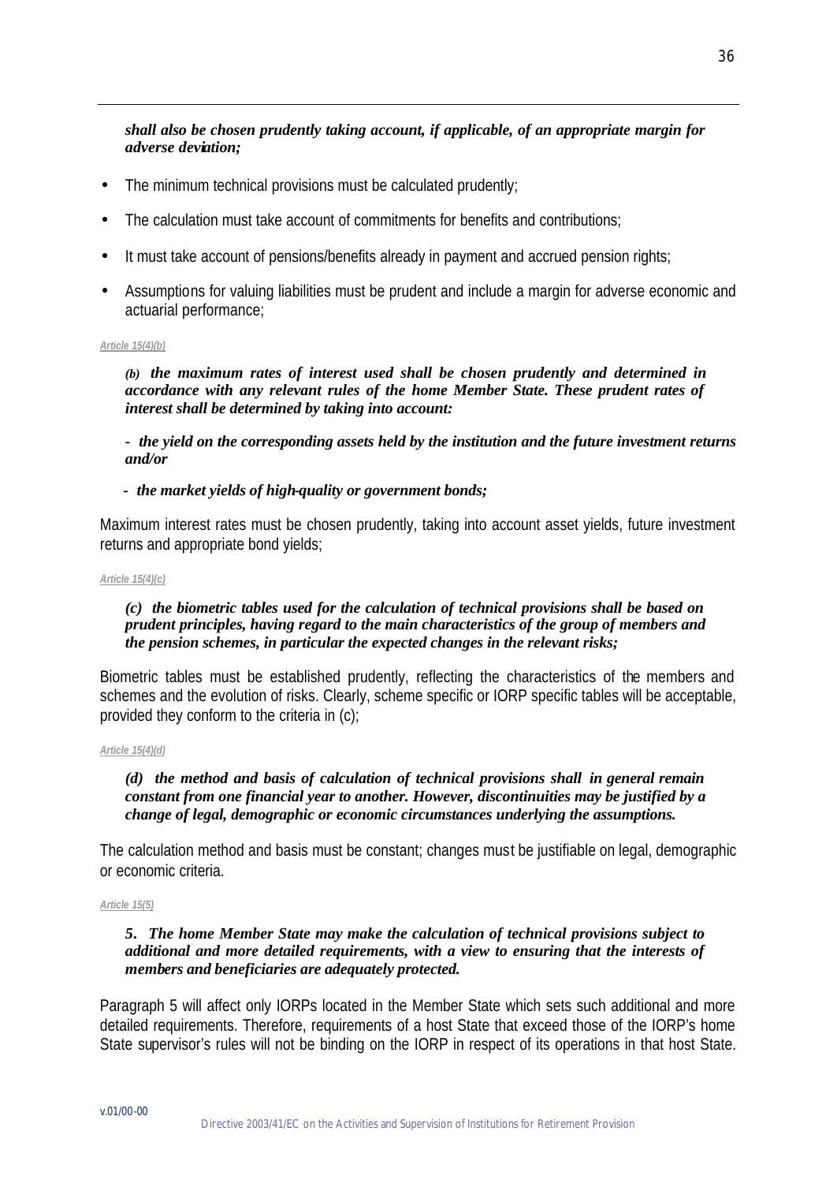***shall also be chosen prudently taking account, if applicable, of an appropriate margin for adverse deviation;***

- The minimum technical provisions must be calculated prudently;
- The calculation must take account of commitments for benefits and contributions;
- It must take account of pensions/benefits already in payment and accrued pension rights;
- Assumptions for valuing liabilities must be prudent and include a margin for adverse economic and actuarial performance;

*Article 15(4)(b)*

***(b) the maximum rates of interest used shall be chosen prudently and determined in accordance with any relevant rules of the home Member State. These prudent rates of interest shall be determined by taking into account:***

***- the yield on the corresponding assets held by the institution and the future investment returns and/or***

***- the market yields of high-quality or government bonds;***

Maximum interest rates must be chosen prudently, taking into account asset yields, future investment returns and appropriate bond yields;

*Article 15(4)(c)*

***(c) the biometric tables used for the calculation of technical provisions shall be based on prudent principles, having regard to the main characteristics of the group of members and the pension schemes, in particular the expected changes in the relevant risks;***

Biometric tables must be established prudently, reflecting the characteristics of the members and schemes and the evolution of risks. Clearly, scheme specific or IORP specific tables will be acceptable, provided they conform to the criteria in (c);

*Article 15(4)(d)*

***(d) the method and basis of calculation of technical provisions shall in general remain constant from one financial year to another. However, discontinuities may be justified by a change of legal, demographic or economic circumstances underlying the assumptions.***

The calculation method and basis must be constant; changes must be justifiable on legal, demographic or economic criteria.

*Article 15(5)*

***5. The home Member State may make the calculation of technical provisions subject to additional and more detailed requirements, with a view to ensuring that the interests of members and beneficiaries are adequately protected.***

Paragraph 5 will affect only IORPs located in the Member State which sets such additional and more detailed requirements. Therefore, requirements of a host State that exceed those of the IORP's home State supervisor's rules will not be binding on the IORP in respect of its operations in that host State.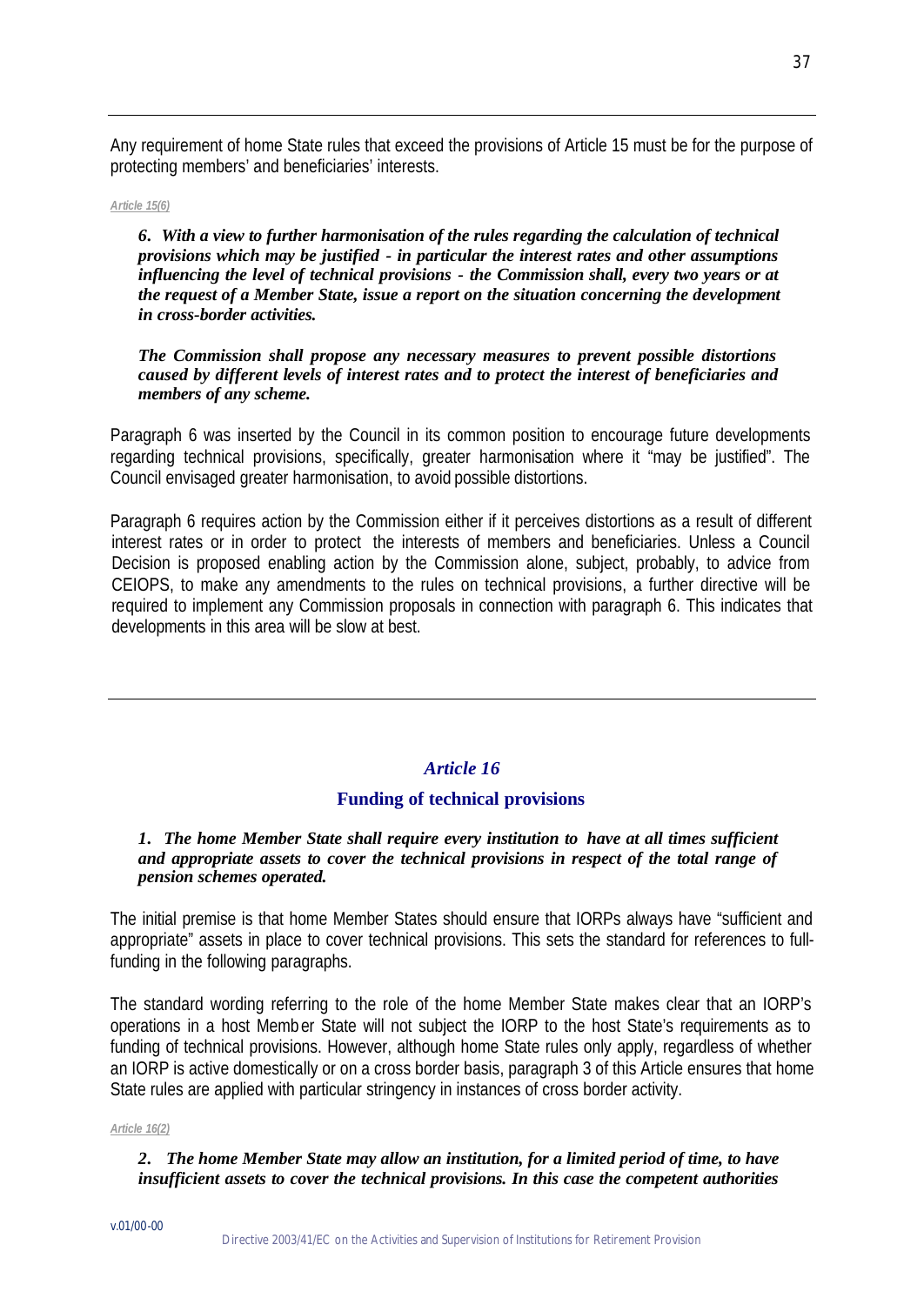Any requirement of home State rules that exceed the provisions of Article 15 must be for the purpose of protecting members' and beneficiaries' interests.

*Article 15(6)*

***6. With a view to further harmonisation of the rules regarding the calculation of technical provisions which may be justified - in particular the interest rates and other assumptions influencing the level of technical provisions - the Commission shall, every two years or at the request of a Member State, issue a report on the situation concerning the development in cross-border activities.***

***The Commission shall propose any necessary measures to prevent possible distortions caused by different levels of interest rates and to protect the interest of beneficiaries and members of any scheme.***

Paragraph 6 was inserted by the Council in its common position to encourage future developments regarding technical provisions, specifically, greater harmonisation where it "may be justified". The Council envisaged greater harmonisation, to avoid possible distortions.

Paragraph 6 requires action by the Commission either if it perceives distortions as a result of different interest rates or in order to protect the interests of members and beneficiaries. Unless a Council Decision is proposed enabling action by the Commission alone, subject, probably, to advice from CEIOPS, to make any amendments to the rules on technical provisions, a further directive will be required to implement any Commission proposals in connection with paragraph 6. This indicates that developments in this area will be slow at best.

---

## *Article 16*

### Funding of technical provisions

***1. The home Member State shall require every institution to have at all times sufficient and appropriate assets to cover the technical provisions in respect of the total range of pension schemes operated.***

The initial premise is that home Member States should ensure that IORPs always have "sufficient and appropriate" assets in place to cover technical provisions. This sets the standard for references to full-funding in the following paragraphs.

The standard wording referring to the role of the home Member State makes clear that an IORP's operations in a host Member State will not subject the IORP to the host State's requirements as to funding of technical provisions. However, although home State rules only apply, regardless of whether an IORP is active domestically or on a cross border basis, paragraph 3 of this Article ensures that home State rules are applied with particular stringency in instances of cross border activity.

*Article 16(2)*

***2. The home Member State may allow an institution, for a limited period of time, to have insufficient assets to cover the technical provisions. In this case the competent authorities***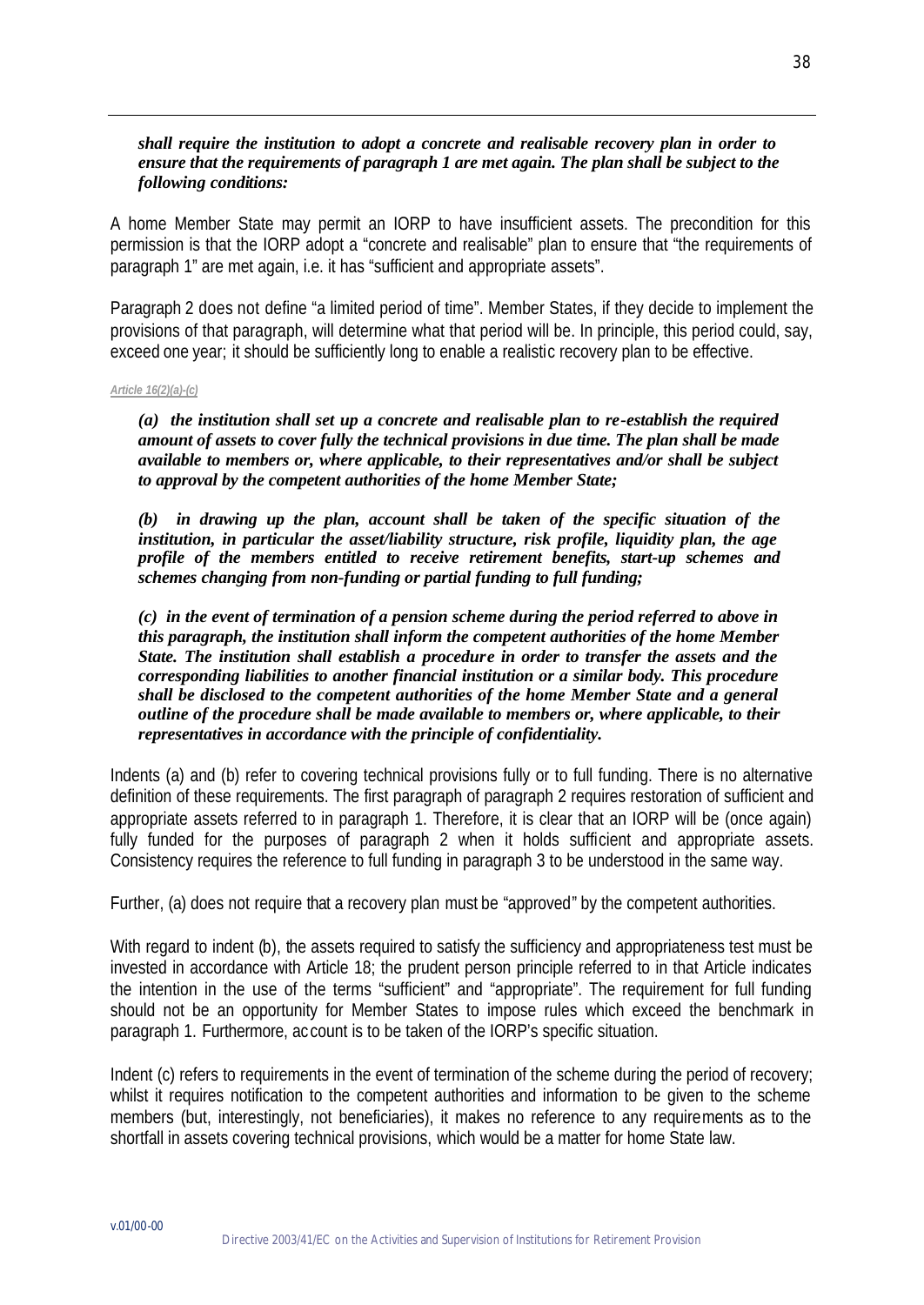***shall require the institution to adopt a concrete and realisable recovery plan in order to ensure that the requirements of paragraph 1 are met again. The plan shall be subject to the following conditions:***

A home Member State may permit an IORP to have insufficient assets. The precondition for this permission is that the IORP adopt a "concrete and realisable" plan to ensure that "the requirements of paragraph 1" are met again, i.e. it has "sufficient and appropriate assets".

Paragraph 2 does not define "a limited period of time". Member States, if they decide to implement the provisions of that paragraph, will determine what that period will be. In principle, this period could, say, exceed one year; it should be sufficiently long to enable a realistic recovery plan to be effective.

*Article 16(2)(a)-(c)*

***(a) the institution shall set up a concrete and realisable plan to re-establish the required amount of assets to cover fully the technical provisions in due time. The plan shall be made available to members or, where applicable, to their representatives and/or shall be subject to approval by the competent authorities of the home Member State;***

***(b) in drawing up the plan, account shall be taken of the specific situation of the institution, in particular the asset/liability structure, risk profile, liquidity plan, the age profile of the members entitled to receive retirement benefits, start-up schemes and schemes changing from non-funding or partial funding to full funding;***

***(c) in the event of termination of a pension scheme during the period referred to above in this paragraph, the institution shall inform the competent authorities of the home Member State. The institution shall establish a procedure in order to transfer the assets and the corresponding liabilities to another financial institution or a similar body. This procedure shall be disclosed to the competent authorities of the home Member State and a general outline of the procedure shall be made available to members or, where applicable, to their representatives in accordance with the principle of confidentiality.***

Indents (a) and (b) refer to covering technical provisions fully or to full funding. There is no alternative definition of these requirements. The first paragraph of paragraph 2 requires restoration of sufficient and appropriate assets referred to in paragraph 1. Therefore, it is clear that an IORP will be (once again) fully funded for the purposes of paragraph 2 when it holds sufficient and appropriate assets. Consistency requires the reference to full funding in paragraph 3 to be understood in the same way.

Further, (a) does not require that a recovery plan must be "approved" by the competent authorities.

With regard to indent (b), the assets required to satisfy the sufficiency and appropriateness test must be invested in accordance with Article 18; the prudent person principle referred to in that Article indicates the intention in the use of the terms "sufficient" and "appropriate". The requirement for full funding should not be an opportunity for Member States to impose rules which exceed the benchmark in paragraph 1. Furthermore, account is to be taken of the IORP's specific situation.

Indent (c) refers to requirements in the event of termination of the scheme during the period of recovery; whilst it requires notification to the competent authorities and information to be given to the scheme members (but, interestingly, not beneficiaries), it makes no reference to any requirements as to the shortfall in assets covering technical provisions, which would be a matter for home State law.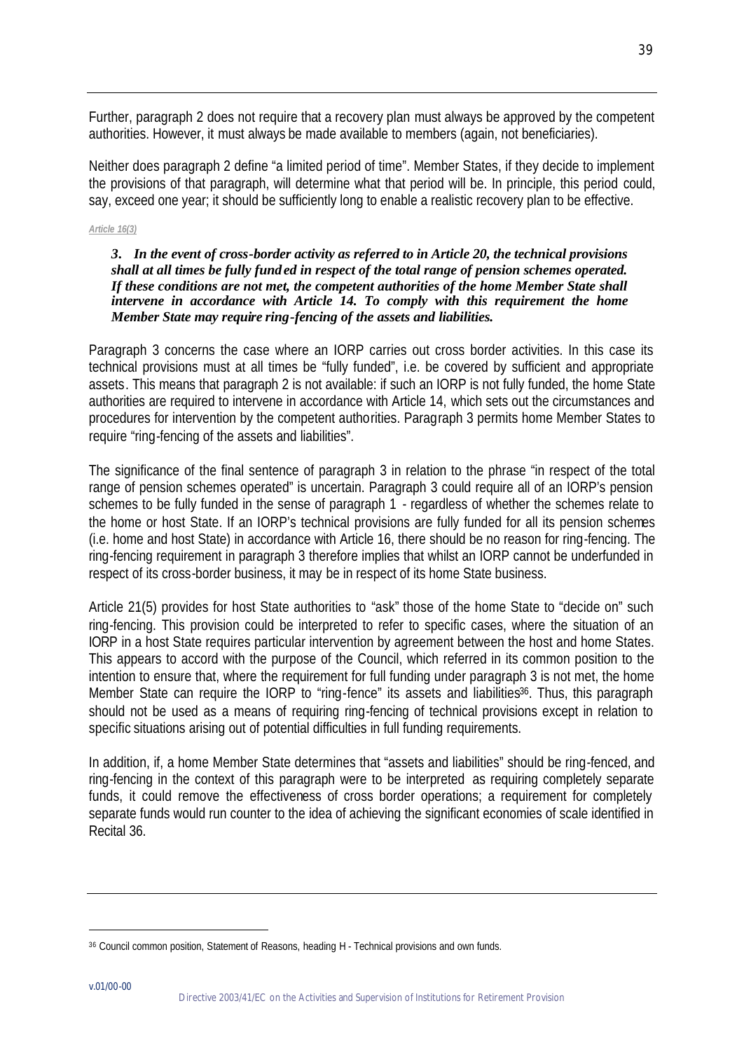Further, paragraph 2 does not require that a recovery plan must always be approved by the competent authorities. However, it must always be made available to members (again, not beneficiaries).

Neither does paragraph 2 define "a limited period of time". Member States, if they decide to implement the provisions of that paragraph, will determine what that period will be. In principle, this period could, say, exceed one year; it should be sufficiently long to enable a realistic recovery plan to be effective.

***Article 16(3)***

> ***3. In the event of cross-border activity as referred to in Article 20, the technical provisions shall at all times be fully funded in respect of the total range of pension schemes operated. If these conditions are not met, the competent authorities of the home Member State shall intervene in accordance with Article 14. To comply with this requirement the home Member State may require ring-fencing of the assets and liabilities.***

Paragraph 3 concerns the case where an IORP carries out cross border activities. In this case its technical provisions must at all times be "fully funded", i.e. be covered by sufficient and appropriate assets. This means that paragraph 2 is not available: if such an IORP is not fully funded, the home State authorities are required to intervene in accordance with Article 14, which sets out the circumstances and procedures for intervention by the competent authorities. Paragraph 3 permits home Member States to require "ring-fencing of the assets and liabilities".

The significance of the final sentence of paragraph 3 in relation to the phrase "in respect of the total range of pension schemes operated" is uncertain. Paragraph 3 could require all of an IORP's pension schemes to be fully funded in the sense of paragraph 1 - regardless of whether the schemes relate to the home or host State. If an IORP's technical provisions are fully funded for all its pension schemes (i.e. home and host State) in accordance with Article 16, there should be no reason for ring-fencing. The ring-fencing requirement in paragraph 3 therefore implies that whilst an IORP cannot be underfunded in respect of its cross-border business, it may be in respect of its home State business.

Article 21(5) provides for host State authorities to "ask" those of the home State to "decide on" such ring-fencing. This provision could be interpreted to refer to specific cases, where the situation of an IORP in a host State requires particular intervention by agreement between the host and home States. This appears to accord with the purpose of the Council, which referred in its common position to the intention to ensure that, where the requirement for full funding under paragraph 3 is not met, the home Member State can require the IORP to "ring-fence" its assets and liabilities[36]. Thus, this paragraph should not be used as a means of requiring ring-fencing of technical provisions except in relation to specific situations arising out of potential difficulties in full funding requirements.

In addition, if, a home Member State determines that "assets and liabilities" should be ring-fenced, and ring-fencing in the context of this paragraph were to be interpreted as requiring completely separate funds, it could remove the effectiveness of cross border operations; a requirement for completely separate funds would run counter to the idea of achieving the significant economies of scale identified in Recital 36.

---

[36] Council common position, Statement of Reasons, heading H - Technical provisions and own funds.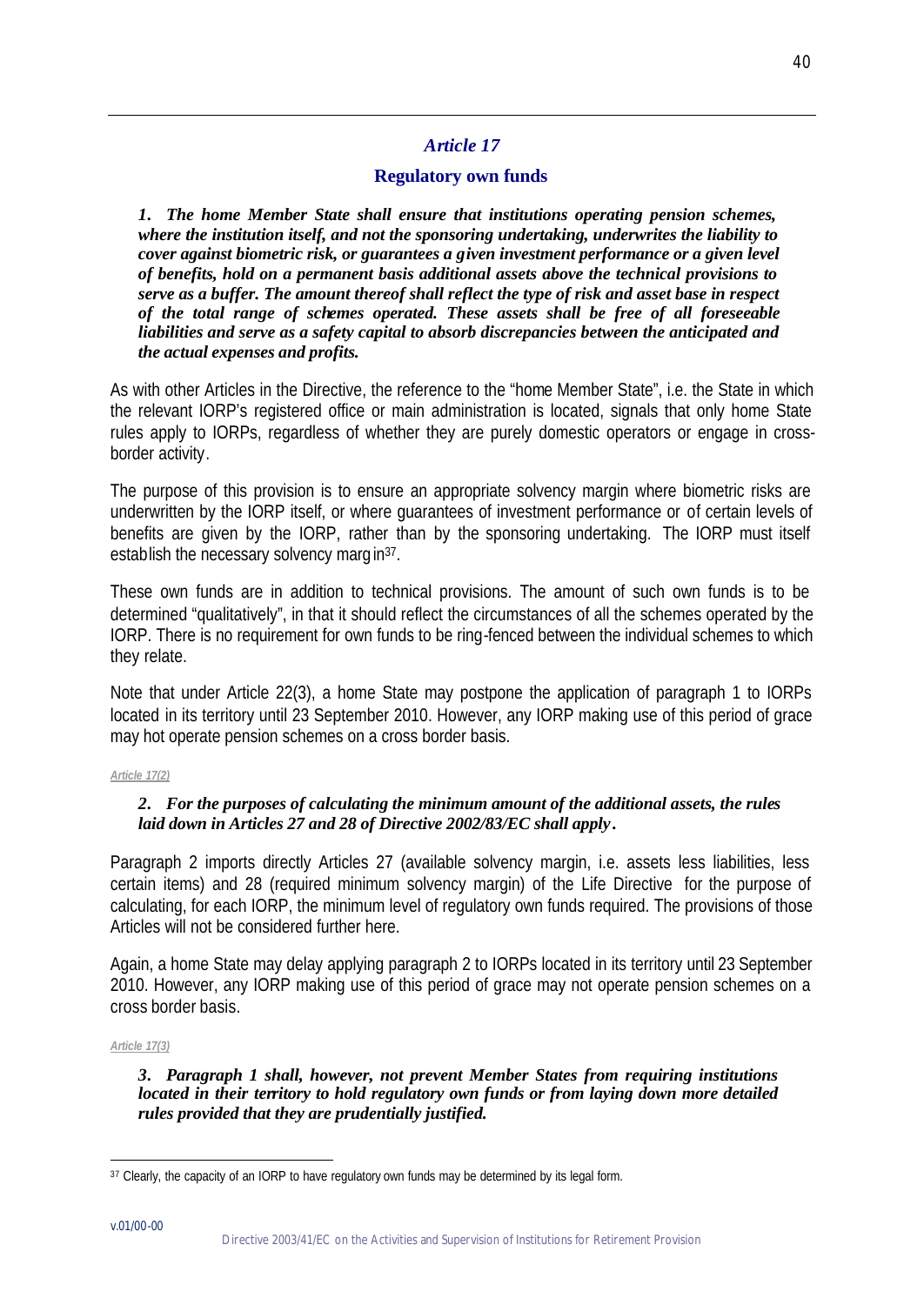## *Article 17*

### Regulatory own funds

***1. The home Member State shall ensure that institutions operating pension schemes, where the institution itself, and not the sponsoring undertaking, underwrites the liability to cover against biometric risk, or guarantees a given investment performance or a given level of benefits, hold on a permanent basis additional assets above the technical provisions to serve as a buffer. The amount thereof shall reflect the type of risk and asset base in respect of the total range of schemes operated. These assets shall be free of all foreseeable liabilities and serve as a safety capital to absorb discrepancies between the anticipated and the actual expenses and profits.***

As with other Articles in the Directive, the reference to the "home Member State", i.e. the State in which the relevant IORP's registered office or main administration is located, signals that only home State rules apply to IORPs, regardless of whether they are purely domestic operators or engage in cross-border activity.

The purpose of this provision is to ensure an appropriate solvency margin where biometric risks are underwritten by the IORP itself, or where guarantees of investment performance or of certain levels of benefits are given by the IORP, rather than by the sponsoring undertaking. The IORP must itself establish the necessary solvency margin[37].

These own funds are in addition to technical provisions. The amount of such own funds is to be determined "qualitatively", in that it should reflect the circumstances of all the schemes operated by the IORP. There is no requirement for own funds to be ring-fenced between the individual schemes to which they relate.

Note that under Article 22(3), a home State may postpone the application of paragraph 1 to IORPs located in its territory until 23 September 2010. However, any IORP making use of this period of grace may hot operate pension schemes on a cross border basis.

*Article 17(2)*

***2. For the purposes of calculating the minimum amount of the additional assets, the rules laid down in Articles 27 and 28 of Directive 2002/83/EC shall apply.***

Paragraph 2 imports directly Articles 27 (available solvency margin, i.e. assets less liabilities, less certain items) and 28 (required minimum solvency margin) of the Life Directive for the purpose of calculating, for each IORP, the minimum level of regulatory own funds required. The provisions of those Articles will not be considered further here.

Again, a home State may delay applying paragraph 2 to IORPs located in its territory until 23 September 2010. However, any IORP making use of this period of grace may not operate pension schemes on a cross border basis.

*Article 17(3)*

***3. Paragraph 1 shall, however, not prevent Member States from requiring institutions located in their territory to hold regulatory own funds or from laying down more detailed rules provided that they are prudentially justified.***

---

[37] Clearly, the capacity of an IORP to have regulatory own funds may be determined by its legal form.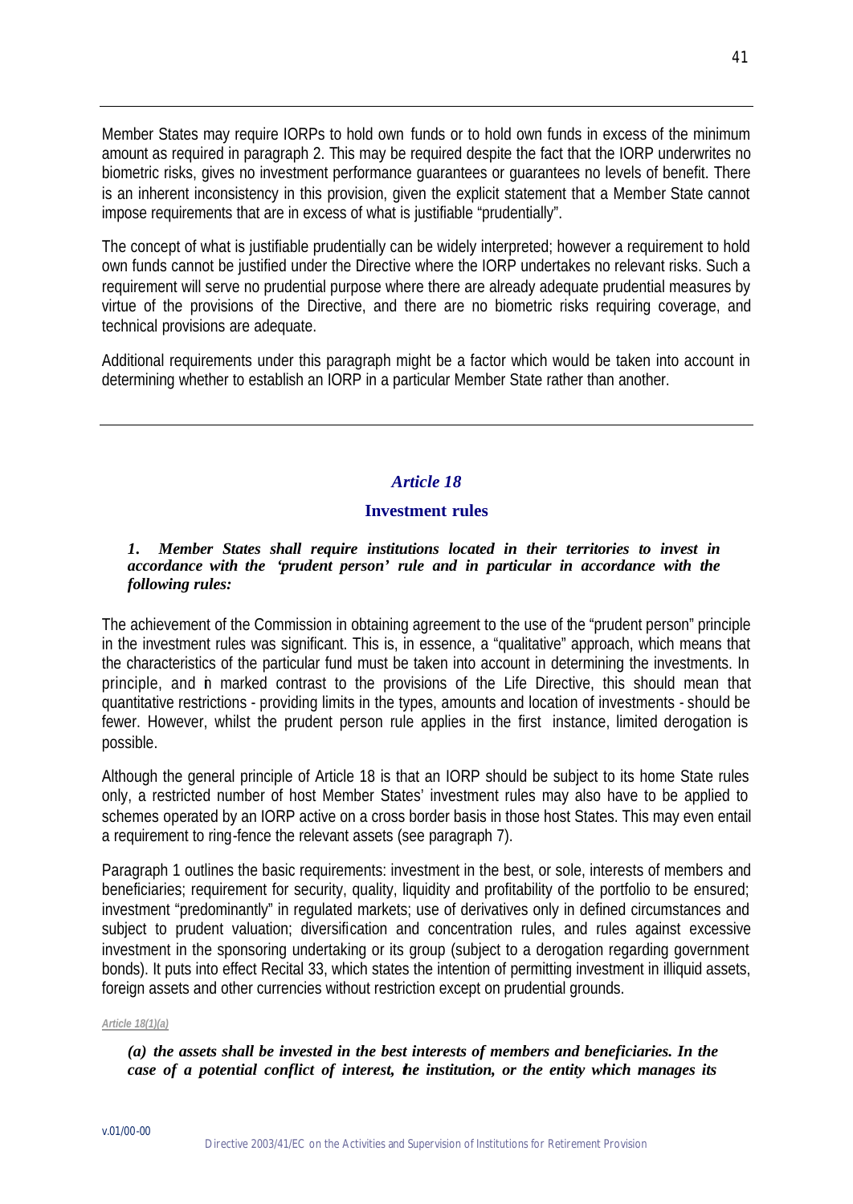---

Member States may require IORPs to hold own funds or to hold own funds in excess of the minimum amount as required in paragraph 2. This may be required despite the fact that the IORP underwrites no biometric risks, gives no investment performance guarantees or guarantees no levels of benefit. There is an inherent inconsistency in this provision, given the explicit statement that a Member State cannot impose requirements that are in excess of what is justifiable "prudentially".

The concept of what is justifiable prudentially can be widely interpreted; however a requirement to hold own funds cannot be justified under the Directive where the IORP undertakes no relevant risks. Such a requirement will serve no prudential purpose where there are already adequate prudential measures by virtue of the provisions of the Directive, and there are no biometric risks requiring coverage, and technical provisions are adequate.

Additional requirements under this paragraph might be a factor which would be taken into account in determining whether to establish an IORP in a particular Member State rather than another.

---

## *Article 18*

### Investment rules

***1. Member States shall require institutions located in their territories to invest in accordance with the 'prudent person' rule and in particular in accordance with the following rules:***

The achievement of the Commission in obtaining agreement to the use of the "prudent person" principle in the investment rules was significant. This is, in essence, a "qualitative" approach, which means that the characteristics of the particular fund must be taken into account in determining the investments. In principle, and in marked contrast to the provisions of the Life Directive, this should mean that quantitative restrictions - providing limits in the types, amounts and location of investments - should be fewer. However, whilst the prudent person rule applies in the first instance, limited derogation is possible.

Although the general principle of Article 18 is that an IORP should be subject to its home State rules only, a restricted number of host Member States' investment rules may also have to be applied to schemes operated by an IORP active on a cross border basis in those host States. This may even entail a requirement to ring-fence the relevant assets (see paragraph 7).

Paragraph 1 outlines the basic requirements: investment in the best, or sole, interests of members and beneficiaries; requirement for security, quality, liquidity and profitability of the portfolio to be ensured; investment "predominantly" in regulated markets; use of derivatives only in defined circumstances and subject to prudent valuation; diversification and concentration rules, and rules against excessive investment in the sponsoring undertaking or its group (subject to a derogation regarding government bonds). It puts into effect Recital 33, which states the intention of permitting investment in illiquid assets, foreign assets and other currencies without restriction except on prudential grounds.

*Article 18(1)(a)*

***(a) the assets shall be invested in the best interests of members and beneficiaries. In the case of a potential conflict of interest, the institution, or the entity which manages its***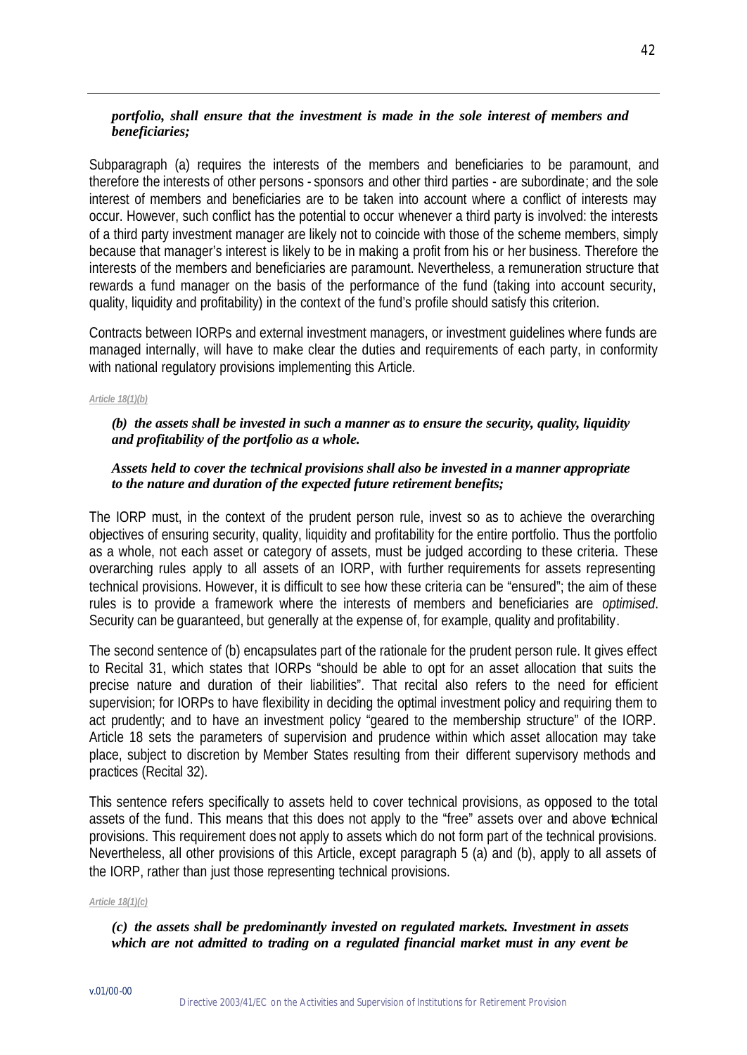***portfolio, shall ensure that the investment is made in the sole interest of members and beneficiaries;***

Subparagraph (a) requires the interests of the members and beneficiaries to be paramount, and therefore the interests of other persons - sponsors and other third parties - are subordinate; and the sole interest of members and beneficiaries are to be taken into account where a conflict of interests may occur. However, such conflict has the potential to occur whenever a third party is involved: the interests of a third party investment manager are likely not to coincide with those of the scheme members, simply because that manager's interest is likely to be in making a profit from his or her business. Therefore the interests of the members and beneficiaries are paramount. Nevertheless, a remuneration structure that rewards a fund manager on the basis of the performance of the fund (taking into account security, quality, liquidity and profitability) in the context of the fund's profile should satisfy this criterion.

Contracts between IORPs and external investment managers, or investment guidelines where funds are managed internally, will have to make clear the duties and requirements of each party, in conformity with national regulatory provisions implementing this Article.

*Article 18(1)(b)*

***(b) the assets shall be invested in such a manner as to ensure the security, quality, liquidity and profitability of the portfolio as a whole.***

***Assets held to cover the technical provisions shall also be invested in a manner appropriate to the nature and duration of the expected future retirement benefits;***

The IORP must, in the context of the prudent person rule, invest so as to achieve the overarching objectives of ensuring security, quality, liquidity and profitability for the entire portfolio. Thus the portfolio as a whole, not each asset or category of assets, must be judged according to these criteria. These overarching rules apply to all assets of an IORP, with further requirements for assets representing technical provisions. However, it is difficult to see how these criteria can be "ensured"; the aim of these rules is to provide a framework where the interests of members and beneficiaries are *optimised*. Security can be guaranteed, but generally at the expense of, for example, quality and profitability.

The second sentence of (b) encapsulates part of the rationale for the prudent person rule. It gives effect to Recital 31, which states that IORPs "should be able to opt for an asset allocation that suits the precise nature and duration of their liabilities". That recital also refers to the need for efficient supervision; for IORPs to have flexibility in deciding the optimal investment policy and requiring them to act prudently; and to have an investment policy "geared to the membership structure" of the IORP. Article 18 sets the parameters of supervision and prudence within which asset allocation may take place, subject to discretion by Member States resulting from their different supervisory methods and practices (Recital 32).

This sentence refers specifically to assets held to cover technical provisions, as opposed to the total assets of the fund. This means that this does not apply to the "free" assets over and above technical provisions. This requirement does not apply to assets which do not form part of the technical provisions. Nevertheless, all other provisions of this Article, except paragraph 5 (a) and (b), apply to all assets of the IORP, rather than just those representing technical provisions.

*Article 18(1)(c)*

***(c) the assets shall be predominantly invested on regulated markets. Investment in assets which are not admitted to trading on a regulated financial market must in any event be***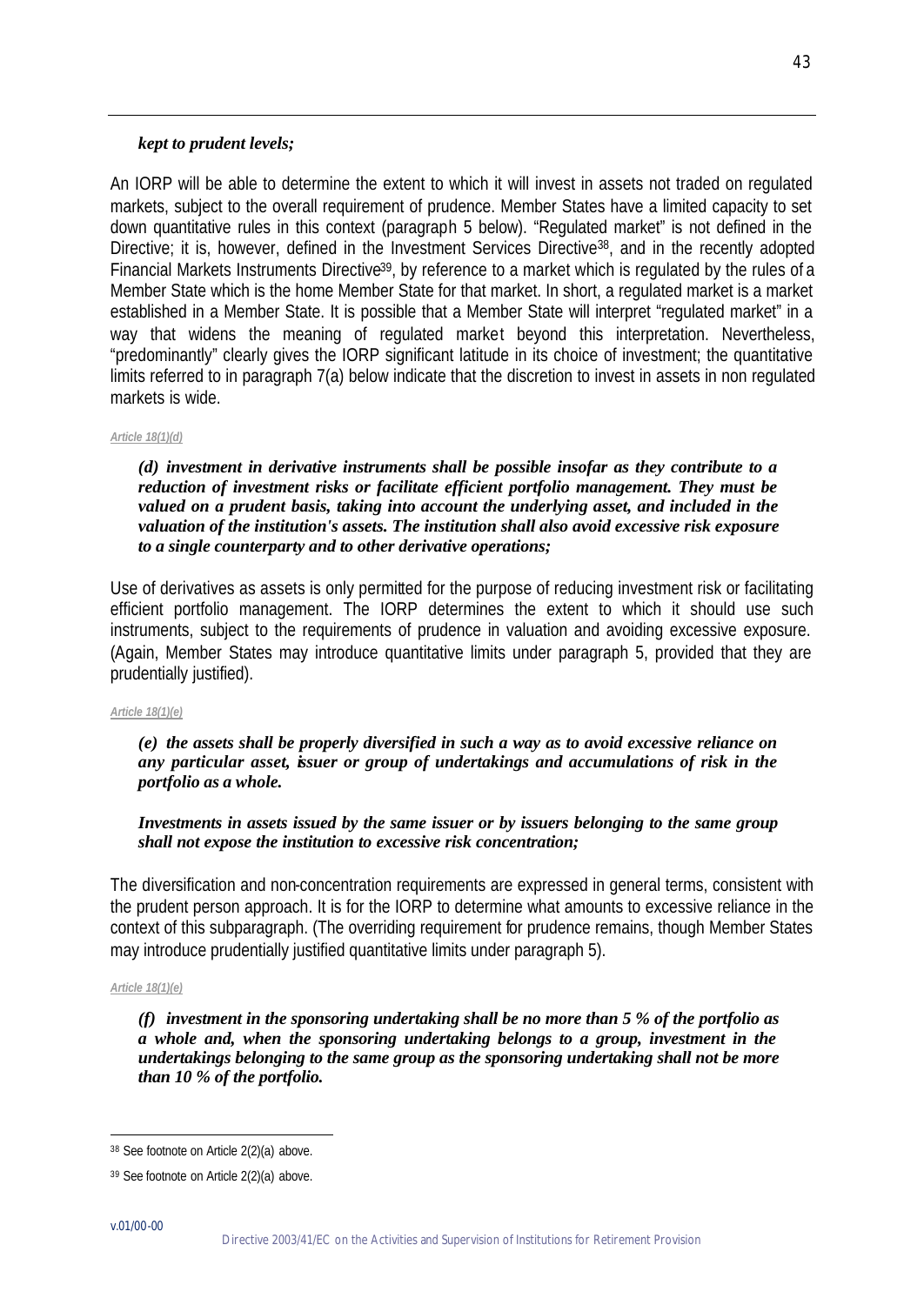***kept to prudent levels;***

An IORP will be able to determine the extent to which it will invest in assets not traded on regulated markets, subject to the overall requirement of prudence. Member States have a limited capacity to set down quantitative rules in this context (paragraph 5 below). "Regulated market" is not defined in the Directive; it is, however, defined in the Investment Services Directive[38], and in the recently adopted Financial Markets Instruments Directive[39], by reference to a market which is regulated by the rules of a Member State which is the home Member State for that market. In short, a regulated market is a market established in a Member State. It is possible that a Member State will interpret "regulated market" in a way that widens the meaning of regulated market beyond this interpretation. Nevertheless, "predominantly" clearly gives the IORP significant latitude in its choice of investment; the quantitative limits referred to in paragraph 7(a) below indicate that the discretion to invest in assets in non regulated markets is wide.

*Article 18(1)(d)*

***(d) investment in derivative instruments shall be possible insofar as they contribute to a reduction of investment risks or facilitate efficient portfolio management. They must be valued on a prudent basis, taking into account the underlying asset, and included in the valuation of the institution's assets. The institution shall also avoid excessive risk exposure to a single counterparty and to other derivative operations;***

Use of derivatives as assets is only permitted for the purpose of reducing investment risk or facilitating efficient portfolio management. The IORP determines the extent to which it should use such instruments, subject to the requirements of prudence in valuation and avoiding excessive exposure. (Again, Member States may introduce quantitative limits under paragraph 5, provided that they are prudentially justified).

*Article 18(1)(e)*

***(e) the assets shall be properly diversified in such a way as to avoid excessive reliance on any particular asset, issuer or group of undertakings and accumulations of risk in the portfolio as a whole.***

***Investments in assets issued by the same issuer or by issuers belonging to the same group shall not expose the institution to excessive risk concentration;***

The diversification and non-concentration requirements are expressed in general terms, consistent with the prudent person approach. It is for the IORP to determine what amounts to excessive reliance in the context of this subparagraph. (The overriding requirement for prudence remains, though Member States may introduce prudentially justified quantitative limits under paragraph 5).

*Article 18(1)(e)*

***(f) investment in the sponsoring undertaking shall be no more than 5 % of the portfolio as a whole and, when the sponsoring undertaking belongs to a group, investment in the undertakings belonging to the same group as the sponsoring undertaking shall not be more than 10 % of the portfolio.***

---

[38] See footnote on Article 2(2)(a) above.

[39] See footnote on Article 2(2)(a) above.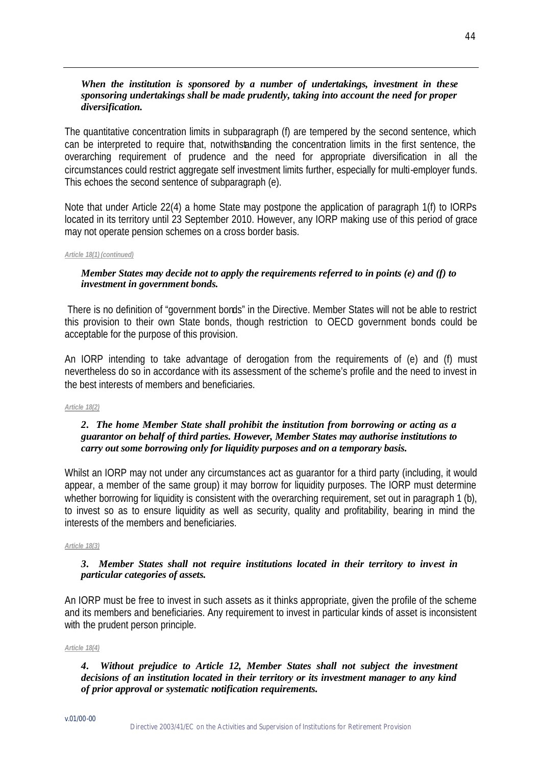***When the institution is sponsored by a number of undertakings, investment in these sponsoring undertakings shall be made prudently, taking into account the need for proper diversification.***

The quantitative concentration limits in subparagraph (f) are tempered by the second sentence, which can be interpreted to require that, notwithstanding the concentration limits in the first sentence, the overarching requirement of prudence and the need for appropriate diversification in all the circumstances could restrict aggregate self investment limits further, especially for multi-employer funds. This echoes the second sentence of subparagraph (e).

Note that under Article 22(4) a home State may postpone the application of paragraph 1(f) to IORPs located in its territory until 23 September 2010. However, any IORP making use of this period of grace may not operate pension schemes on a cross border basis.

*Article 18(1) (continued)*

***Member States may decide not to apply the requirements referred to in points (e) and (f) to investment in government bonds.***

There is no definition of "government bonds" in the Directive. Member States will not be able to restrict this provision to their own State bonds, though restriction to OECD government bonds could be acceptable for the purpose of this provision.

An IORP intending to take advantage of derogation from the requirements of (e) and (f) must nevertheless do so in accordance with its assessment of the scheme's profile and the need to invest in the best interests of members and beneficiaries.

*Article 18(2)*

***2. The home Member State shall prohibit the institution from borrowing or acting as a guarantor on behalf of third parties. However, Member States may authorise institutions to carry out some borrowing only for liquidity purposes and on a temporary basis.***

Whilst an IORP may not under any circumstances act as guarantor for a third party (including, it would appear, a member of the same group) it may borrow for liquidity purposes. The IORP must determine whether borrowing for liquidity is consistent with the overarching requirement, set out in paragraph 1 (b), to invest so as to ensure liquidity as well as security, quality and profitability, bearing in mind the interests of the members and beneficiaries.

*Article 18(3)*

***3. Member States shall not require institutions located in their territory to invest in particular categories of assets.***

An IORP must be free to invest in such assets as it thinks appropriate, given the profile of the scheme and its members and beneficiaries. Any requirement to invest in particular kinds of asset is inconsistent with the prudent person principle.

*Article 18(4)*

***4. Without prejudice to Article 12, Member States shall not subject the investment decisions of an institution located in their territory or its investment manager to any kind of prior approval or systematic notification requirements.***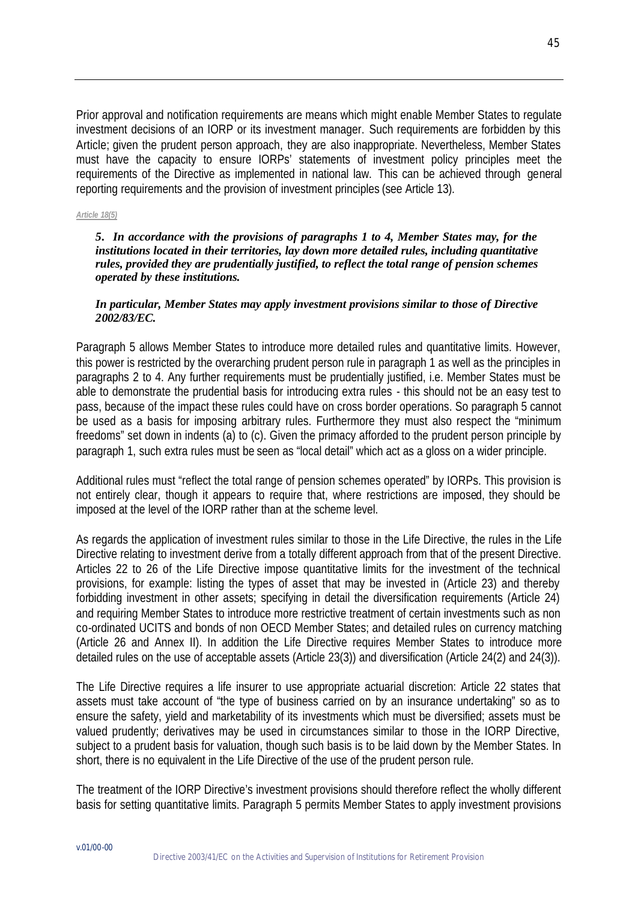Prior approval and notification requirements are means which might enable Member States to regulate investment decisions of an IORP or its investment manager. Such requirements are forbidden by this Article; given the prudent person approach, they are also inappropriate. Nevertheless, Member States must have the capacity to ensure IORPs' statements of investment policy principles meet the requirements of the Directive as implemented in national law. This can be achieved through general reporting requirements and the provision of investment principles (see Article 13).

***Article 18(5)***

> ***5. In accordance with the provisions of paragraphs 1 to 4, Member States may, for the institutions located in their territories, lay down more detailed rules, including quantitative rules, provided they are prudentially justified, to reflect the total range of pension schemes operated by these institutions.***
>
> ***In particular, Member States may apply investment provisions similar to those of Directive 2002/83/EC.***

Paragraph 5 allows Member States to introduce more detailed rules and quantitative limits. However, this power is restricted by the overarching prudent person rule in paragraph 1 as well as the principles in paragraphs 2 to 4. Any further requirements must be prudentially justified, i.e. Member States must be able to demonstrate the prudential basis for introducing extra rules - this should not be an easy test to pass, because of the impact these rules could have on cross border operations. So paragraph 5 cannot be used as a basis for imposing arbitrary rules. Furthermore they must also respect the "minimum freedoms" set down in indents (a) to (c). Given the primacy afforded to the prudent person principle by paragraph 1, such extra rules must be seen as "local detail" which act as a gloss on a wider principle.

Additional rules must "reflect the total range of pension schemes operated" by IORPs. This provision is not entirely clear, though it appears to require that, where restrictions are imposed, they should be imposed at the level of the IORP rather than at the scheme level.

As regards the application of investment rules similar to those in the Life Directive, the rules in the Life Directive relating to investment derive from a totally different approach from that of the present Directive. Articles 22 to 26 of the Life Directive impose quantitative limits for the investment of the technical provisions, for example: listing the types of asset that may be invested in (Article 23) and thereby forbidding investment in other assets; specifying in detail the diversification requirements (Article 24) and requiring Member States to introduce more restrictive treatment of certain investments such as non co-ordinated UCITS and bonds of non OECD Member States; and detailed rules on currency matching (Article 26 and Annex II). In addition the Life Directive requires Member States to introduce more detailed rules on the use of acceptable assets (Article 23(3)) and diversification (Article 24(2) and 24(3)).

The Life Directive requires a life insurer to use appropriate actuarial discretion: Article 22 states that assets must take account of "the type of business carried on by an insurance undertaking" so as to ensure the safety, yield and marketability of its investments which must be diversified; assets must be valued prudently; derivatives may be used in circumstances similar to those in the IORP Directive, subject to a prudent basis for valuation, though such basis is to be laid down by the Member States. In short, there is no equivalent in the Life Directive of the use of the prudent person rule.

The treatment of the IORP Directive's investment provisions should therefore reflect the wholly different basis for setting quantitative limits. Paragraph 5 permits Member States to apply investment provisions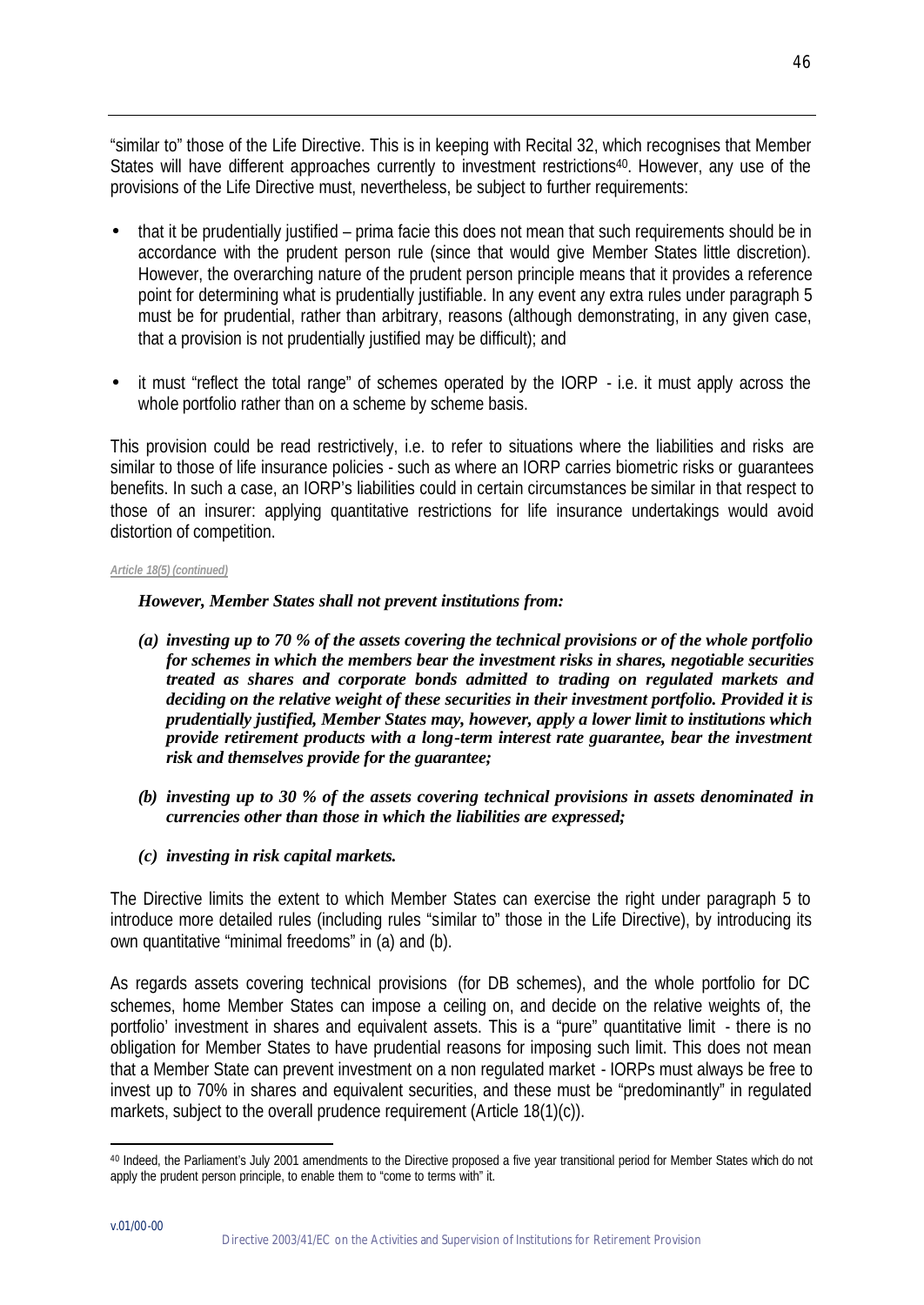"similar to" those of the Life Directive. This is in keeping with Recital 32, which recognises that Member States will have different approaches currently to investment restrictions[40]. However, any use of the provisions of the Life Directive must, nevertheless, be subject to further requirements:

- that it be prudentially justified – prima facie this does not mean that such requirements should be in accordance with the prudent person rule (since that would give Member States little discretion). However, the overarching nature of the prudent person principle means that it provides a reference point for determining what is prudentially justifiable. In any event any extra rules under paragraph 5 must be for prudential, rather than arbitrary, reasons (although demonstrating, in any given case, that a provision is not prudentially justified may be difficult); and

- it must "reflect the total range" of schemes operated by the IORP - i.e. it must apply across the whole portfolio rather than on a scheme by scheme basis.

This provision could be read restrictively, i.e. to refer to situations where the liabilities and risks are similar to those of life insurance policies - such as where an IORP carries biometric risks or guarantees benefits. In such a case, an IORP's liabilities could in certain circumstances be similar in that respect to those of an insurer: applying quantitative restrictions for life insurance undertakings would avoid distortion of competition.

*Article 18(5) (continued)*

***However, Member States shall not prevent institutions from:***

***(a) investing up to 70 % of the assets covering the technical provisions or of the whole portfolio for schemes in which the members bear the investment risks in shares, negotiable securities treated as shares and corporate bonds admitted to trading on regulated markets and deciding on the relative weight of these securities in their investment portfolio. Provided it is prudentially justified, Member States may, however, apply a lower limit to institutions which provide retirement products with a long-term interest rate guarantee, bear the investment risk and themselves provide for the guarantee;***

***(b) investing up to 30 % of the assets covering technical provisions in assets denominated in currencies other than those in which the liabilities are expressed;***

***(c) investing in risk capital markets.***

The Directive limits the extent to which Member States can exercise the right under paragraph 5 to introduce more detailed rules (including rules "similar to" those in the Life Directive), by introducing its own quantitative "minimal freedoms" in (a) and (b).

As regards assets covering technical provisions (for DB schemes), and the whole portfolio for DC schemes, home Member States can impose a ceiling on, and decide on the relative weights of, the portfolio' investment in shares and equivalent assets. This is a "pure" quantitative limit - there is no obligation for Member States to have prudential reasons for imposing such limit. This does not mean that a Member State can prevent investment on a non regulated market - IORPs must always be free to invest up to 70% in shares and equivalent securities, and these must be "predominantly" in regulated markets, subject to the overall prudence requirement (Article 18(1)(c)).

[40] Indeed, the Parliament's July 2001 amendments to the Directive proposed a five year transitional period for Member States which do not apply the prudent person principle, to enable them to "come to terms with" it.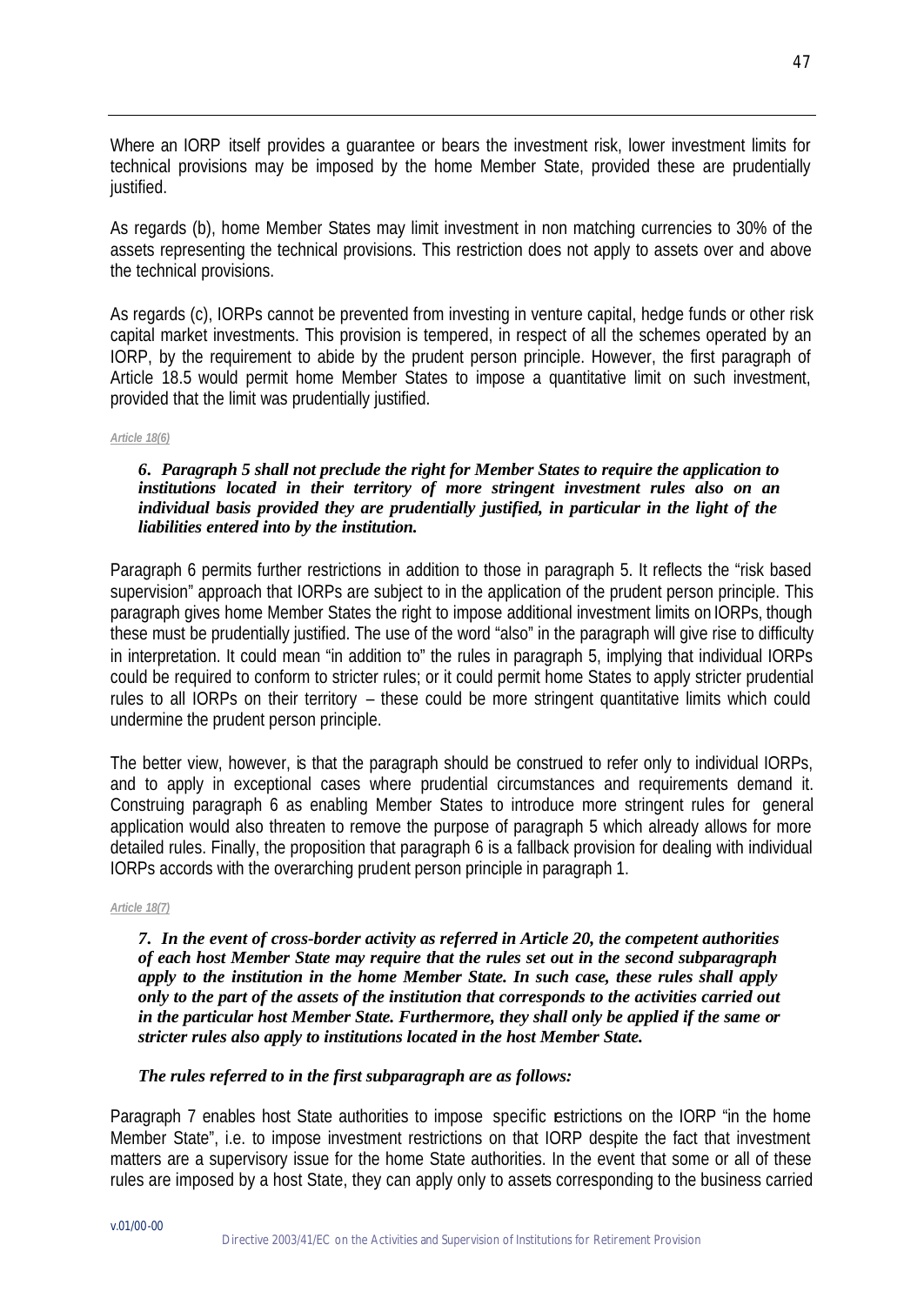Where an IORP itself provides a guarantee or bears the investment risk, lower investment limits for technical provisions may be imposed by the home Member State, provided these are prudentially justified.

As regards (b), home Member States may limit investment in non matching currencies to 30% of the assets representing the technical provisions. This restriction does not apply to assets over and above the technical provisions.

As regards (c), IORPs cannot be prevented from investing in venture capital, hedge funds or other risk capital market investments. This provision is tempered, in respect of all the schemes operated by an IORP, by the requirement to abide by the prudent person principle. However, the first paragraph of Article 18.5 would permit home Member States to impose a quantitative limit on such investment, provided that the limit was prudentially justified.

*Article 18(6)*

***6. Paragraph 5 shall not preclude the right for Member States to require the application to institutions located in their territory of more stringent investment rules also on an individual basis provided they are prudentially justified, in particular in the light of the liabilities entered into by the institution.***

Paragraph 6 permits further restrictions in addition to those in paragraph 5. It reflects the "risk based supervision" approach that IORPs are subject to in the application of the prudent person principle. This paragraph gives home Member States the right to impose additional investment limits on IORPs, though these must be prudentially justified. The use of the word "also" in the paragraph will give rise to difficulty in interpretation. It could mean "in addition to" the rules in paragraph 5, implying that individual IORPs could be required to conform to stricter rules; or it could permit home States to apply stricter prudential rules to all IORPs on their territory – these could be more stringent quantitative limits which could undermine the prudent person principle.

The better view, however, is that the paragraph should be construed to refer only to individual IORPs, and to apply in exceptional cases where prudential circumstances and requirements demand it. Construing paragraph 6 as enabling Member States to introduce more stringent rules for general application would also threaten to remove the purpose of paragraph 5 which already allows for more detailed rules. Finally, the proposition that paragraph 6 is a fallback provision for dealing with individual IORPs accords with the overarching prudent person principle in paragraph 1.

*Article 18(7)*

***7. In the event of cross-border activity as referred in Article 20, the competent authorities of each host Member State may require that the rules set out in the second subparagraph apply to the institution in the home Member State. In such case, these rules shall apply only to the part of the assets of the institution that corresponds to the activities carried out in the particular host Member State. Furthermore, they shall only be applied if the same or stricter rules also apply to institutions located in the host Member State.***

***The rules referred to in the first subparagraph are as follows:***

Paragraph 7 enables host State authorities to impose specific restrictions on the IORP "in the home Member State", i.e. to impose investment restrictions on that IORP despite the fact that investment matters are a supervisory issue for the home State authorities. In the event that some or all of these rules are imposed by a host State, they can apply only to assets corresponding to the business carried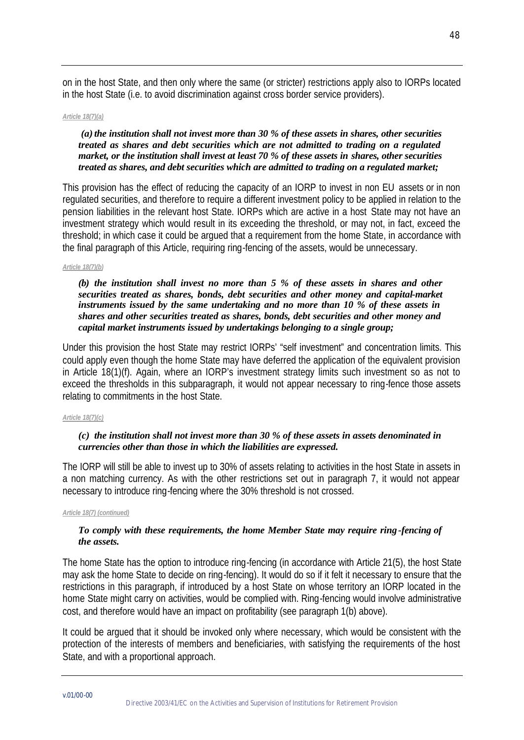on in the host State, and then only where the same (or stricter) restrictions apply also to IORPs located in the host State (i.e. to avoid discrimination against cross border service providers).

*Article 18(7)(a)*

> ***(a) the institution shall not invest more than 30 % of these assets in shares, other securities treated as shares and debt securities which are not admitted to trading on a regulated market, or the institution shall invest at least 70 % of these assets in shares, other securities treated as shares, and debt securities which are admitted to trading on a regulated market;***

This provision has the effect of reducing the capacity of an IORP to invest in non EU assets or in non regulated securities, and therefore to require a different investment policy to be applied in relation to the pension liabilities in the relevant host State. IORPs which are active in a host State may not have an investment strategy which would result in its exceeding the threshold, or may not, in fact, exceed the threshold; in which case it could be argued that a requirement from the home State, in accordance with the final paragraph of this Article, requiring ring-fencing of the assets, would be unnecessary.

*Article 18(7)(b)*

> ***(b) the institution shall invest no more than 5 % of these assets in shares and other securities treated as shares, bonds, debt securities and other money and capital-market instruments issued by the same undertaking and no more than 10 % of these assets in shares and other securities treated as shares, bonds, debt securities and other money and capital market instruments issued by undertakings belonging to a single group;***

Under this provision the host State may restrict IORPs' "self investment" and concentration limits. This could apply even though the home State may have deferred the application of the equivalent provision in Article 18(1)(f). Again, where an IORP's investment strategy limits such investment so as not to exceed the thresholds in this subparagraph, it would not appear necessary to ring-fence those assets relating to commitments in the host State.

*Article 18(7)(c)*

> ***(c) the institution shall not invest more than 30 % of these assets in assets denominated in currencies other than those in which the liabilities are expressed.***

The IORP will still be able to invest up to 30% of assets relating to activities in the host State in assets in a non matching currency. As with the other restrictions set out in paragraph 7, it would not appear necessary to introduce ring-fencing where the 30% threshold is not crossed.

*Article 18(7) (continued)*

> ***To comply with these requirements, the home Member State may require ring-fencing of the assets.***

The home State has the option to introduce ring-fencing (in accordance with Article 21(5), the host State may ask the home State to decide on ring-fencing). It would do so if it felt it necessary to ensure that the restrictions in this paragraph, if introduced by a host State on whose territory an IORP located in the home State might carry on activities, would be complied with. Ring-fencing would involve administrative cost, and therefore would have an impact on profitability (see paragraph 1(b) above).

It could be argued that it should be invoked only where necessary, which would be consistent with the protection of the interests of members and beneficiaries, with satisfying the requirements of the host State, and with a proportional approach.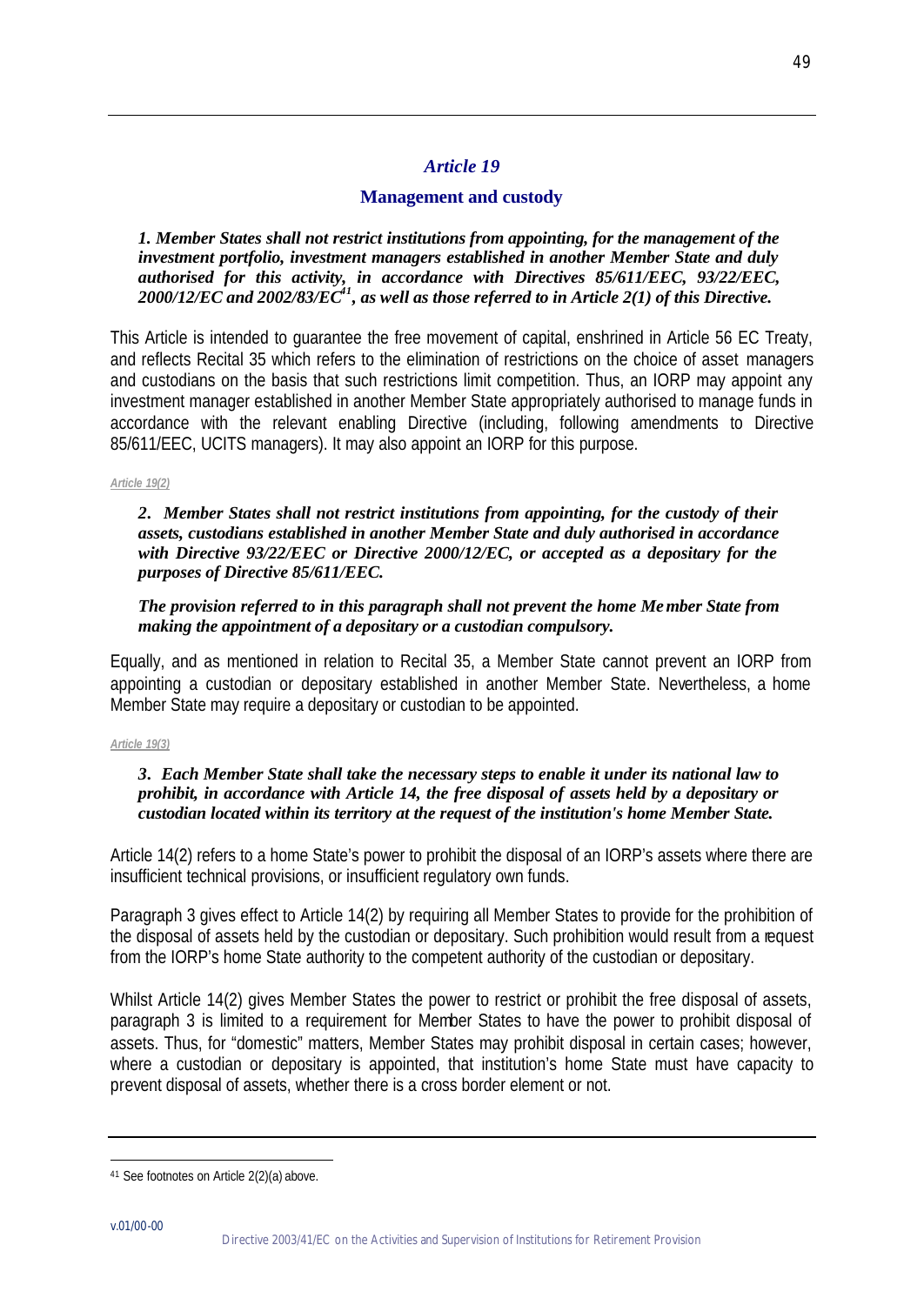## *Article 19*

### Management and custody

***1. Member States shall not restrict institutions from appointing, for the management of the investment portfolio, investment managers established in another Member State and duly authorised for this activity, in accordance with Directives 85/611/EEC, 93/22/EEC, 2000/12/EC and 2002/83/EC[41], as well as those referred to in Article 2(1) of this Directive.***

This Article is intended to guarantee the free movement of capital, enshrined in Article 56 EC Treaty, and reflects Recital 35 which refers to the elimination of restrictions on the choice of asset managers and custodians on the basis that such restrictions limit competition. Thus, an IORP may appoint any investment manager established in another Member State appropriately authorised to manage funds in accordance with the relevant enabling Directive (including, following amendments to Directive 85/611/EEC, UCITS managers). It may also appoint an IORP for this purpose.

*Article 19(2)*

***2. Member States shall not restrict institutions from appointing, for the custody of their assets, custodians established in another Member State and duly authorised in accordance with Directive 93/22/EEC or Directive 2000/12/EC, or accepted as a depositary for the purposes of Directive 85/611/EEC.***

***The provision referred to in this paragraph shall not prevent the home Member State from making the appointment of a depositary or a custodian compulsory.***

Equally, and as mentioned in relation to Recital 35, a Member State cannot prevent an IORP from appointing a custodian or depositary established in another Member State. Nevertheless, a home Member State may require a depositary or custodian to be appointed.

*Article 19(3)*

***3. Each Member State shall take the necessary steps to enable it under its national law to prohibit, in accordance with Article 14, the free disposal of assets held by a depositary or custodian located within its territory at the request of the institution's home Member State.***

Article 14(2) refers to a home State's power to prohibit the disposal of an IORP's assets where there are insufficient technical provisions, or insufficient regulatory own funds.

Paragraph 3 gives effect to Article 14(2) by requiring all Member States to provide for the prohibition of the disposal of assets held by the custodian or depositary. Such prohibition would result from a request from the IORP's home State authority to the competent authority of the custodian or depositary.

Whilst Article 14(2) gives Member States the power to restrict or prohibit the free disposal of assets, paragraph 3 is limited to a requirement for Member States to have the power to prohibit disposal of assets. Thus, for "domestic" matters, Member States may prohibit disposal in certain cases; however, where a custodian or depositary is appointed, that institution's home State must have capacity to prevent disposal of assets, whether there is a cross border element or not.

---

[41] See footnotes on Article 2(2)(a) above.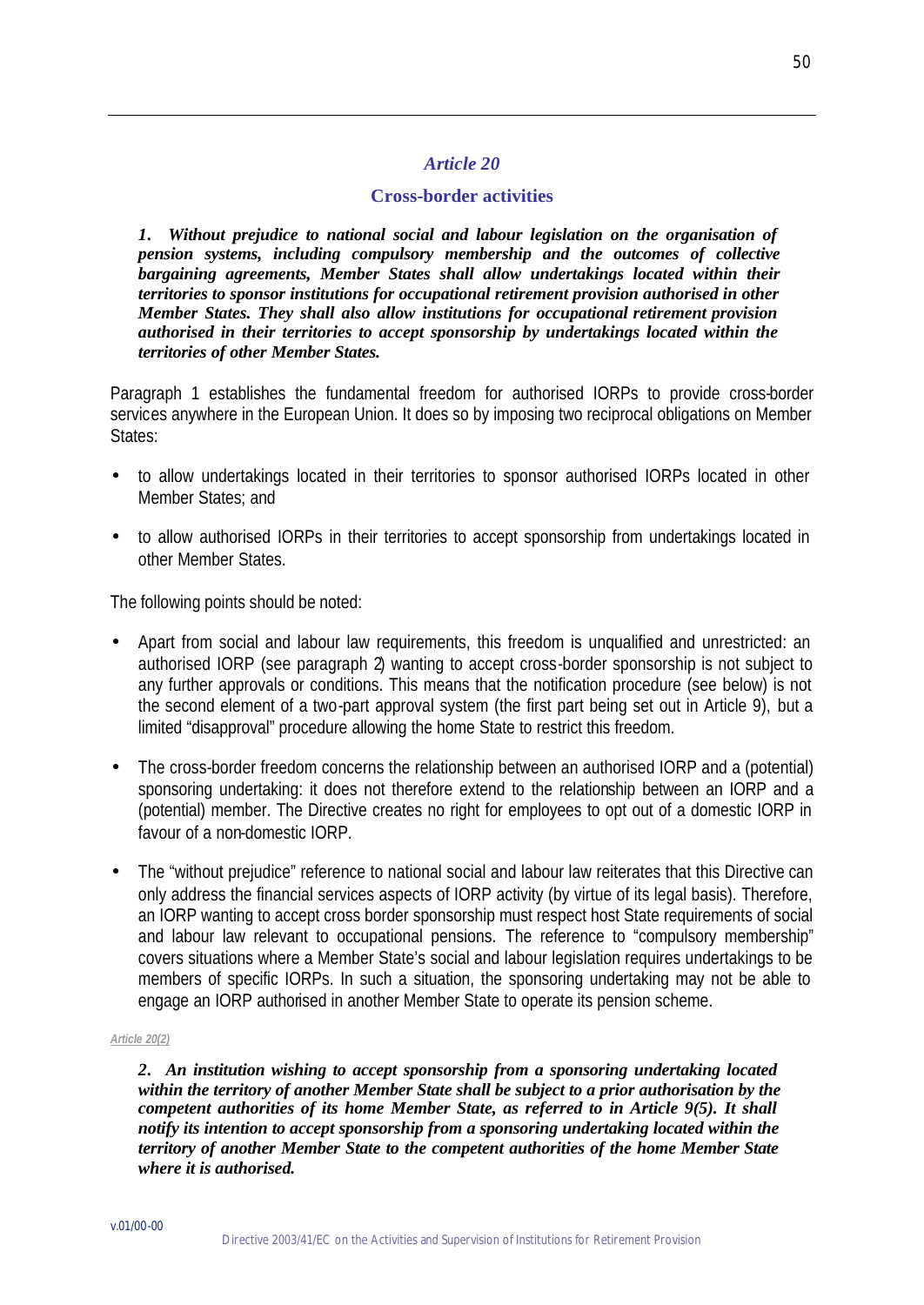## *Article 20*

### Cross-border activities

***1. Without prejudice to national social and labour legislation on the organisation of pension systems, including compulsory membership and the outcomes of collective bargaining agreements, Member States shall allow undertakings located within their territories to sponsor institutions for occupational retirement provision authorised in other Member States. They shall also allow institutions for occupational retirement provision authorised in their territories to accept sponsorship by undertakings located within the territories of other Member States.***

Paragraph 1 establishes the fundamental freedom for authorised IORPs to provide cross-border services anywhere in the European Union. It does so by imposing two reciprocal obligations on Member States:

- to allow undertakings located in their territories to sponsor authorised IORPs located in other Member States; and
- to allow authorised IORPs in their territories to accept sponsorship from undertakings located in other Member States.

The following points should be noted:

- Apart from social and labour law requirements, this freedom is unqualified and unrestricted: an authorised IORP (see paragraph 2) wanting to accept cross-border sponsorship is not subject to any further approvals or conditions. This means that the notification procedure (see below) is not the second element of a two-part approval system (the first part being set out in Article 9), but a limited "disapproval" procedure allowing the home State to restrict this freedom.
- The cross-border freedom concerns the relationship between an authorised IORP and a (potential) sponsoring undertaking: it does not therefore extend to the relationship between an IORP and a (potential) member. The Directive creates no right for employees to opt out of a domestic IORP in favour of a non-domestic IORP.
- The "without prejudice" reference to national social and labour law reiterates that this Directive can only address the financial services aspects of IORP activity (by virtue of its legal basis). Therefore, an IORP wanting to accept cross border sponsorship must respect host State requirements of social and labour law relevant to occupational pensions. The reference to "compulsory membership" covers situations where a Member State's social and labour legislation requires undertakings to be members of specific IORPs. In such a situation, the sponsoring undertaking may not be able to engage an IORP authorised in another Member State to operate its pension scheme.

*Article 20(2)*

***2. An institution wishing to accept sponsorship from a sponsoring undertaking located within the territory of another Member State shall be subject to a prior authorisation by the competent authorities of its home Member State, as referred to in Article 9(5). It shall notify its intention to accept sponsorship from a sponsoring undertaking located within the territory of another Member State to the competent authorities of the home Member State where it is authorised.***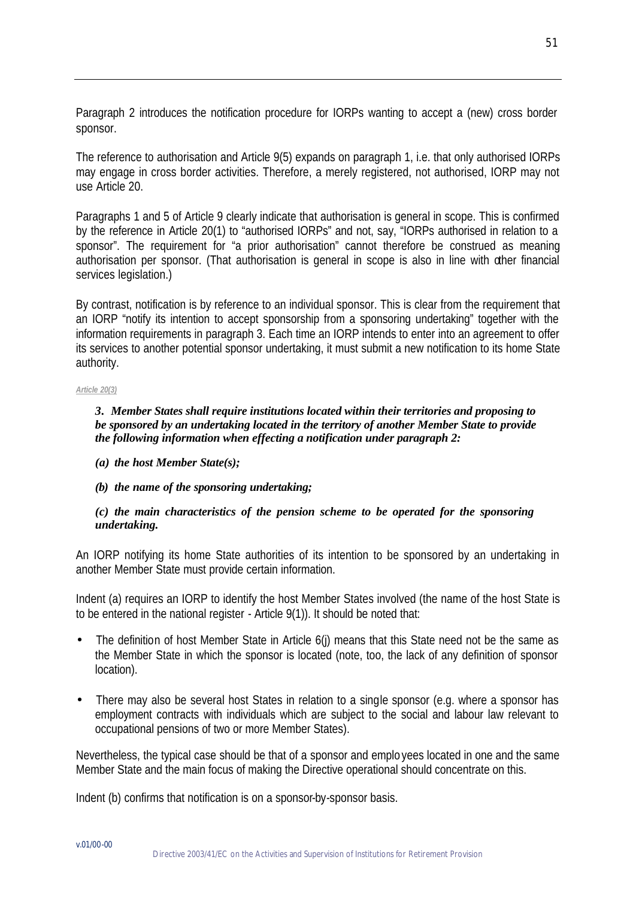Paragraph 2 introduces the notification procedure for IORPs wanting to accept a (new) cross border sponsor.

The reference to authorisation and Article 9(5) expands on paragraph 1, i.e. that only authorised IORPs may engage in cross border activities. Therefore, a merely registered, not authorised, IORP may not use Article 20.

Paragraphs 1 and 5 of Article 9 clearly indicate that authorisation is general in scope. This is confirmed by the reference in Article 20(1) to "authorised IORPs" and not, say, "IORPs authorised in relation to a sponsor". The requirement for "a prior authorisation" cannot therefore be construed as meaning authorisation per sponsor. (That authorisation is general in scope is also in line with other financial services legislation.)

By contrast, notification is by reference to an individual sponsor. This is clear from the requirement that an IORP "notify its intention to accept sponsorship from a sponsoring undertaking" together with the information requirements in paragraph 3. Each time an IORP intends to enter into an agreement to offer its services to another potential sponsor undertaking, it must submit a new notification to its home State authority.

*Article 20(3)*

> ***3. Member States shall require institutions located within their territories and proposing to be sponsored by an undertaking located in the territory of another Member State to provide the following information when effecting a notification under paragraph 2:***
>
> ***(a) the host Member State(s);***
>
> ***(b) the name of the sponsoring undertaking;***
>
> ***(c) the main characteristics of the pension scheme to be operated for the sponsoring undertaking.***

An IORP notifying its home State authorities of its intention to be sponsored by an undertaking in another Member State must provide certain information.

Indent (a) requires an IORP to identify the host Member States involved (the name of the host State is to be entered in the national register - Article 9(1)). It should be noted that:

- The definition of host Member State in Article 6(j) means that this State need not be the same as the Member State in which the sponsor is located (note, too, the lack of any definition of sponsor location).
- There may also be several host States in relation to a single sponsor (e.g. where a sponsor has employment contracts with individuals which are subject to the social and labour law relevant to occupational pensions of two or more Member States).

Nevertheless, the typical case should be that of a sponsor and employees located in one and the same Member State and the main focus of making the Directive operational should concentrate on this.

Indent (b) confirms that notification is on a sponsor-by-sponsor basis.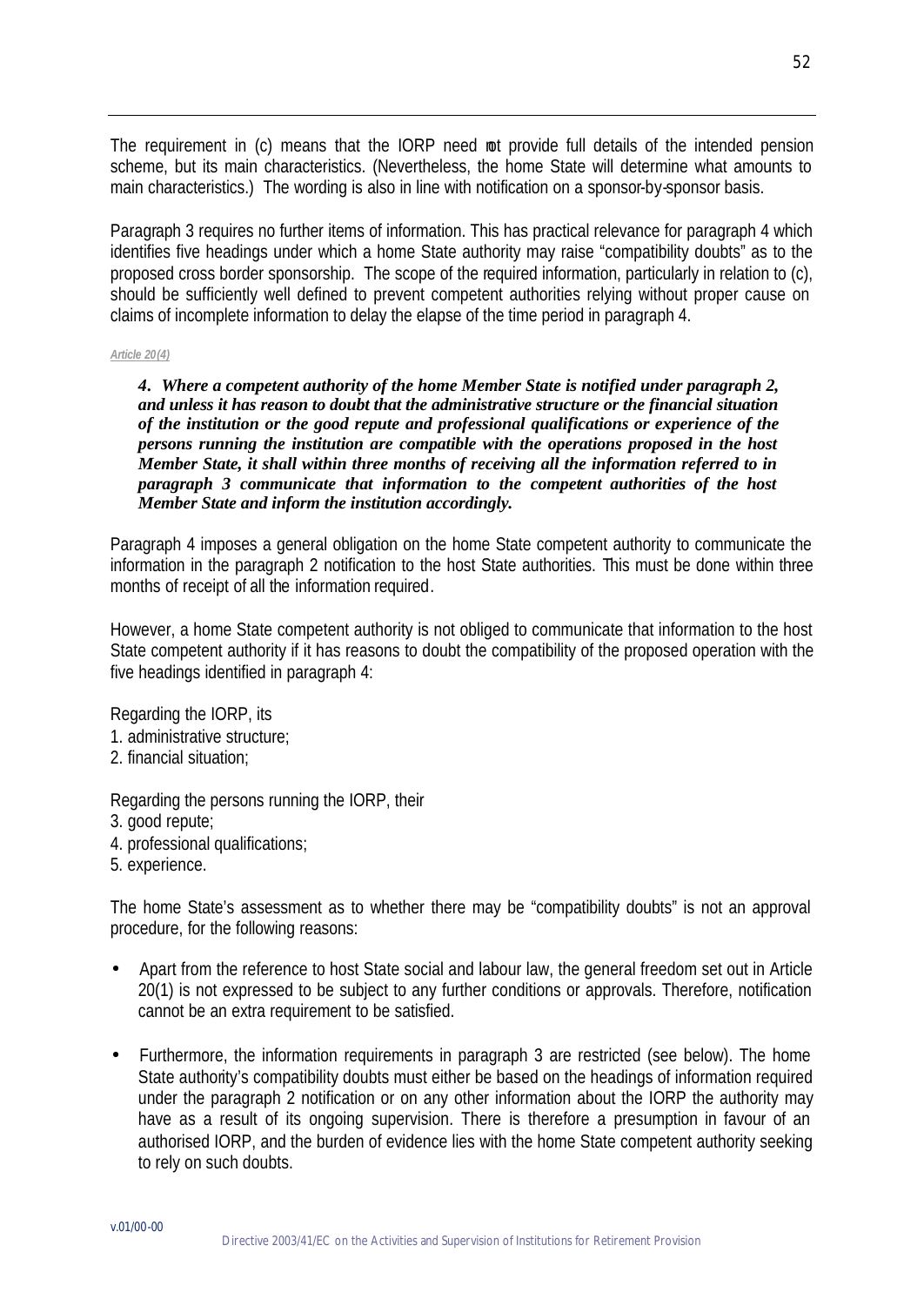The requirement in (c) means that the IORP need not provide full details of the intended pension scheme, but its main characteristics. (Nevertheless, the home State will determine what amounts to main characteristics.) The wording is also in line with notification on a sponsor-by-sponsor basis.

Paragraph 3 requires no further items of information. This has practical relevance for paragraph 4 which identifies five headings under which a home State authority may raise "compatibility doubts" as to the proposed cross border sponsorship. The scope of the required information, particularly in relation to (c), should be sufficiently well defined to prevent competent authorities relying without proper cause on claims of incomplete information to delay the elapse of the time period in paragraph 4.

*Article 20(4)*

> ***4. Where a competent authority of the home Member State is notified under paragraph 2, and unless it has reason to doubt that the administrative structure or the financial situation of the institution or the good repute and professional qualifications or experience of the persons running the institution are compatible with the operations proposed in the host Member State, it shall within three months of receiving all the information referred to in paragraph 3 communicate that information to the competent authorities of the host Member State and inform the institution accordingly.***

Paragraph 4 imposes a general obligation on the home State competent authority to communicate the information in the paragraph 2 notification to the host State authorities. This must be done within three months of receipt of all the information required.

However, a home State competent authority is not obliged to communicate that information to the host State competent authority if it has reasons to doubt the compatibility of the proposed operation with the five headings identified in paragraph 4:

Regarding the IORP, its

1. administrative structure;
2. financial situation;

Regarding the persons running the IORP, their

3. good repute;
4. professional qualifications;
5. experience.

The home State's assessment as to whether there may be "compatibility doubts" is not an approval procedure, for the following reasons:

- Apart from the reference to host State social and labour law, the general freedom set out in Article 20(1) is not expressed to be subject to any further conditions or approvals. Therefore, notification cannot be an extra requirement to be satisfied.
- Furthermore, the information requirements in paragraph 3 are restricted (see below). The home State authority's compatibility doubts must either be based on the headings of information required under the paragraph 2 notification or on any other information about the IORP the authority may have as a result of its ongoing supervision. There is therefore a presumption in favour of an authorised IORP, and the burden of evidence lies with the home State competent authority seeking to rely on such doubts.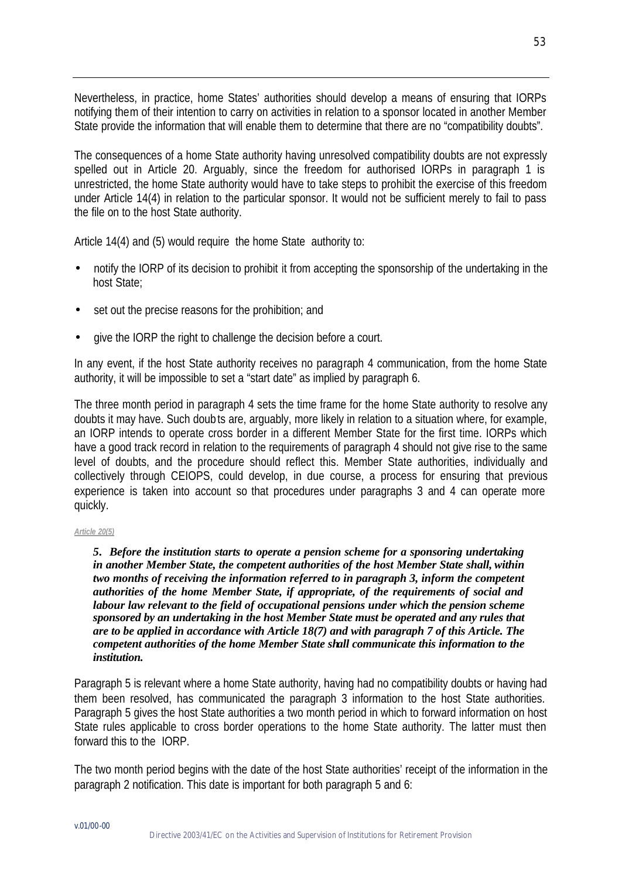Nevertheless, in practice, home States' authorities should develop a means of ensuring that IORPs notifying them of their intention to carry on activities in relation to a sponsor located in another Member State provide the information that will enable them to determine that there are no "compatibility doubts".

The consequences of a home State authority having unresolved compatibility doubts are not expressly spelled out in Article 20. Arguably, since the freedom for authorised IORPs in paragraph 1 is unrestricted, the home State authority would have to take steps to prohibit the exercise of this freedom under Article 14(4) in relation to the particular sponsor. It would not be sufficient merely to fail to pass the file on to the host State authority.

Article 14(4) and (5) would require the home State authority to:

- notify the IORP of its decision to prohibit it from accepting the sponsorship of the undertaking in the host State;
- set out the precise reasons for the prohibition; and
- give the IORP the right to challenge the decision before a court.

In any event, if the host State authority receives no paragraph 4 communication, from the home State authority, it will be impossible to set a "start date" as implied by paragraph 6.

The three month period in paragraph 4 sets the time frame for the home State authority to resolve any doubts it may have. Such doubts are, arguably, more likely in relation to a situation where, for example, an IORP intends to operate cross border in a different Member State for the first time. IORPs which have a good track record in relation to the requirements of paragraph 4 should not give rise to the same level of doubts, and the procedure should reflect this. Member State authorities, individually and collectively through CEIOPS, could develop, in due course, a process for ensuring that previous experience is taken into account so that procedures under paragraphs 3 and 4 can operate more quickly.

*Article 20(5)*

> ***5. Before the institution starts to operate a pension scheme for a sponsoring undertaking in another Member State, the competent authorities of the host Member State shall, within two months of receiving the information referred to in paragraph 3, inform the competent authorities of the home Member State, if appropriate, of the requirements of social and labour law relevant to the field of occupational pensions under which the pension scheme sponsored by an undertaking in the host Member State must be operated and any rules that are to be applied in accordance with Article 18(7) and with paragraph 7 of this Article. The competent authorities of the home Member State shall communicate this information to the institution.***

Paragraph 5 is relevant where a home State authority, having had no compatibility doubts or having had them been resolved, has communicated the paragraph 3 information to the host State authorities. Paragraph 5 gives the host State authorities a two month period in which to forward information on host State rules applicable to cross border operations to the home State authority. The latter must then forward this to the IORP.

The two month period begins with the date of the host State authorities' receipt of the information in the paragraph 2 notification. This date is important for both paragraph 5 and 6: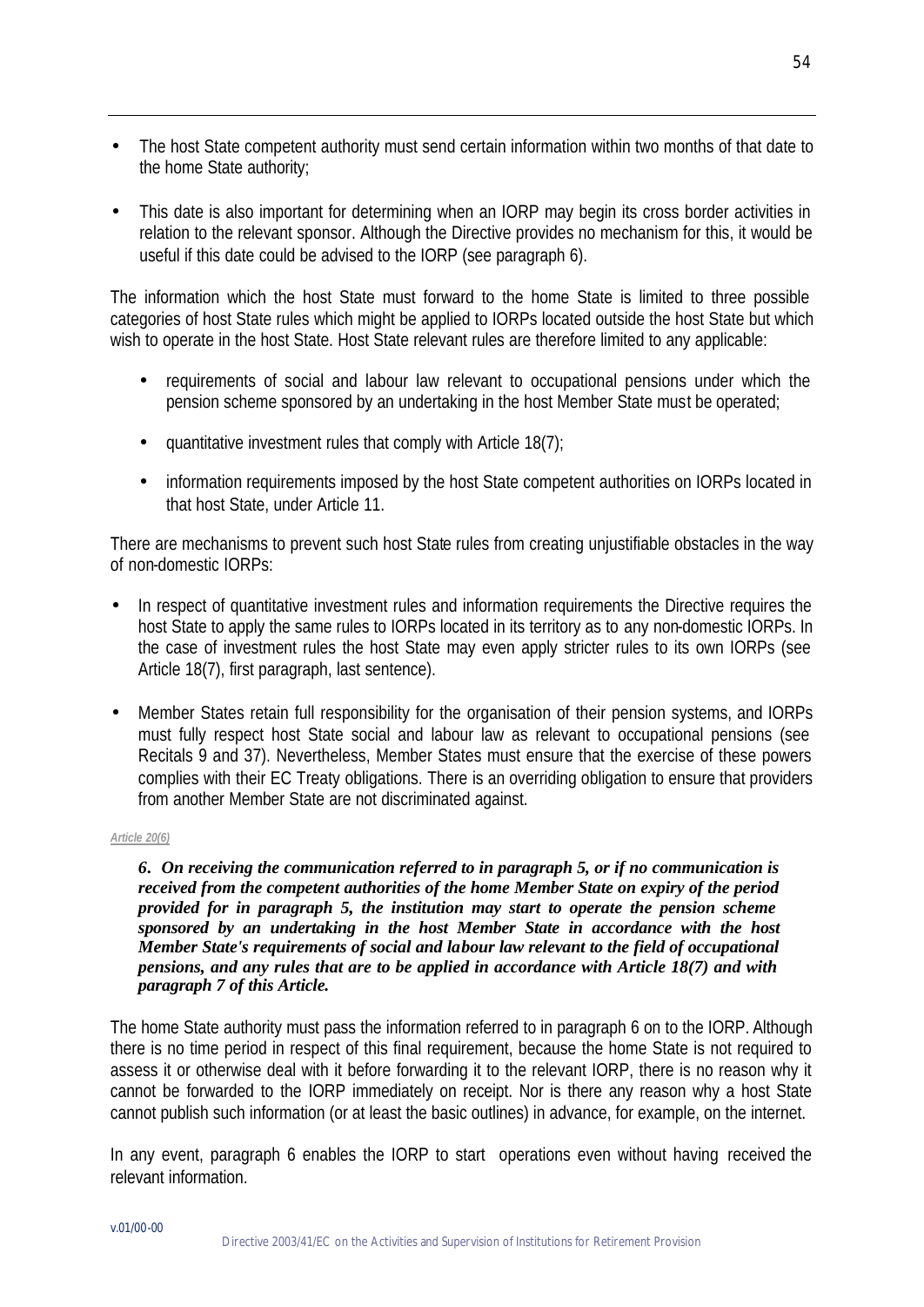- The host State competent authority must send certain information within two months of that date to the home State authority;
- This date is also important for determining when an IORP may begin its cross border activities in relation to the relevant sponsor. Although the Directive provides no mechanism for this, it would be useful if this date could be advised to the IORP (see paragraph 6).

The information which the host State must forward to the home State is limited to three possible categories of host State rules which might be applied to IORPs located outside the host State but which wish to operate in the host State. Host State relevant rules are therefore limited to any applicable:

- requirements of social and labour law relevant to occupational pensions under which the pension scheme sponsored by an undertaking in the host Member State must be operated;
- quantitative investment rules that comply with Article 18(7);
- information requirements imposed by the host State competent authorities on IORPs located in that host State, under Article 11.

There are mechanisms to prevent such host State rules from creating unjustifiable obstacles in the way of non-domestic IORPs:

- In respect of quantitative investment rules and information requirements the Directive requires the host State to apply the same rules to IORPs located in its territory as to any non-domestic IORPs. In the case of investment rules the host State may even apply stricter rules to its own IORPs (see Article 18(7), first paragraph, last sentence).
- Member States retain full responsibility for the organisation of their pension systems, and IORPs must fully respect host State social and labour law as relevant to occupational pensions (see Recitals 9 and 37). Nevertheless, Member States must ensure that the exercise of these powers complies with their EC Treaty obligations. There is an overriding obligation to ensure that providers from another Member State are not discriminated against.

*Article 20(6)*

***6. On receiving the communication referred to in paragraph 5, or if no communication is received from the competent authorities of the home Member State on expiry of the period provided for in paragraph 5, the institution may start to operate the pension scheme sponsored by an undertaking in the host Member State in accordance with the host Member State's requirements of social and labour law relevant to the field of occupational pensions, and any rules that are to be applied in accordance with Article 18(7) and with paragraph 7 of this Article.***

The home State authority must pass the information referred to in paragraph 6 on to the IORP. Although there is no time period in respect of this final requirement, because the home State is not required to assess it or otherwise deal with it before forwarding it to the relevant IORP, there is no reason why it cannot be forwarded to the IORP immediately on receipt. Nor is there any reason why a host State cannot publish such information (or at least the basic outlines) in advance, for example, on the internet.

In any event, paragraph 6 enables the IORP to start operations even without having received the relevant information.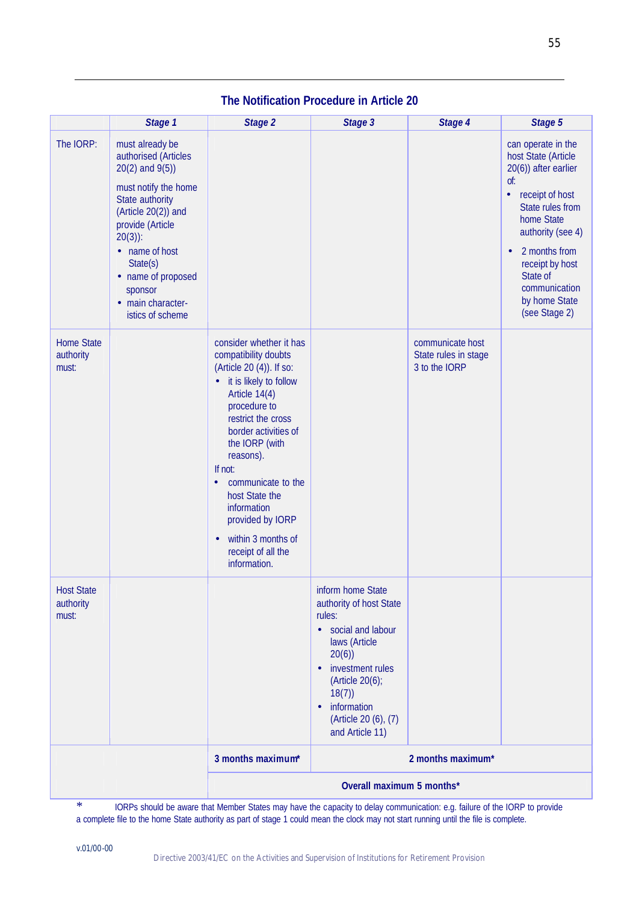## The Notification Procedure in Article 20

| | *Stage 1* | *Stage 2* | *Stage 3* | *Stage 4* | *Stage 5* |
|---|---|---|---|---|---|
| The IORP: | must already be authorised (Articles 20(2) and 9(5))<br><br>must notify the home State authority (Article 20(2)) and provide (Article 20(3)):<br>• name of host State(s)<br>• name of proposed sponsor<br>• main characteristics of scheme | | | | can operate in the host State (Article 20(6)) after earlier of:<br>• receipt of host State rules from home State authority (see 4)<br>• 2 months from receipt by host State of communication by home State (see Stage 2) |
| Home State authority must: | | consider whether it has compatibility doubts (Article 20 (4)). If so:<br>• it is likely to follow Article 14(4) procedure to restrict the cross border activities of the IORP (with reasons).<br>If not:<br>• communicate to the host State the information provided by IORP<br>• within 3 months of receipt of all the information. | | communicate host State rules in stage 3 to the IORP | |
| Host State authority must: | | | inform home State authority of host State rules:<br>• social and labour laws (Article 20(6))<br>• investment rules (Article 20(6); 18(7))<br>• information (Article 20 (6), (7) and Article 11) | | |
| | | **3 months maximum*** | **2 months maximum*** | | |
| | | **Overall maximum 5 months*** | | | |

\* IORPs should be aware that Member States may have the capacity to delay communication: e.g. failure of the IORP to provide a complete file to the home State authority as part of stage 1 could mean the clock may not start running until the file is complete.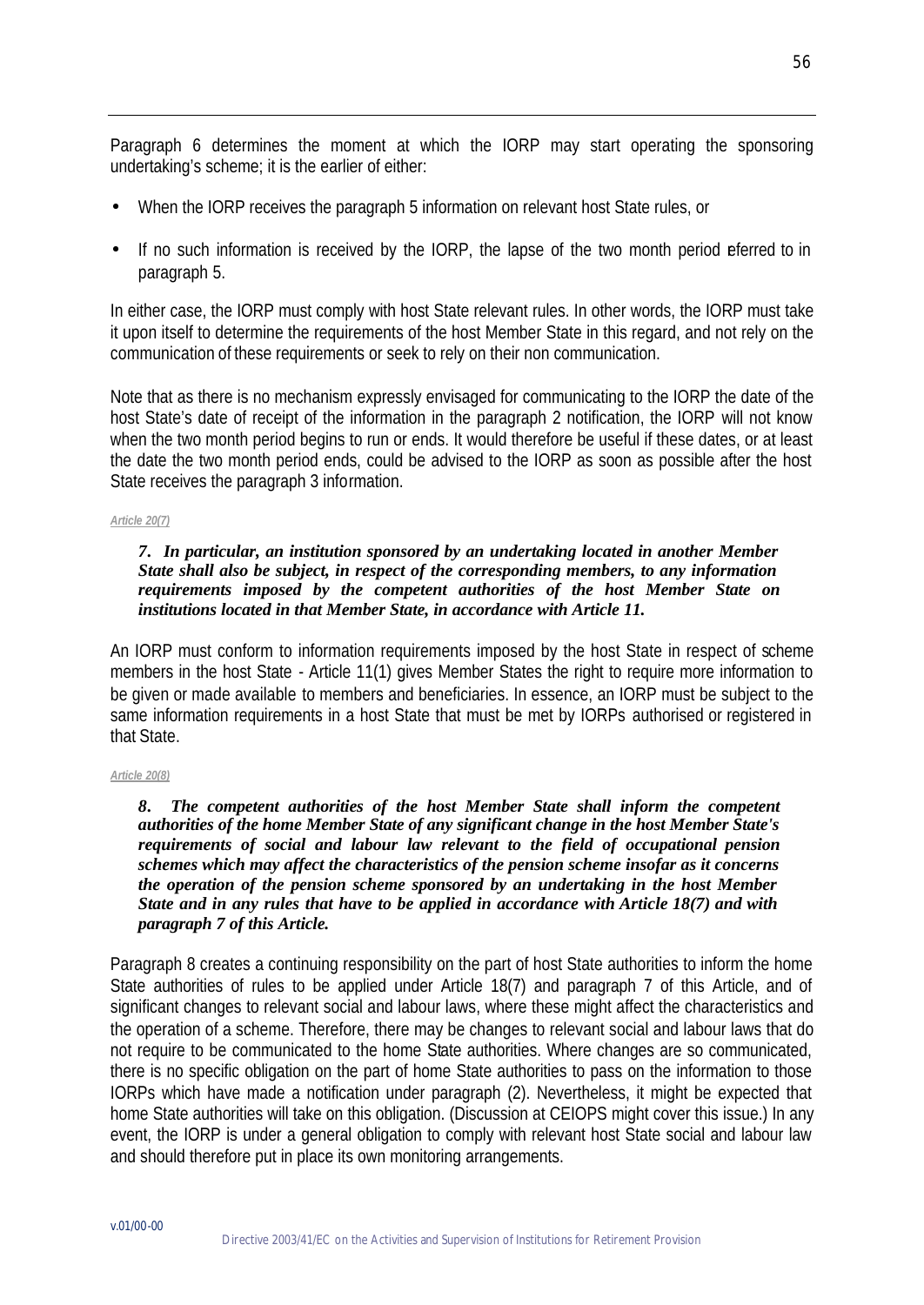Paragraph 6 determines the moment at which the IORP may start operating the sponsoring undertaking's scheme; it is the earlier of either:

- When the IORP receives the paragraph 5 information on relevant host State rules, or
- If no such information is received by the IORP, the lapse of the two month period referred to in paragraph 5.

In either case, the IORP must comply with host State relevant rules. In other words, the IORP must take it upon itself to determine the requirements of the host Member State in this regard, and not rely on the communication of these requirements or seek to rely on their non communication.

Note that as there is no mechanism expressly envisaged for communicating to the IORP the date of the host State's date of receipt of the information in the paragraph 2 notification, the IORP will not know when the two month period begins to run or ends. It would therefore be useful if these dates, or at least the date the two month period ends, could be advised to the IORP as soon as possible after the host State receives the paragraph 3 information.

*Article 20(7)*

> ***7. In particular, an institution sponsored by an undertaking located in another Member State shall also be subject, in respect of the corresponding members, to any information requirements imposed by the competent authorities of the host Member State on institutions located in that Member State, in accordance with Article 11.***

An IORP must conform to information requirements imposed by the host State in respect of scheme members in the host State - Article 11(1) gives Member States the right to require more information to be given or made available to members and beneficiaries. In essence, an IORP must be subject to the same information requirements in a host State that must be met by IORPs authorised or registered in that State.

*Article 20(8)*

> ***8. The competent authorities of the host Member State shall inform the competent authorities of the home Member State of any significant change in the host Member State's requirements of social and labour law relevant to the field of occupational pension schemes which may affect the characteristics of the pension scheme insofar as it concerns the operation of the pension scheme sponsored by an undertaking in the host Member State and in any rules that have to be applied in accordance with Article 18(7) and with paragraph 7 of this Article.***

Paragraph 8 creates a continuing responsibility on the part of host State authorities to inform the home State authorities of rules to be applied under Article 18(7) and paragraph 7 of this Article, and of significant changes to relevant social and labour laws, where these might affect the characteristics and the operation of a scheme. Therefore, there may be changes to relevant social and labour laws that do not require to be communicated to the home State authorities. Where changes are so communicated, there is no specific obligation on the part of home State authorities to pass on the information to those IORPs which have made a notification under paragraph (2). Nevertheless, it might be expected that home State authorities will take on this obligation. (Discussion at CEIOPS might cover this issue.) In any event, the IORP is under a general obligation to comply with relevant host State social and labour law and should therefore put in place its own monitoring arrangements.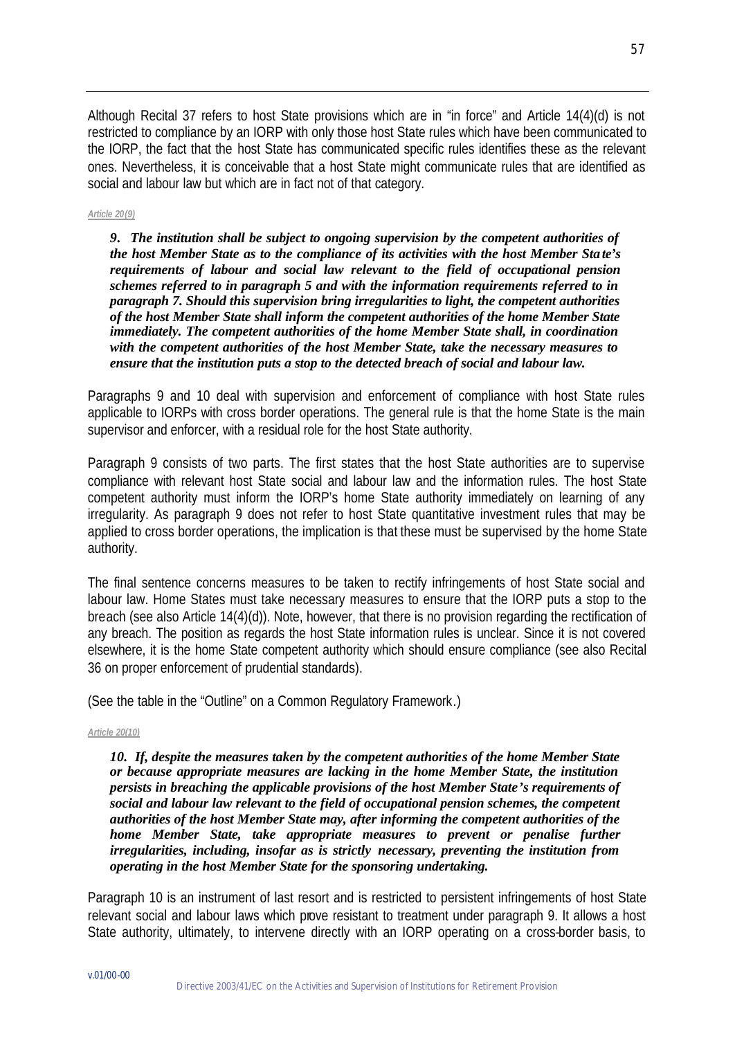Although Recital 37 refers to host State provisions which are in "in force" and Article 14(4)(d) is not restricted to compliance by an IORP with only those host State rules which have been communicated to the IORP, the fact that the host State has communicated specific rules identifies these as the relevant ones. Nevertheless, it is conceivable that a host State might communicate rules that are identified as social and labour law but which are in fact not of that category.

*Article 20(9)*

***9. The institution shall be subject to ongoing supervision by the competent authorities of the host Member State as to the compliance of its activities with the host Member State's requirements of labour and social law relevant to the field of occupational pension schemes referred to in paragraph 5 and with the information requirements referred to in paragraph 7. Should this supervision bring irregularities to light, the competent authorities of the host Member State shall inform the competent authorities of the home Member State immediately. The competent authorities of the home Member State shall, in coordination with the competent authorities of the host Member State, take the necessary measures to ensure that the institution puts a stop to the detected breach of social and labour law.***

Paragraphs 9 and 10 deal with supervision and enforcement of compliance with host State rules applicable to IORPs with cross border operations. The general rule is that the home State is the main supervisor and enforcer, with a residual role for the host State authority.

Paragraph 9 consists of two parts. The first states that the host State authorities are to supervise compliance with relevant host State social and labour law and the information rules. The host State competent authority must inform the IORP's home State authority immediately on learning of any irregularity. As paragraph 9 does not refer to host State quantitative investment rules that may be applied to cross border operations, the implication is that these must be supervised by the home State authority.

The final sentence concerns measures to be taken to rectify infringements of host State social and labour law. Home States must take necessary measures to ensure that the IORP puts a stop to the breach (see also Article 14(4)(d)). Note, however, that there is no provision regarding the rectification of any breach. The position as regards the host State information rules is unclear. Since it is not covered elsewhere, it is the home State competent authority which should ensure compliance (see also Recital 36 on proper enforcement of prudential standards).

(See the table in the "Outline" on a Common Regulatory Framework.)

*Article 20(10)*

***10. If, despite the measures taken by the competent authorities of the home Member State or because appropriate measures are lacking in the home Member State, the institution persists in breaching the applicable provisions of the host Member State's requirements of social and labour law relevant to the field of occupational pension schemes, the competent authorities of the host Member State may, after informing the competent authorities of the home Member State, take appropriate measures to prevent or penalise further irregularities, including, insofar as is strictly necessary, preventing the institution from operating in the host Member State for the sponsoring undertaking.***

Paragraph 10 is an instrument of last resort and is restricted to persistent infringements of host State relevant social and labour laws which prove resistant to treatment under paragraph 9. It allows a host State authority, ultimately, to intervene directly with an IORP operating on a cross-border basis, to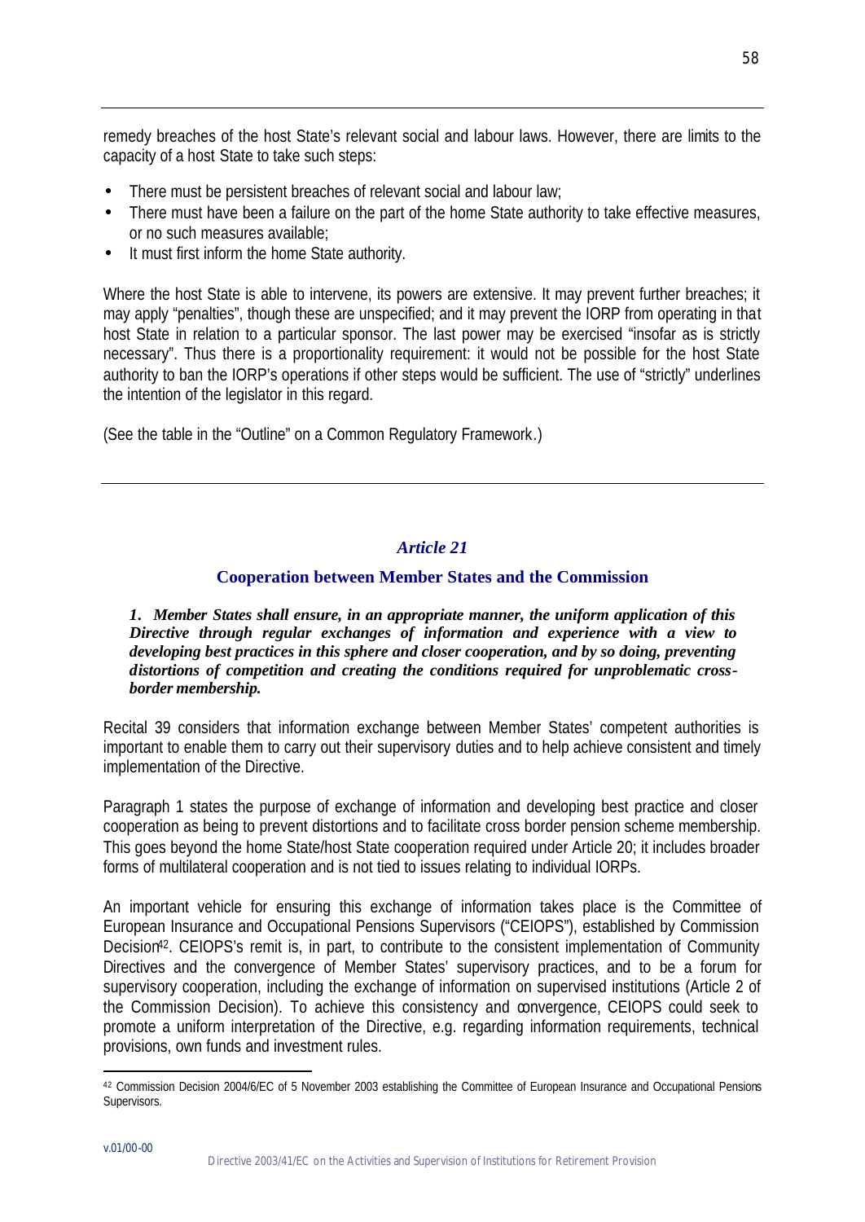remedy breaches of the host State's relevant social and labour laws. However, there are limits to the capacity of a host State to take such steps:

- There must be persistent breaches of relevant social and labour law;
- There must have been a failure on the part of the home State authority to take effective measures, or no such measures available;
- It must first inform the home State authority.

Where the host State is able to intervene, its powers are extensive. It may prevent further breaches; it may apply "penalties", though these are unspecified; and it may prevent the IORP from operating in that host State in relation to a particular sponsor. The last power may be exercised "insofar as is strictly necessary". Thus there is a proportionality requirement: it would not be possible for the host State authority to ban the IORP's operations if other steps would be sufficient. The use of "strictly" underlines the intention of the legislator in this regard.

(See the table in the "Outline" on a Common Regulatory Framework.)

---

## *Article 21*

### Cooperation between Member States and the Commission

***1. Member States shall ensure, in an appropriate manner, the uniform application of this Directive through regular exchanges of information and experience with a view to developing best practices in this sphere and closer cooperation, and by so doing, preventing distortions of competition and creating the conditions required for unproblematic cross-border membership.***

Recital 39 considers that information exchange between Member States' competent authorities is important to enable them to carry out their supervisory duties and to help achieve consistent and timely implementation of the Directive.

Paragraph 1 states the purpose of exchange of information and developing best practice and closer cooperation as being to prevent distortions and to facilitate cross border pension scheme membership. This goes beyond the home State/host State cooperation required under Article 20; it includes broader forms of multilateral cooperation and is not tied to issues relating to individual IORPs.

An important vehicle for ensuring this exchange of information takes place is the Committee of European Insurance and Occupational Pensions Supervisors ("CEIOPS"), established by Commission Decision[42]. CEIOPS's remit is, in part, to contribute to the consistent implementation of Community Directives and the convergence of Member States' supervisory practices, and to be a forum for supervisory cooperation, including the exchange of information on supervised institutions (Article 2 of the Commission Decision). To achieve this consistency and convergence, CEIOPS could seek to promote a uniform interpretation of the Directive, e.g. regarding information requirements, technical provisions, own funds and investment rules.

[42] Commission Decision 2004/6/EC of 5 November 2003 establishing the Committee of European Insurance and Occupational Pensions Supervisors.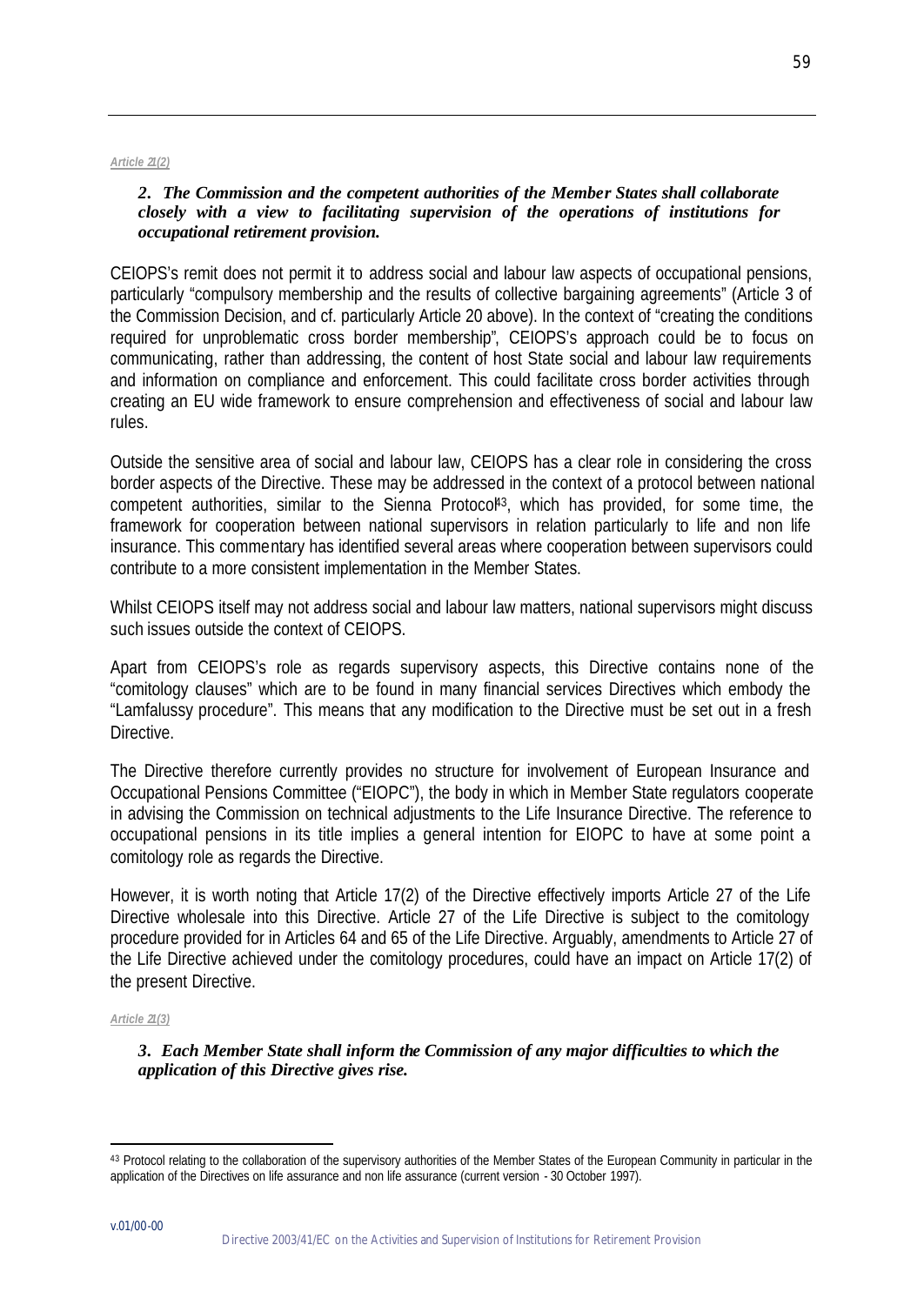*Article 21(2)*

***2. The Commission and the competent authorities of the Member States shall collaborate closely with a view to facilitating supervision of the operations of institutions for occupational retirement provision.***

CEIOPS's remit does not permit it to address social and labour law aspects of occupational pensions, particularly "compulsory membership and the results of collective bargaining agreements" (Article 3 of the Commission Decision, and cf. particularly Article 20 above). In the context of "creating the conditions required for unproblematic cross border membership", CEIOPS's approach could be to focus on communicating, rather than addressing, the content of host State social and labour law requirements and information on compliance and enforcement. This could facilitate cross border activities through creating an EU wide framework to ensure comprehension and effectiveness of social and labour law rules.

Outside the sensitive area of social and labour law, CEIOPS has a clear role in considering the cross border aspects of the Directive. These may be addressed in the context of a protocol between national competent authorities, similar to the Sienna Protocol[43], which has provided, for some time, the framework for cooperation between national supervisors in relation particularly to life and non life insurance. This commentary has identified several areas where cooperation between supervisors could contribute to a more consistent implementation in the Member States.

Whilst CEIOPS itself may not address social and labour law matters, national supervisors might discuss such issues outside the context of CEIOPS.

Apart from CEIOPS's role as regards supervisory aspects, this Directive contains none of the "comitology clauses" which are to be found in many financial services Directives which embody the "Lamfalussy procedure". This means that any modification to the Directive must be set out in a fresh Directive.

The Directive therefore currently provides no structure for involvement of European Insurance and Occupational Pensions Committee ("EIOPC"), the body in which in Member State regulators cooperate in advising the Commission on technical adjustments to the Life Insurance Directive. The reference to occupational pensions in its title implies a general intention for EIOPC to have at some point a comitology role as regards the Directive.

However, it is worth noting that Article 17(2) of the Directive effectively imports Article 27 of the Life Directive wholesale into this Directive. Article 27 of the Life Directive is subject to the comitology procedure provided for in Articles 64 and 65 of the Life Directive. Arguably, amendments to Article 27 of the Life Directive achieved under the comitology procedures, could have an impact on Article 17(2) of the present Directive.

*Article 21(3)*

***3. Each Member State shall inform the Commission of any major difficulties to which the application of this Directive gives rise.***

---

[43] Protocol relating to the collaboration of the supervisory authorities of the Member States of the European Community in particular in the application of the Directives on life assurance and non life assurance (current version - 30 October 1997).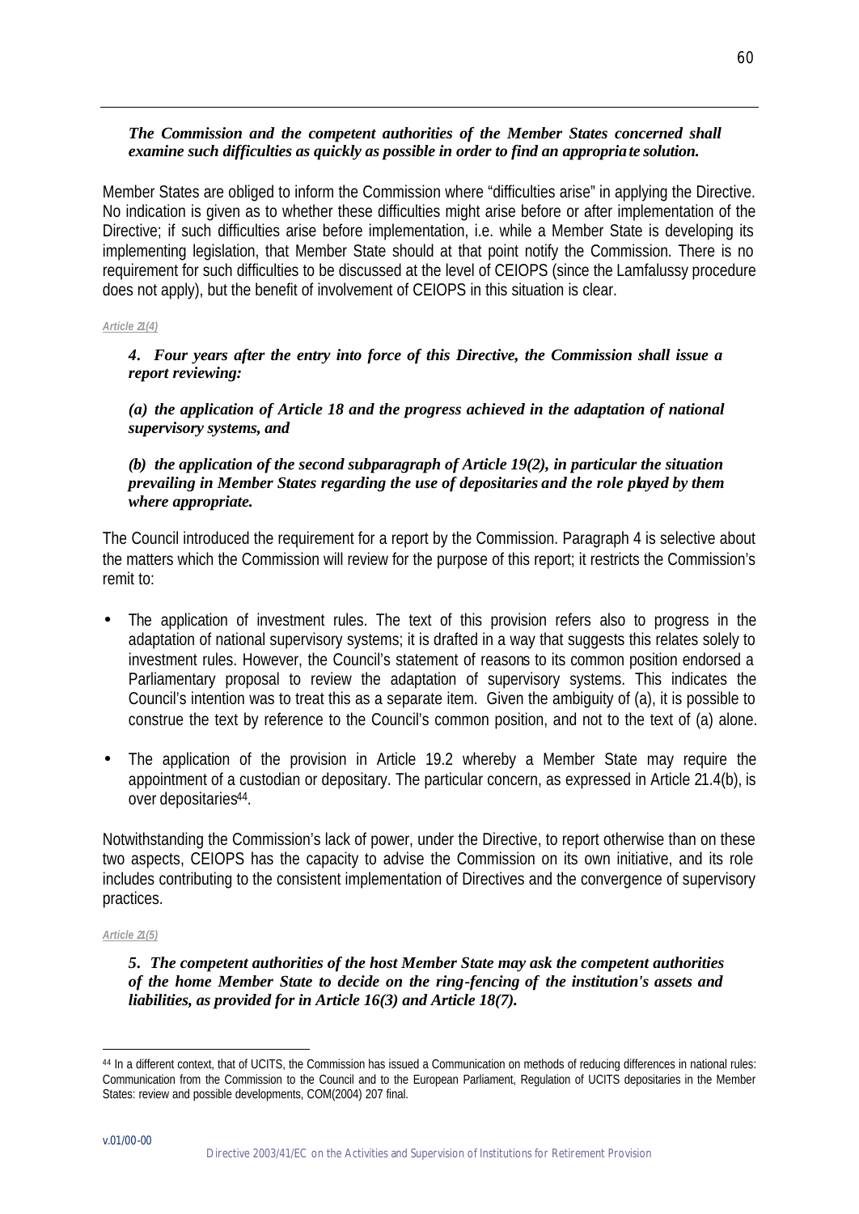***The Commission and the competent authorities of the Member States concerned shall examine such difficulties as quickly as possible in order to find an appropriate solution.***

Member States are obliged to inform the Commission where "difficulties arise" in applying the Directive. No indication is given as to whether these difficulties might arise before or after implementation of the Directive; if such difficulties arise before implementation, i.e. while a Member State is developing its implementing legislation, that Member State should at that point notify the Commission. There is no requirement for such difficulties to be discussed at the level of CEIOPS (since the Lamfalussy procedure does not apply), but the benefit of involvement of CEIOPS in this situation is clear.

*Article 21(4)*

***4. Four years after the entry into force of this Directive, the Commission shall issue a report reviewing:***

***(a) the application of Article 18 and the progress achieved in the adaptation of national supervisory systems, and***

***(b) the application of the second subparagraph of Article 19(2), in particular the situation prevailing in Member States regarding the use of depositaries and the role played by them where appropriate.***

The Council introduced the requirement for a report by the Commission. Paragraph 4 is selective about the matters which the Commission will review for the purpose of this report; it restricts the Commission's remit to:

- The application of investment rules. The text of this provision refers also to progress in the adaptation of national supervisory systems; it is drafted in a way that suggests this relates solely to investment rules. However, the Council's statement of reasons to its common position endorsed a Parliamentary proposal to review the adaptation of supervisory systems. This indicates the Council's intention was to treat this as a separate item. Given the ambiguity of (a), it is possible to construe the text by reference to the Council's common position, and not to the text of (a) alone.
- The application of the provision in Article 19.2 whereby a Member State may require the appointment of a custodian or depositary. The particular concern, as expressed in Article 21.4(b), is over depositaries[44].

Notwithstanding the Commission's lack of power, under the Directive, to report otherwise than on these two aspects, CEIOPS has the capacity to advise the Commission on its own initiative, and its role includes contributing to the consistent implementation of Directives and the convergence of supervisory practices.

*Article 21(5)*

***5. The competent authorities of the host Member State may ask the competent authorities of the home Member State to decide on the ring-fencing of the institution's assets and liabilities, as provided for in Article 16(3) and Article 18(7).***

---

[44] In a different context, that of UCITS, the Commission has issued a Communication on methods of reducing differences in national rules: Communication from the Commission to the Council and to the European Parliament, Regulation of UCITS depositaries in the Member States: review and possible developments, COM(2004) 207 final.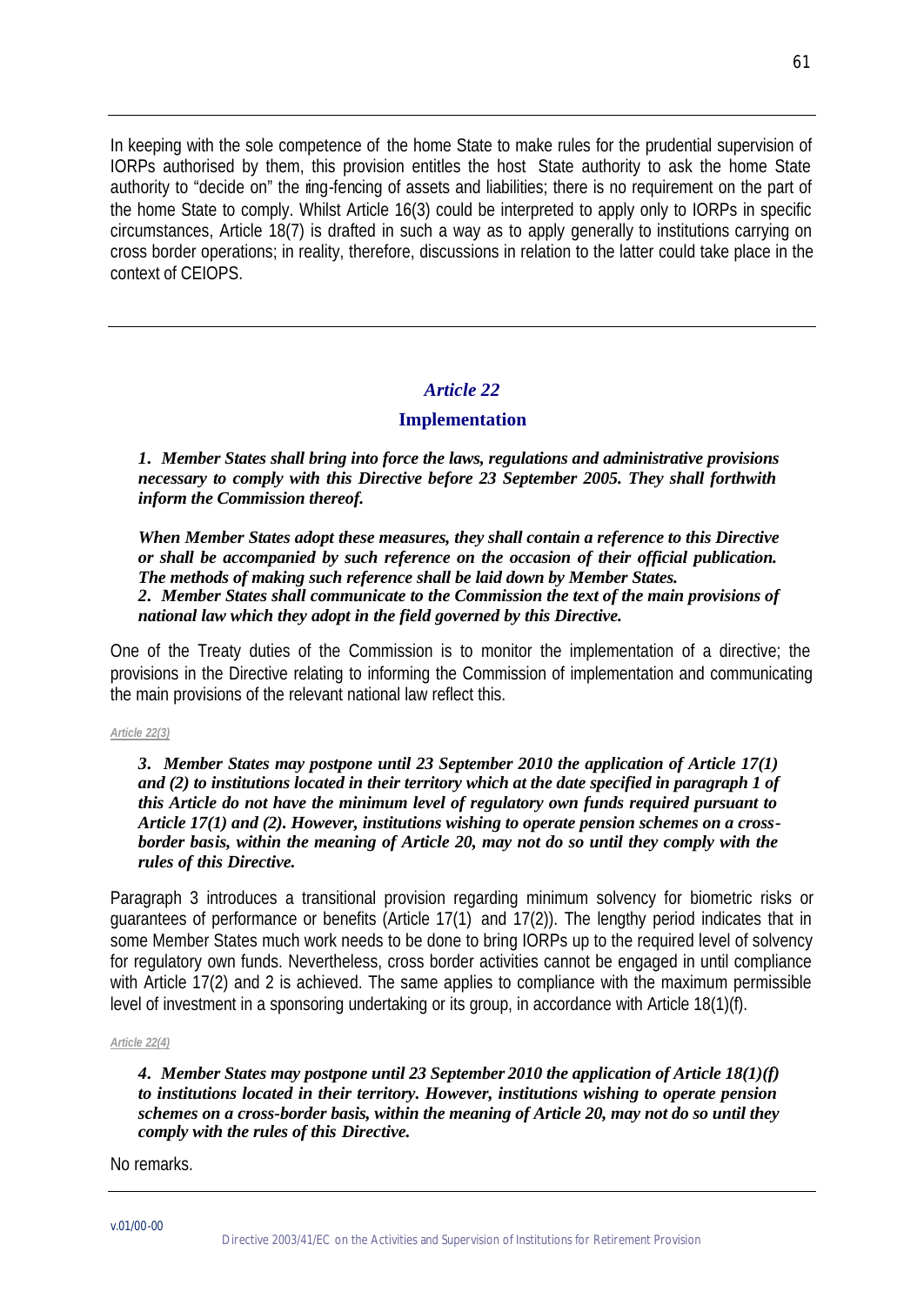In keeping with the sole competence of the home State to make rules for the prudential supervision of IORPs authorised by them, this provision entitles the host State authority to ask the home State authority to "decide on" the ring-fencing of assets and liabilities; there is no requirement on the part of the home State to comply. Whilst Article 16(3) could be interpreted to apply only to IORPs in specific circumstances, Article 18(7) is drafted in such a way as to apply generally to institutions carrying on cross border operations; in reality, therefore, discussions in relation to the latter could take place in the context of CEIOPS.

---

## *Article 22*

### Implementation

***1. Member States shall bring into force the laws, regulations and administrative provisions necessary to comply with this Directive before 23 September 2005. They shall forthwith inform the Commission thereof.***

***When Member States adopt these measures, they shall contain a reference to this Directive or shall be accompanied by such reference on the occasion of their official publication. The methods of making such reference shall be laid down by Member States.***
***2. Member States shall communicate to the Commission the text of the main provisions of national law which they adopt in the field governed by this Directive.***

One of the Treaty duties of the Commission is to monitor the implementation of a directive; the provisions in the Directive relating to informing the Commission of implementation and communicating the main provisions of the relevant national law reflect this.

*Article 22(3)*

***3. Member States may postpone until 23 September 2010 the application of Article 17(1) and (2) to institutions located in their territory which at the date specified in paragraph 1 of this Article do not have the minimum level of regulatory own funds required pursuant to Article 17(1) and (2). However, institutions wishing to operate pension schemes on a cross-border basis, within the meaning of Article 20, may not do so until they comply with the rules of this Directive.***

Paragraph 3 introduces a transitional provision regarding minimum solvency for biometric risks or guarantees of performance or benefits (Article 17(1) and 17(2)). The lengthy period indicates that in some Member States much work needs to be done to bring IORPs up to the required level of solvency for regulatory own funds. Nevertheless, cross border activities cannot be engaged in until compliance with Article 17(2) and 2 is achieved. The same applies to compliance with the maximum permissible level of investment in a sponsoring undertaking or its group, in accordance with Article 18(1)(f).

*Article 22(4)*

***4. Member States may postpone until 23 September 2010 the application of Article 18(1)(f) to institutions located in their territory. However, institutions wishing to operate pension schemes on a cross-border basis, within the meaning of Article 20, may not do so until they comply with the rules of this Directive.***

No remarks.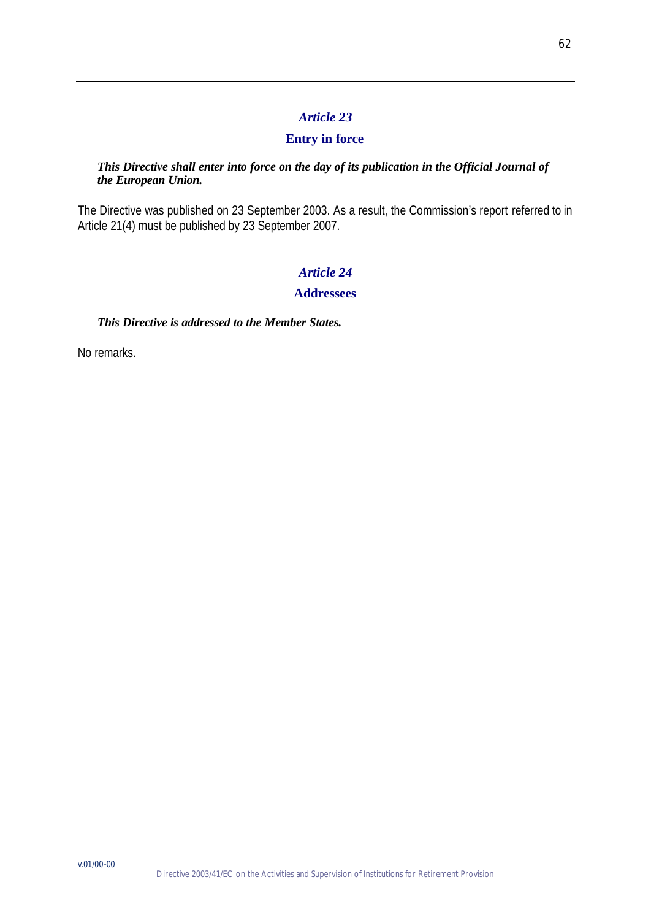---

## *Article 23*

### Entry in force

***This Directive shall enter into force on the day of its publication in the Official Journal of the European Union.***

The Directive was published on 23 September 2003. As a result, the Commission's report referred to in Article 21(4) must be published by 23 September 2007.

---

## *Article 24*

### Addressees

***This Directive is addressed to the Member States.***

No remarks.

---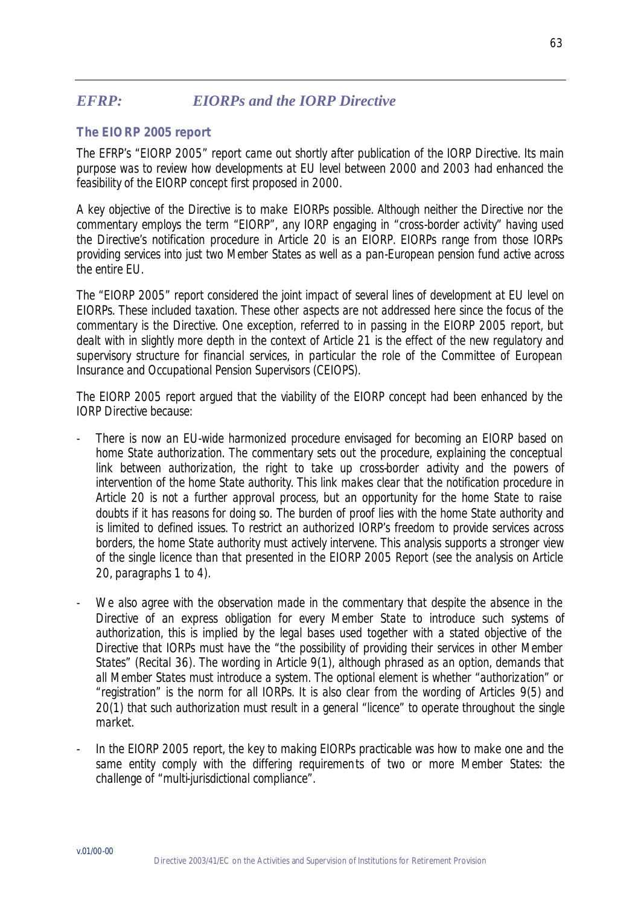## *EFRP: EIORPs and the IORP Directive*

### The EIORP 2005 report

The EFRP's "EIORP 2005" report came out shortly after publication of the IORP Directive. Its main purpose was to review how developments at EU level between 2000 and 2003 had enhanced the feasibility of the EIORP concept first proposed in 2000.

A key objective of the Directive is to make EIORPs possible. Although neither the Directive nor the commentary employs the term "EIORP", any IORP engaging in "cross-border activity" having used the Directive's notification procedure in Article 20 is an EIORP. EIORPs range from those IORPs providing services into just two Member States as well as a pan-European pension fund active across the entire EU.

The "EIORP 2005" report considered the joint impact of several lines of development at EU level on EIORPs. These included taxation. These other aspects are not addressed here since the focus of the commentary is the Directive. One exception, referred to in passing in the EIORP 2005 report, but dealt with in slightly more depth in the context of Article 21 is the effect of the new regulatory and supervisory structure for financial services, in particular the role of the Committee of European Insurance and Occupational Pension Supervisors (CEIOPS).

The EIORP 2005 report argued that the viability of the EIORP concept had been enhanced by the IORP Directive because:

- There is now an EU-wide harmonized procedure envisaged for becoming an EIORP based on home State authorization. The commentary sets out the procedure, explaining the conceptual link between authorization, the right to take up cross-border activity and the powers of intervention of the home State authority. This link makes clear that the notification procedure in Article 20 is not a further approval process, but an opportunity for the home State to raise doubts if it has reasons for doing so. The burden of proof lies with the home State authority and is limited to defined issues. To restrict an authorized IORP's freedom to provide services across borders, the home State authority must actively intervene. This analysis supports a stronger view of the single licence than that presented in the EIORP 2005 Report (see the analysis on Article 20, paragraphs 1 to 4).

- We also agree with the observation made in the commentary that despite the absence in the Directive of an express obligation for every Member State to introduce such systems of authorization, this is implied by the legal bases used together with a stated objective of the Directive that IORPs must have the "the possibility of providing their services in other Member States" (Recital 36). The wording in Article 9(1), although phrased as an option, demands that all Member States must introduce a system. The optional element is whether "authorization" or "registration" is the norm for all IORPs. It is also clear from the wording of Articles 9(5) and 20(1) that such authorization must result in a general "licence" to operate throughout the single market.

- In the EIORP 2005 report, the key to making EIORPs practicable was how to make one and the same entity comply with the differing requirements of two or more Member States: the challenge of "multi-jurisdictional compliance".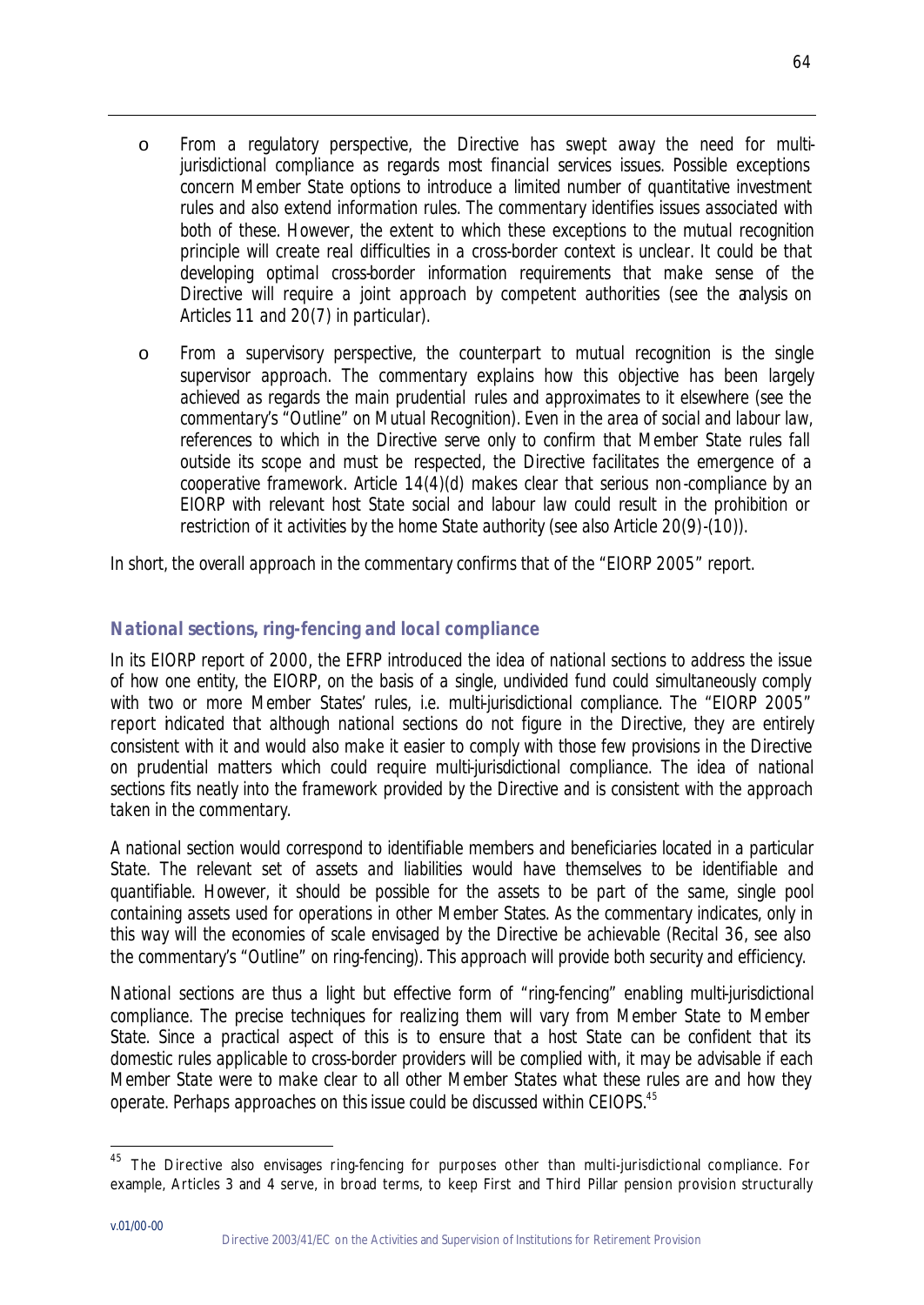- From a regulatory perspective, the Directive has swept away the need for multi-jurisdictional compliance as regards most financial services issues. Possible exceptions concern Member State options to introduce a limited number of quantitative investment rules and also extend information rules. The commentary identifies issues associated with both of these. However, the extent to which these exceptions to the mutual recognition principle will create real difficulties in a cross-border context is unclear. It could be that developing optimal cross-border information requirements that make sense of the Directive will require a joint approach by competent authorities (see the analysis on Articles 11 and 20(7) in particular).

- From a supervisory perspective, the counterpart to mutual recognition is the single supervisor approach. The commentary explains how this objective has been largely achieved as regards the main prudential rules and approximates to it elsewhere (see the commentary's "Outline" on Mutual Recognition). Even in the area of social and labour law, references to which in the Directive serve only to confirm that Member State rules fall outside its scope and must be respected, the Directive facilitates the emergence of a cooperative framework. Article 14(4)(d) makes clear that serious non-compliance by an EIORP with relevant host State social and labour law could result in the prohibition or restriction of it activities by the home State authority (see also Article 20(9)-(10)).

In short, the overall approach in the commentary confirms that of the "EIORP 2005" report.

### National sections, ring-fencing and local compliance

In its EIORP report of 2000, the EFRP introduced the idea of national sections to address the issue of how one entity, the EIORP, on the basis of a single, undivided fund could simultaneously comply with two or more Member States' rules, i.e. multi-jurisdictional compliance. The "EIORP 2005" report indicated that although national sections do not figure in the Directive, they are entirely consistent with it and would also make it easier to comply with those few provisions in the Directive on prudential matters which could require multi-jurisdictional compliance. The idea of national sections fits neatly into the framework provided by the Directive and is consistent with the approach taken in the commentary.

A national section would correspond to identifiable members and beneficiaries located in a particular State. The relevant set of assets and liabilities would have themselves to be identifiable and quantifiable. However, it should be possible for the assets to be part of the same, single pool containing assets used for operations in other Member States. As the commentary indicates, only in this way will the economies of scale envisaged by the Directive be achievable (Recital 36, see also the commentary's "Outline" on ring-fencing). This approach will provide both security and efficiency.

National sections are thus a light but effective form of "ring-fencing" enabling multi-jurisdictional compliance. The precise techniques for realizing them will vary from Member State to Member State. Since a practical aspect of this is to ensure that a host State can be confident that its domestic rules applicable to cross-border providers will be complied with, it may be advisable if each Member State were to make clear to all other Member States what these rules are and how they operate. Perhaps approaches on this issue could be discussed within CEIOPS.[45]

---

[45] The Directive also envisages ring-fencing for purposes other than multi-jurisdictional compliance. For example, Articles 3 and 4 serve, in broad terms, to keep First and Third Pillar pension provision structurally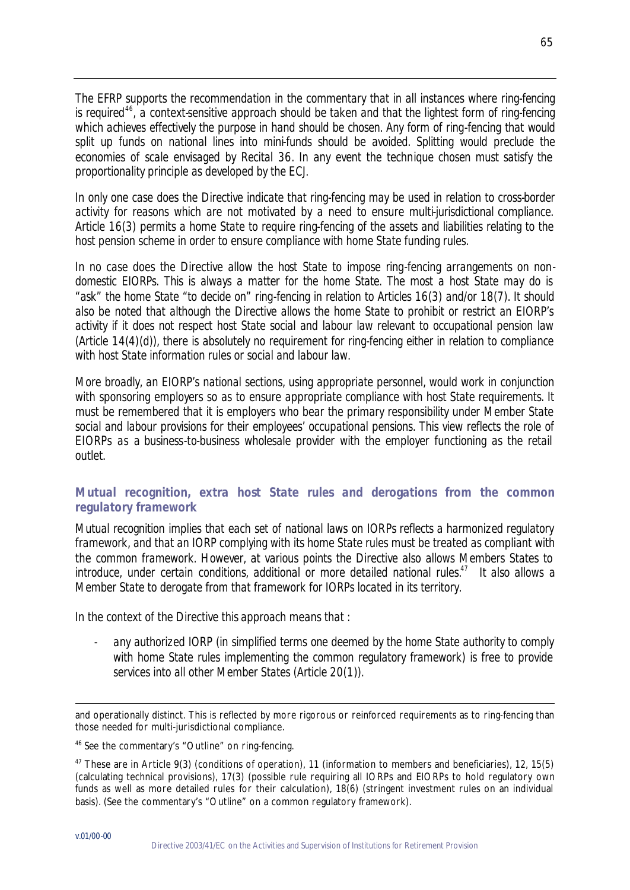*The EFRP supports the recommendation in the commentary that in all instances where ring-fencing is required*[46]*, a context-sensitive approach should be taken and that the lightest form of ring-fencing which achieves effectively the purpose in hand should be chosen. Any form of ring-fencing that would split up funds on national lines into mini-funds should be avoided. Splitting would preclude the economies of scale envisaged by Recital 36. In any event the technique chosen must satisfy the proportionality principle as developed by the ECJ.*

*In only one case does the Directive indicate that ring-fencing may be used in relation to cross-border activity for reasons which are not motivated by a need to ensure multi-jurisdictional compliance. Article 16(3) permits a home State to require ring-fencing of the assets and liabilities relating to the host pension scheme in order to ensure compliance with home State funding rules.*

*In no case does the Directive allow the host State to impose ring-fencing arrangements on non-domestic EIORPs. This is always a matter for the home State. The most a host State may do is "ask" the home State "to decide on" ring-fencing in relation to Articles 16(3) and/or 18(7). It should also be noted that although the Directive allows the home State to prohibit or restrict an EIORP's activity if it does not respect host State social and labour law relevant to occupational pension law (Article 14(4)(d)), there is absolutely no requirement for ring-fencing either in relation to compliance with host State information rules or social and labour law.*

*More broadly, an EIORP's national sections, using appropriate personnel, would work in conjunction with sponsoring employers so as to ensure appropriate compliance with host State requirements. It must be remembered that it is employers who bear the primary responsibility under Member State social and labour provisions for their employees' occupational pensions. This view reflects the role of EIORPs as a business-to-business wholesale provider with the employer functioning as the retail outlet.*

### *Mutual recognition, extra host State rules and derogations from the common regulatory framework*

*Mutual recognition implies that each set of national laws on IORPs reflects a harmonized regulatory framework, and that an IORP complying with its home State rules must be treated as compliant with the common framework. However, at various points the Directive also allows Members States to introduce, under certain conditions, additional or more detailed national rules.*[47] *It also allows a Member State to derogate from that framework for IORPs located in its territory.*

*In the context of the Directive this approach means that :*

- *any authorized IORP (in simplified terms one deemed by the home State authority to comply with home State rules implementing the common regulatory framework) is free to provide services into all other Member States (Article 20(1)).*

---

and operationally distinct. This is reflected by more rigorous or reinforced requirements as to ring-fencing than those needed for multi-jurisdictional compliance.

[46] See the commentary's "Outline" on ring-fencing.

[47] These are in Article 9(3) (conditions of operation), 11 (information to members and beneficiaries), 12, 15(5) (calculating technical provisions), 17(3) (possible rule requiring all IORPs and EIORPs to hold regulatory own funds as well as more detailed rules for their calculation), 18(6) (stringent investment rules on an individual basis). (See the commentary's "Outline" on a common regulatory framework).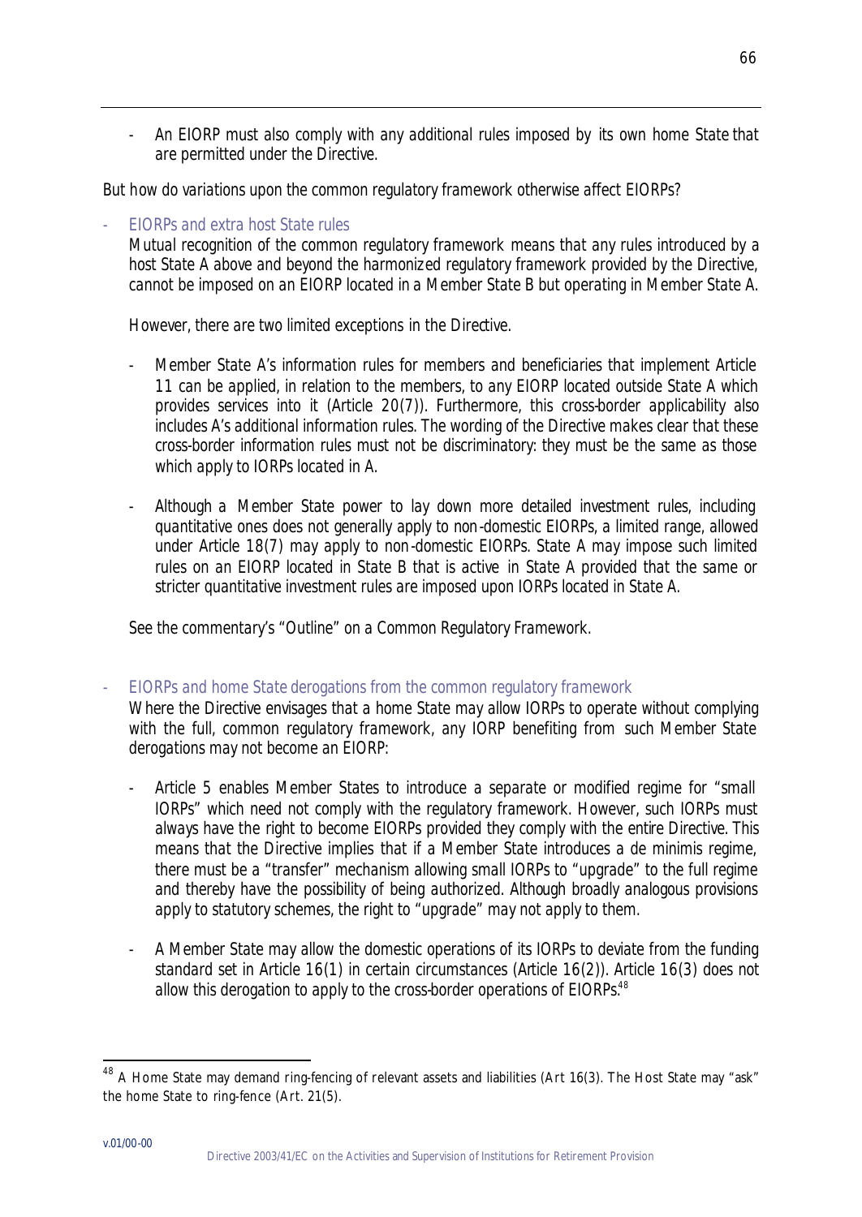- An EIORP must also comply with any additional rules imposed by its own home State that are permitted under the Directive.

But how do variations upon the common regulatory framework otherwise affect EIORPs?

- EIORPs and extra host State rules

  Mutual recognition of the common regulatory framework means that any rules introduced by a host State A above and beyond the harmonized regulatory framework provided by the Directive, cannot be imposed on an EIORP located in a Member State B but operating in Member State A.

  However, there are two limited exceptions in the Directive.

  - Member State A's information rules for members and beneficiaries that implement Article 11 can be applied, in relation to the members, to any EIORP located outside State A which provides services into it (Article 20(7)). Furthermore, this cross-border applicability also includes A's additional information rules. The wording of the Directive makes clear that these cross-border information rules must not be discriminatory: they must be the same as those which apply to IORPs located in A.

  - Although a Member State power to lay down more detailed investment rules, including quantitative ones does not generally apply to non-domestic EIORPs, a limited range, allowed under Article 18(7) may apply to non-domestic EIORPs. State A may impose such limited rules on an EIORP located in State B that is active in State A provided that the same or stricter quantitative investment rules are imposed upon IORPs located in State A.

  See the commentary's "Outline" on a Common Regulatory Framework.

- EIORPs and home State derogations from the common regulatory framework

  Where the Directive envisages that a home State may allow IORPs to operate without complying with the full, common regulatory framework, any IORP benefiting from such Member State derogations may not become an EIORP:

  - Article 5 enables Member States to introduce a separate or modified regime for "small IORPs" which need not comply with the regulatory framework. However, such IORPs must always have the right to become EIORPs provided they comply with the entire Directive. This means that the Directive implies that if a Member State introduces a de minimis regime, there must be a "transfer" mechanism allowing small IORPs to "upgrade" to the full regime and thereby have the possibility of being authorized. Although broadly analogous provisions apply to statutory schemes, the right to "upgrade" may not apply to them.

  - A Member State may allow the domestic operations of its IORPs to deviate from the funding standard set in Article 16(1) in certain circumstances (Article 16(2)). Article 16(3) does not allow this derogation to apply to the cross-border operations of EIORPs.[48]

---

[48] A Home State may demand ring-fencing of relevant assets and liabilities (Art 16(3). The Host State may "ask" the home State to ring-fence (Art. 21(5).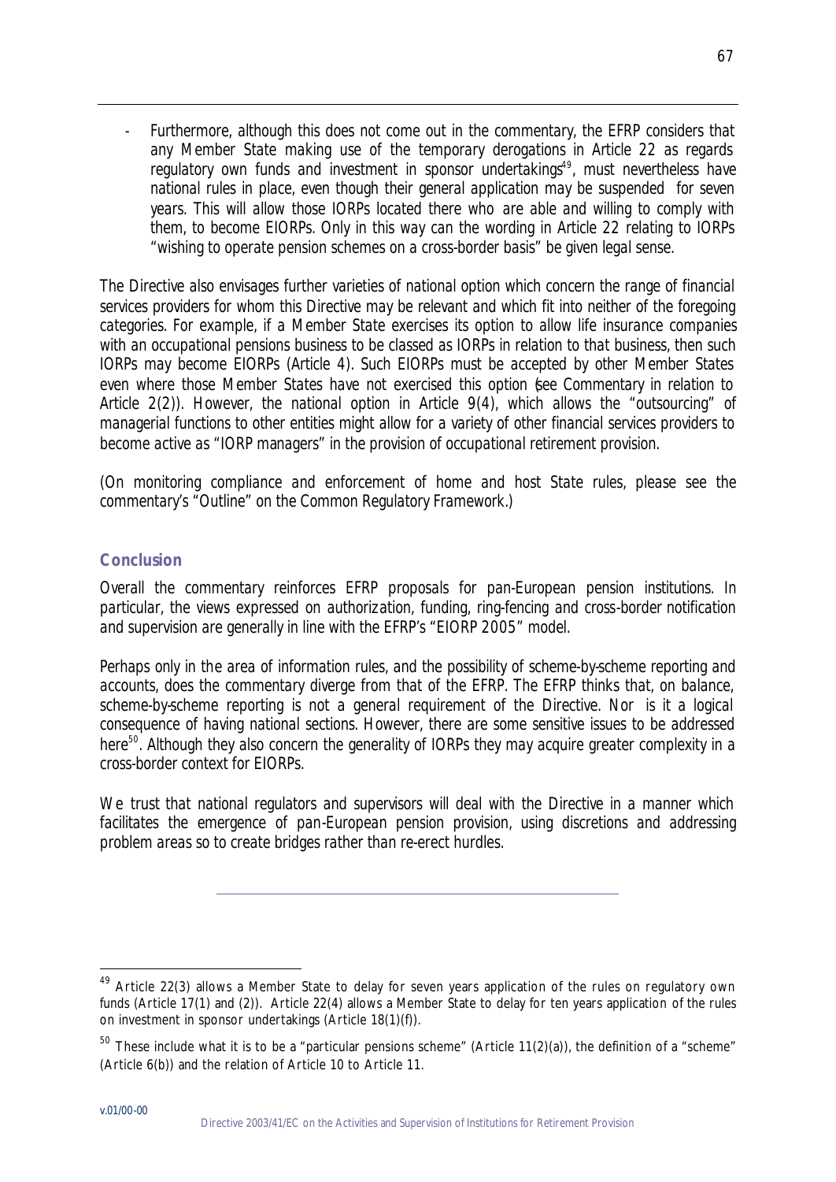- Furthermore, although this does not come out in the commentary, the EFRP considers that any Member State making use of the temporary derogations in Article 22 as regards regulatory own funds and investment in sponsor undertakings[49], must nevertheless have national rules in place, even though their general application may be suspended for seven years. This will allow those IORPs located there who are able and willing to comply with them, to become EIORPs. Only in this way can the wording in Article 22 relating to IORPs "wishing to operate pension schemes on a cross-border basis" be given legal sense.

The Directive also envisages further varieties of national option which concern the range of financial services providers for whom this Directive may be relevant and which fit into neither of the foregoing categories. For example, if a Member State exercises its option to allow life insurance companies with an occupational pensions business to be classed as IORPs in relation to that business, then such IORPs may become EIORPs (Article 4). Such EIORPs must be accepted by other Member States even where those Member States have not exercised this option (see Commentary in relation to Article 2(2)). However, the national option in Article 9(4), which allows the "outsourcing" of managerial functions to other entities might allow for a variety of other financial services providers to become active as "IORP managers" in the provision of occupational retirement provision.

(On monitoring compliance and enforcement of home and host State rules, please see the commentary's "Outline" on the Common Regulatory Framework.)

## Conclusion

Overall the commentary reinforces EFRP proposals for pan-European pension institutions. In particular, the views expressed on authorization, funding, ring-fencing and cross-border notification and supervision are generally in line with the EFRP's "EIORP 2005" model.

Perhaps only in the area of information rules, and the possibility of scheme-by-scheme reporting and accounts, does the commentary diverge from that of the EFRP. The EFRP thinks that, on balance, scheme-by-scheme reporting is not a general requirement of the Directive. Nor is it a logical consequence of having national sections. However, there are some sensitive issues to be addressed here[50]. Although they also concern the generality of IORPs they may acquire greater complexity in a cross-border context for EIORPs.

We trust that national regulators and supervisors will deal with the Directive in a manner which facilitates the emergence of pan-European pension provision, using discretions and addressing problem areas so to create bridges rather than re-erect hurdles.

---

[49] Article 22(3) allows a Member State to delay for seven years application of the rules on regulatory own funds (Article 17(1) and (2)). Article 22(4) allows a Member State to delay for ten years application of the rules on investment in sponsor undertakings (Article 18(1)(f)).

[50] These include what it is to be a "particular pensions scheme" (Article 11(2)(a)), the definition of a "scheme" (Article 6(b)) and the relation of Article 10 to Article 11.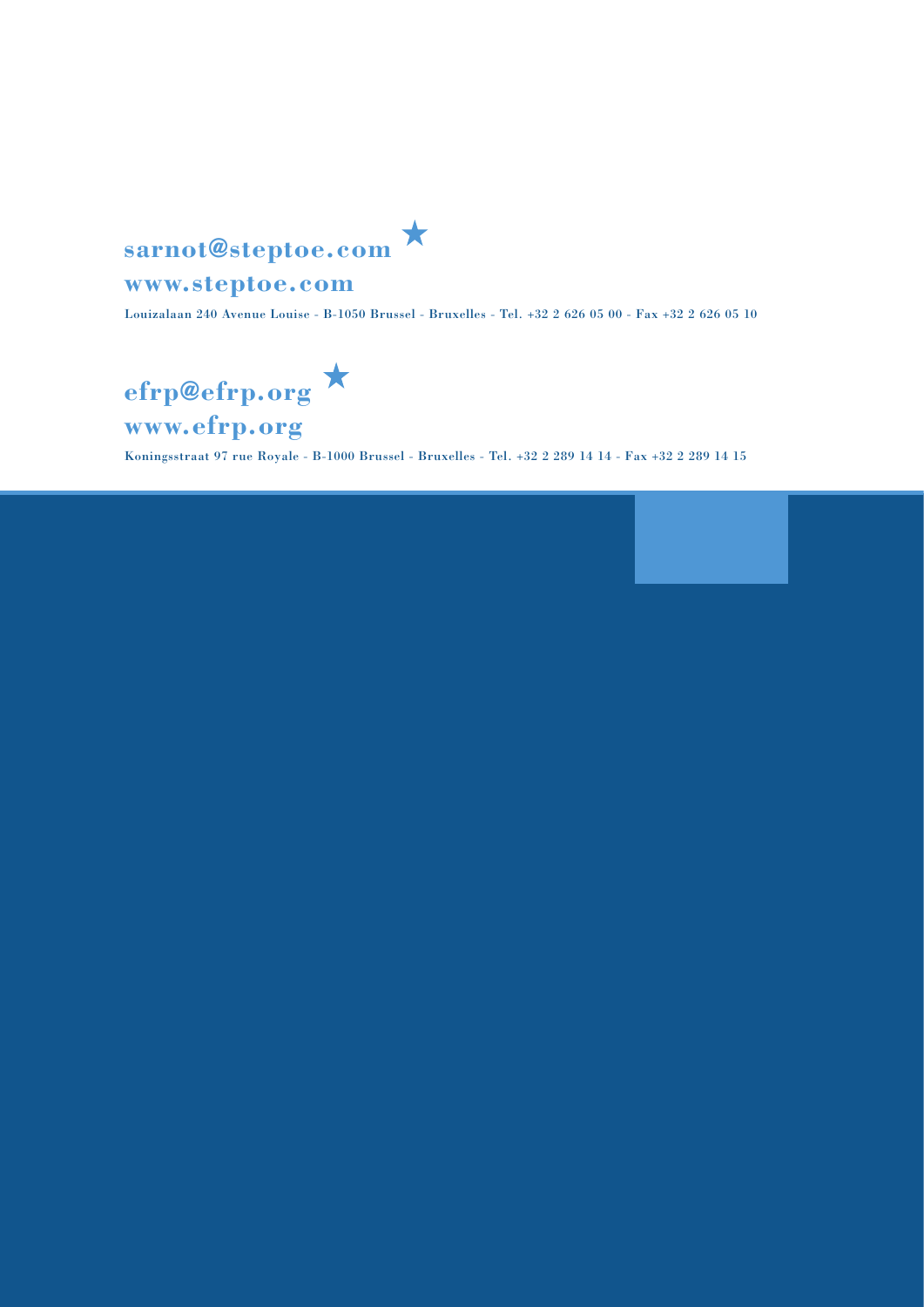**sarnot@steptoe.com**

**www.steptoe.com**

Louizalaan 240 Avenue Louise - B-1050 Brussel - Bruxelles - Tel. +32 2 626 05 00 - Fax +32 2 626 05 10

**efrp@efrp.org**

**www.efrp.org**

Koningsstraat 97 rue Royale - B-1000 Brussel - Bruxelles - Tel. +32 2 289 14 14 - Fax +32 2 289 14 15